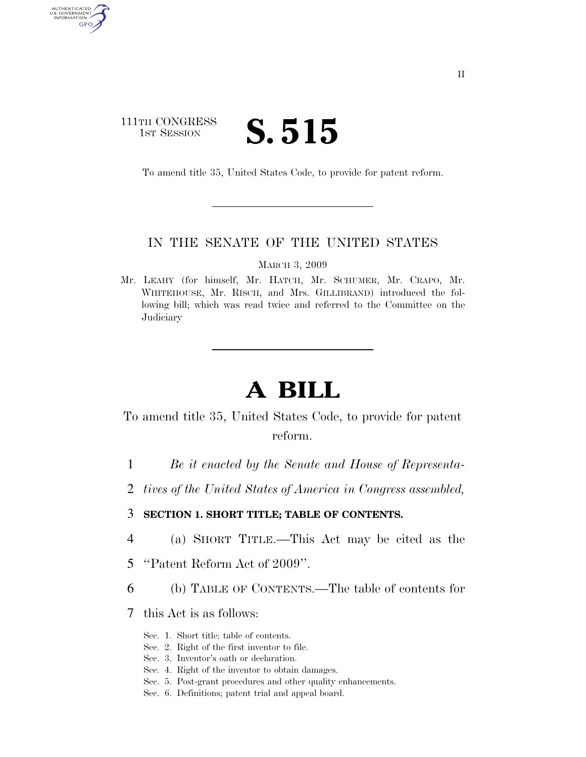111TH CONGRESS
1ST SESSION

# S. 515

To amend title 35, United States Code, to provide for patent reform.

IN THE SENATE OF THE UNITED STATES

MARCH 3, 2009

Mr. LEAHY (for himself, Mr. HATCH, Mr. SCHUMER, Mr. CRAPO, Mr. WHITEHOUSE, Mr. RISCH, and Mrs. GILLIBRAND) introduced the following bill; which was read twice and referred to the Committee on the Judiciary

# A BILL

To amend title 35, United States Code, to provide for patent reform.

*Be it enacted by the Senate and House of Representatives of the United States of America in Congress assembled,*

**SECTION 1. SHORT TITLE; TABLE OF CONTENTS.**

(a) SHORT TITLE.—This Act may be cited as the "Patent Reform Act of 2009".

(b) TABLE OF CONTENTS.—The table of contents for this Act is as follows:

Sec. 1. Short title; table of contents.
Sec. 2. Right of the first inventor to file.
Sec. 3. Inventor's oath or declaration.
Sec. 4. Right of the inventor to obtain damages.
Sec. 5. Post-grant procedures and other quality enhancements.
Sec. 6. Definitions; patent trial and appeal board.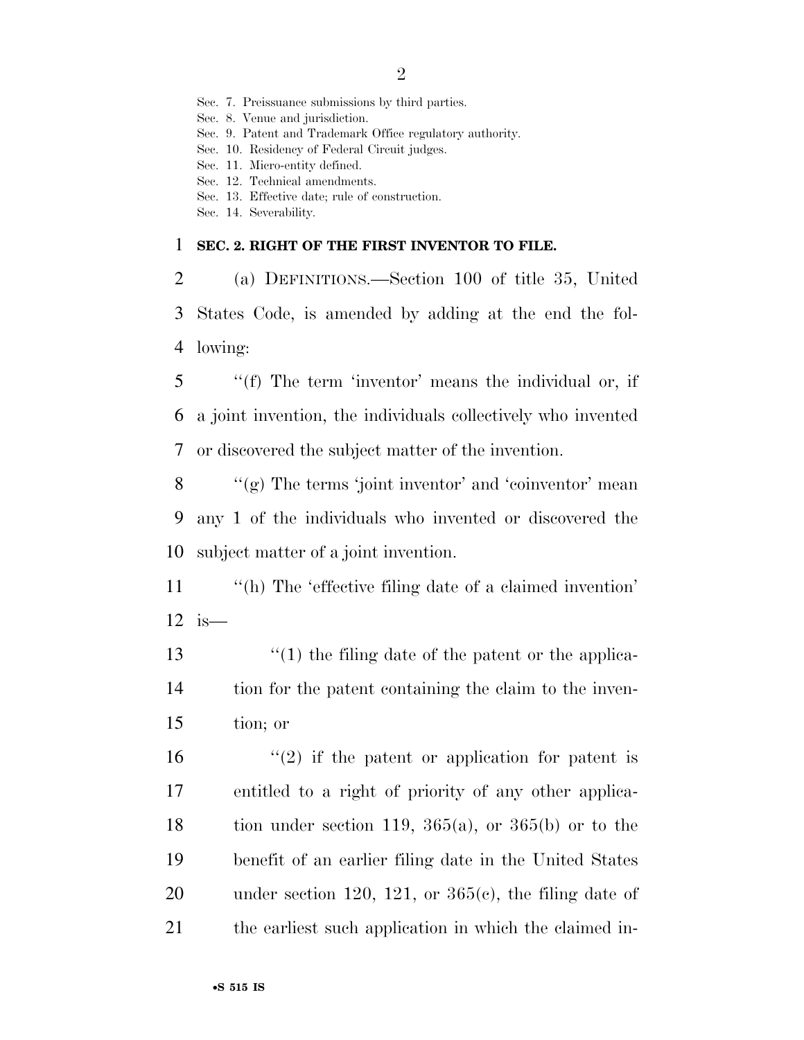Sec. 7. Preissuance submissions by third parties.
Sec. 8. Venue and jurisdiction.
Sec. 9. Patent and Trademark Office regulatory authority.
Sec. 10. Residency of Federal Circuit judges.
Sec. 11. Micro-entity defined.
Sec. 12. Technical amendments.
Sec. 13. Effective date; rule of construction.
Sec. 14. Severability.

**SEC. 2. RIGHT OF THE FIRST INVENTOR TO FILE.**

(a) DEFINITIONS.—Section 100 of title 35, United States Code, is amended by adding at the end the following:

''(f) The term 'inventor' means the individual or, if a joint invention, the individuals collectively who invented or discovered the subject matter of the invention.

''(g) The terms 'joint inventor' and 'coinventor' mean any 1 of the individuals who invented or discovered the subject matter of a joint invention.

''(h) The 'effective filing date of a claimed invention' is—

''(1) the filing date of the patent or the application for the patent containing the claim to the invention; or

''(2) if the patent or application for patent is entitled to a right of priority of any other application under section 119, 365(a), or 365(b) or to the benefit of an earlier filing date in the United States under section 120, 121, or 365(c), the filing date of the earliest such application in which the claimed in-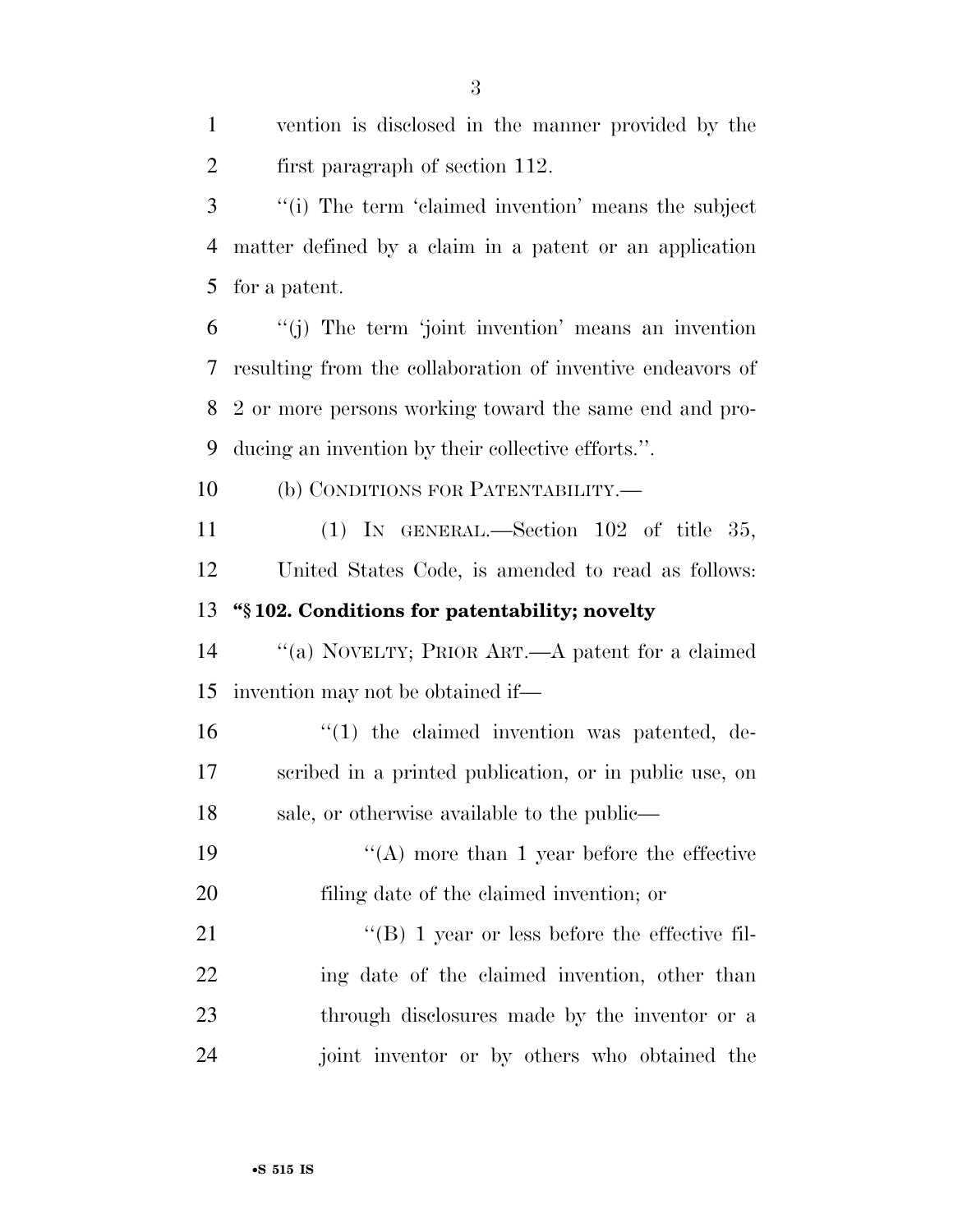vention is disclosed in the manner provided by the first paragraph of section 112.

''(i) The term 'claimed invention' means the subject matter defined by a claim in a patent or an application for a patent.

''(j) The term 'joint invention' means an invention resulting from the collaboration of inventive endeavors of 2 or more persons working toward the same end and producing an invention by their collective efforts.''.

(b) CONDITIONS FOR PATENTABILITY.—

(1) IN GENERAL.—Section 102 of title 35, United States Code, is amended to read as follows:

**''§ 102. Conditions for patentability; novelty**

''(a) NOVELTY; PRIOR ART.—A patent for a claimed invention may not be obtained if—

''(1) the claimed invention was patented, described in a printed publication, or in public use, on sale, or otherwise available to the public—

''(A) more than 1 year before the effective filing date of the claimed invention; or

''(B) 1 year or less before the effective filing date of the claimed invention, other than through disclosures made by the inventor or a joint inventor or by others who obtained the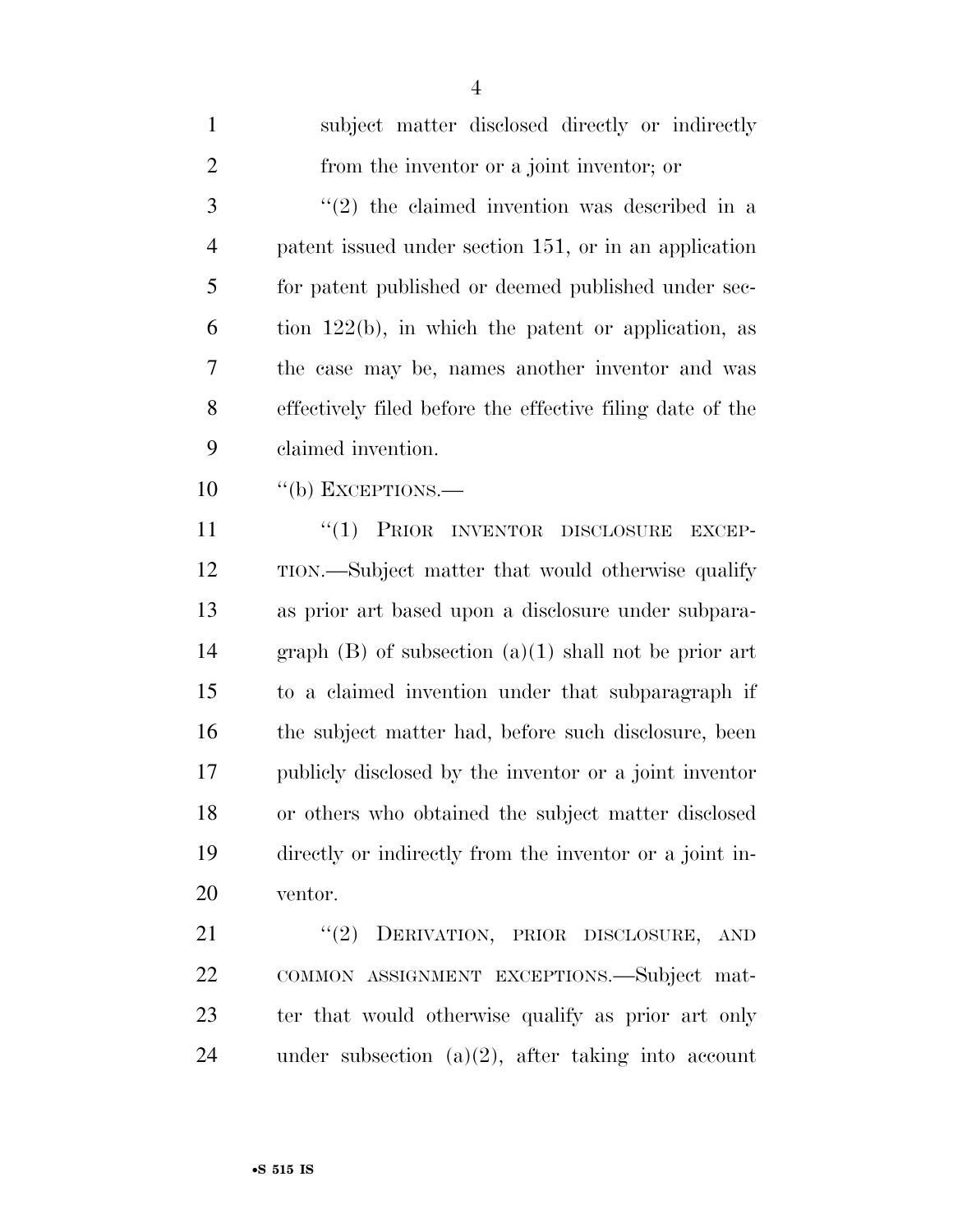subject matter disclosed directly or indirectly from the inventor or a joint inventor; or

''(2) the claimed invention was described in a patent issued under section 151, or in an application for patent published or deemed published under section 122(b), in which the patent or application, as the case may be, names another inventor and was effectively filed before the effective filing date of the claimed invention.

''(b) EXCEPTIONS.—

''(1) PRIOR INVENTOR DISCLOSURE EXCEPTION.—Subject matter that would otherwise qualify as prior art based upon a disclosure under subparagraph (B) of subsection (a)(1) shall not be prior art to a claimed invention under that subparagraph if the subject matter had, before such disclosure, been publicly disclosed by the inventor or a joint inventor or others who obtained the subject matter disclosed directly or indirectly from the inventor or a joint inventor.

''(2) DERIVATION, PRIOR DISCLOSURE, AND COMMON ASSIGNMENT EXCEPTIONS.—Subject matter that would otherwise qualify as prior art only under subsection (a)(2), after taking into account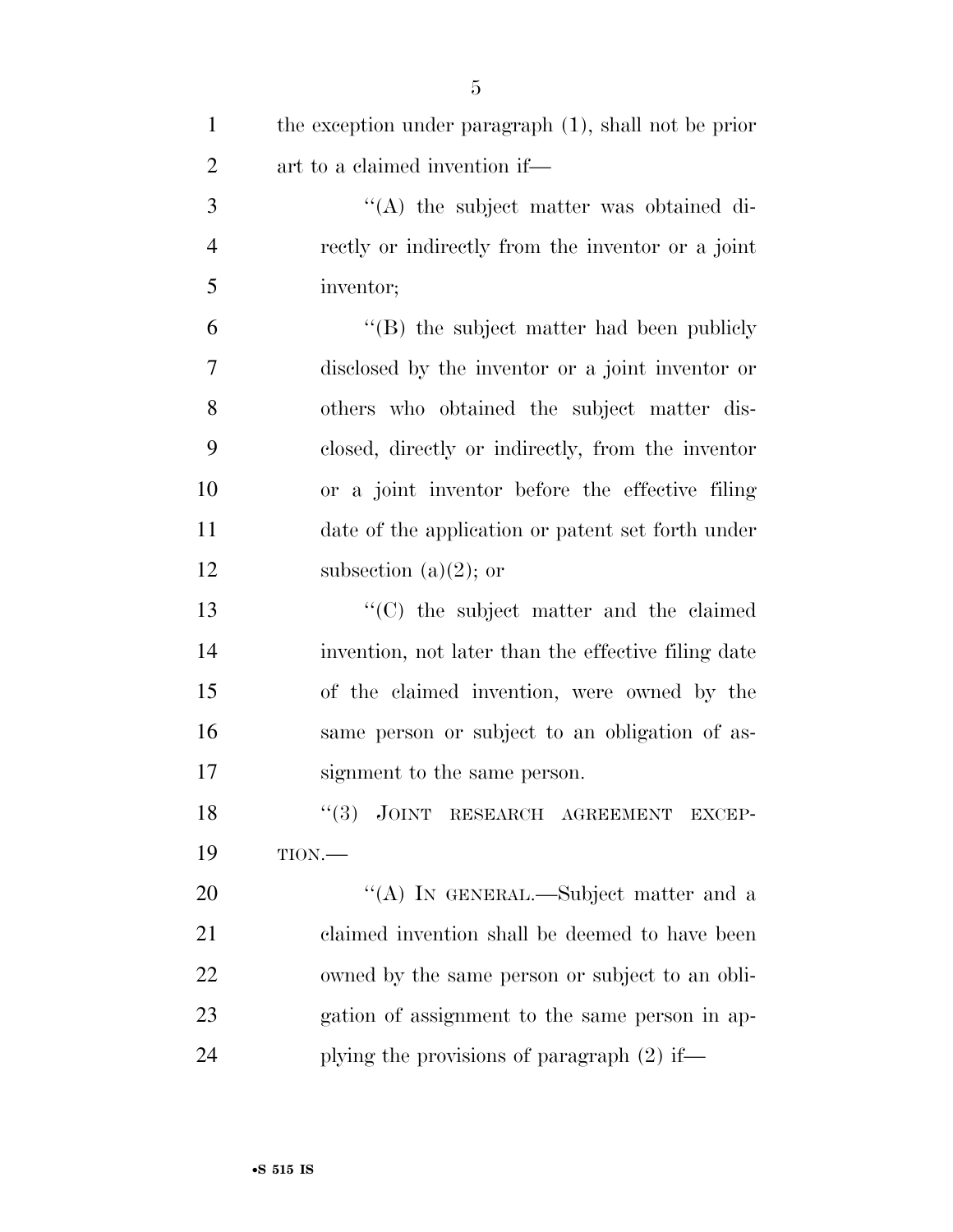the exception under paragraph (1), shall not be prior art to a claimed invention if—

''(A) the subject matter was obtained directly or indirectly from the inventor or a joint inventor;

''(B) the subject matter had been publicly disclosed by the inventor or a joint inventor or others who obtained the subject matter disclosed, directly or indirectly, from the inventor or a joint inventor before the effective filing date of the application or patent set forth under subsection (a)(2); or

''(C) the subject matter and the claimed invention, not later than the effective filing date of the claimed invention, were owned by the same person or subject to an obligation of assignment to the same person.

''(3) JOINT RESEARCH AGREEMENT EXCEPTION.—

''(A) IN GENERAL.—Subject matter and a claimed invention shall be deemed to have been owned by the same person or subject to an obligation of assignment to the same person in applying the provisions of paragraph (2) if—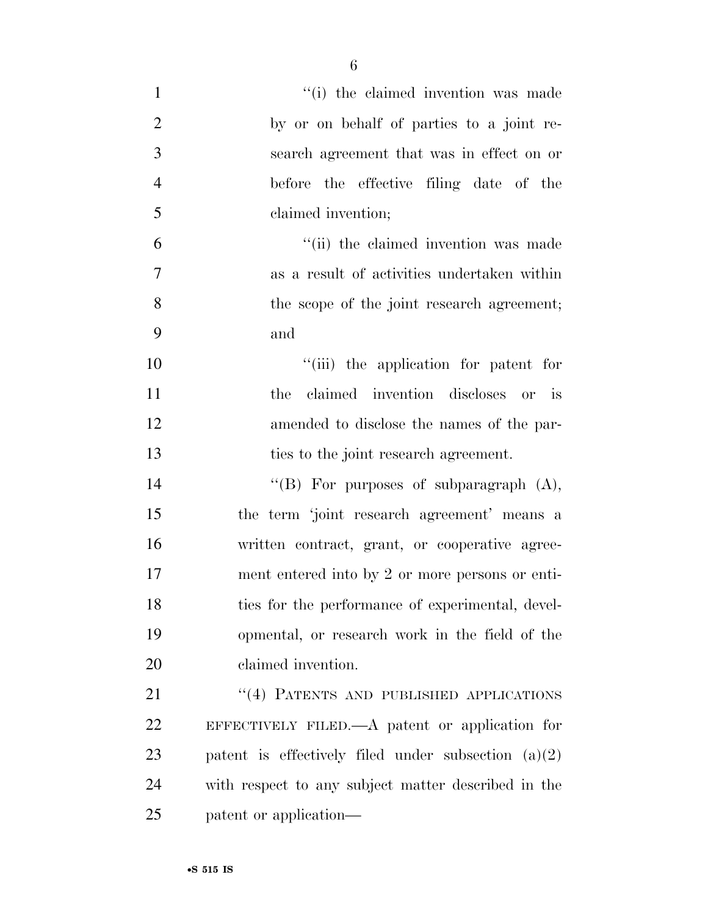"(i) the claimed invention was made by or on behalf of parties to a joint research agreement that was in effect on or before the effective filing date of the claimed invention;

"(ii) the claimed invention was made as a result of activities undertaken within the scope of the joint research agreement; and

"(iii) the application for patent for the claimed invention discloses or is amended to disclose the names of the parties to the joint research agreement.

"(B) For purposes of subparagraph (A), the term 'joint research agreement' means a written contract, grant, or cooperative agreement entered into by 2 or more persons or entities for the performance of experimental, developmental, or research work in the field of the claimed invention.

"(4) PATENTS AND PUBLISHED APPLICATIONS EFFECTIVELY FILED.—A patent or application for patent is effectively filed under subsection (a)(2) with respect to any subject matter described in the patent or application—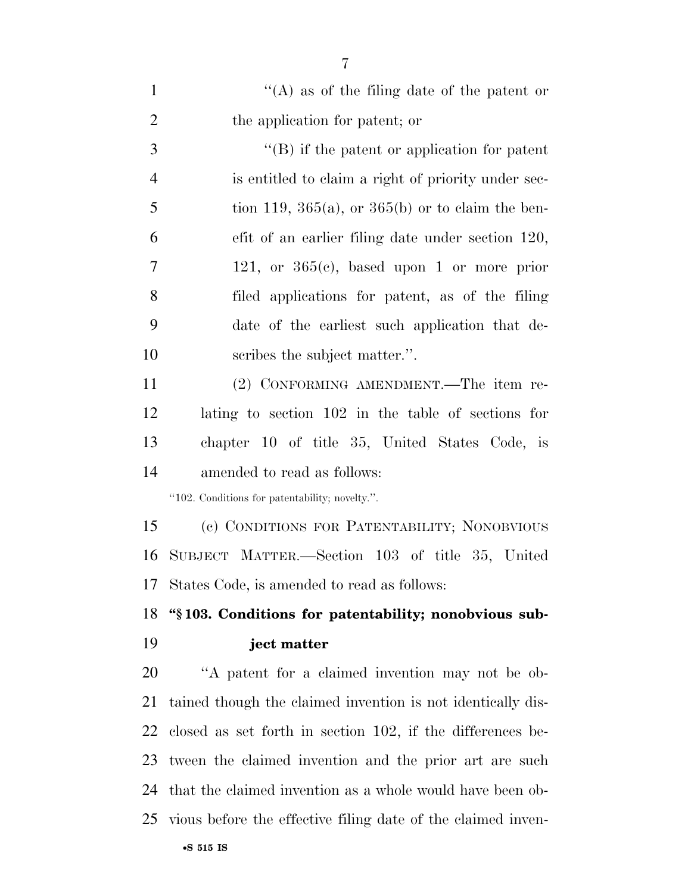"(A) as of the filing date of the patent or the application for patent; or

"(B) if the patent or application for patent is entitled to claim a right of priority under section 119, 365(a), or 365(b) or to claim the benefit of an earlier filing date under section 120, 121, or 365(c), based upon 1 or more prior filed applications for patent, as of the filing date of the earliest such application that describes the subject matter.".

(2) CONFORMING AMENDMENT.—The item relating to section 102 in the table of sections for chapter 10 of title 35, United States Code, is amended to read as follows:

"102. Conditions for patentability; novelty.".

(c) CONDITIONS FOR PATENTABILITY; NONOBVIOUS SUBJECT MATTER.—Section 103 of title 35, United States Code, is amended to read as follows:

**"§ 103. Conditions for patentability; nonobvious subject matter**

"A patent for a claimed invention may not be obtained though the claimed invention is not identically disclosed as set forth in section 102, if the differences between the claimed invention and the prior art are such that the claimed invention as a whole would have been obvious before the effective filing date of the claimed inven-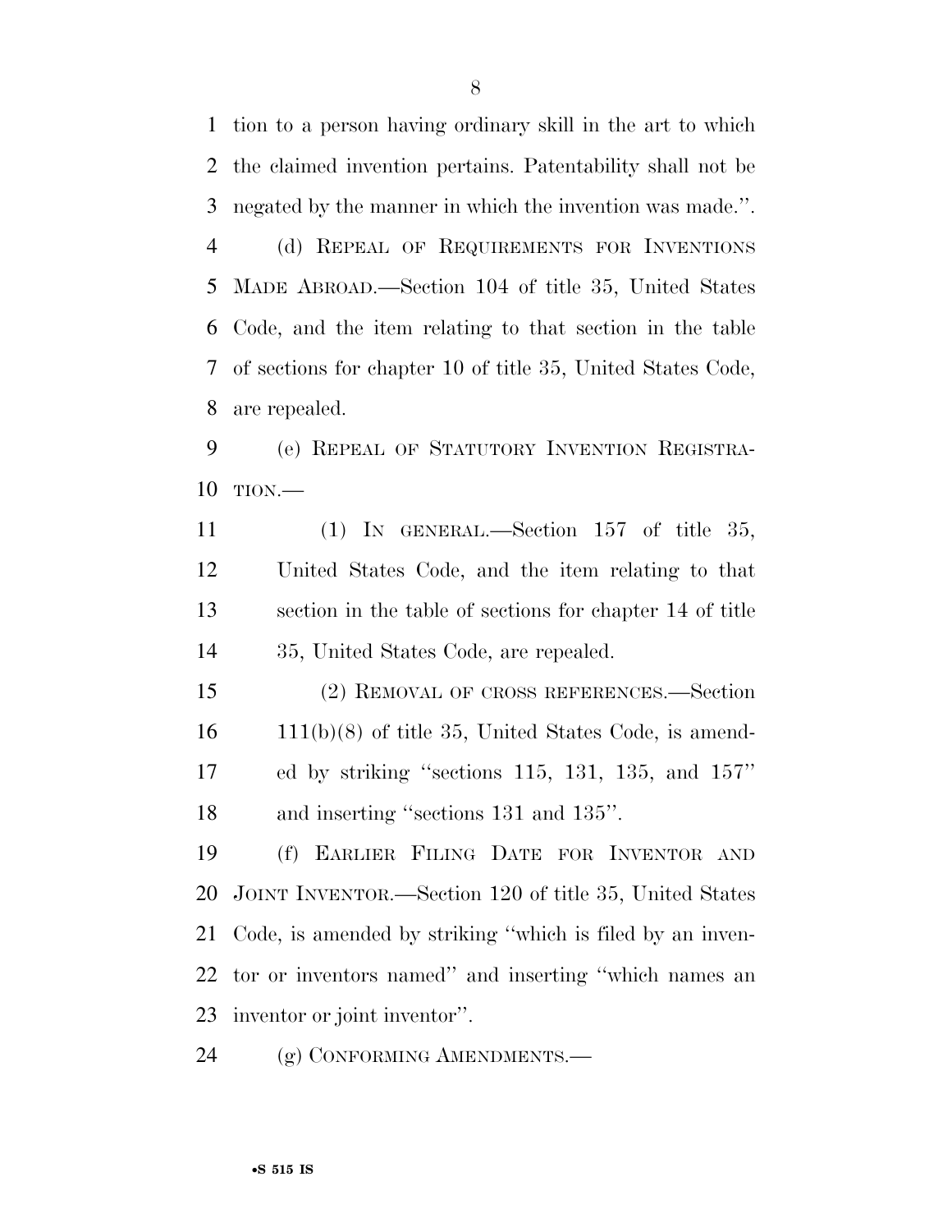tion to a person having ordinary skill in the art to which the claimed invention pertains. Patentability shall not be negated by the manner in which the invention was made.''.

(d) REPEAL OF REQUIREMENTS FOR INVENTIONS MADE ABROAD.—Section 104 of title 35, United States Code, and the item relating to that section in the table of sections for chapter 10 of title 35, United States Code, are repealed.

(e) REPEAL OF STATUTORY INVENTION REGISTRATION.—

(1) IN GENERAL.—Section 157 of title 35, United States Code, and the item relating to that section in the table of sections for chapter 14 of title 35, United States Code, are repealed.

(2) REMOVAL OF CROSS REFERENCES.—Section 111(b)(8) of title 35, United States Code, is amended by striking ''sections 115, 131, 135, and 157'' and inserting ''sections 131 and 135''.

(f) EARLIER FILING DATE FOR INVENTOR AND JOINT INVENTOR.—Section 120 of title 35, United States Code, is amended by striking ''which is filed by an inventor or inventors named'' and inserting ''which names an inventor or joint inventor''.

(g) CONFORMING AMENDMENTS.—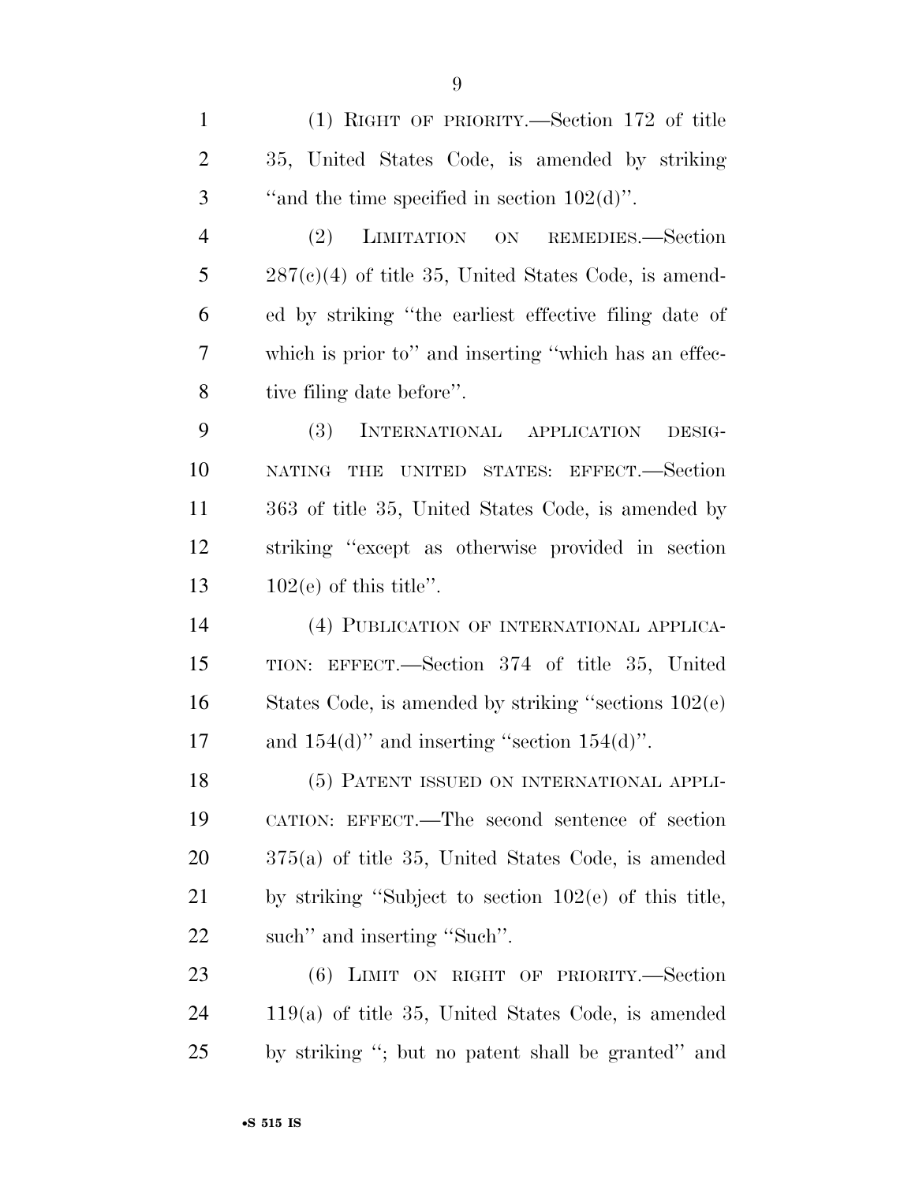(1) RIGHT OF PRIORITY.—Section 172 of title 35, United States Code, is amended by striking ''and the time specified in section 102(d)''.

(2) LIMITATION ON REMEDIES.—Section 287(c)(4) of title 35, United States Code, is amended by striking ''the earliest effective filing date of which is prior to'' and inserting ''which has an effective filing date before''.

(3) INTERNATIONAL APPLICATION DESIGNATING THE UNITED STATES: EFFECT.—Section 363 of title 35, United States Code, is amended by striking ''except as otherwise provided in section 102(e) of this title''.

(4) PUBLICATION OF INTERNATIONAL APPLICATION: EFFECT.—Section 374 of title 35, United States Code, is amended by striking ''sections 102(e) and 154(d)'' and inserting ''section 154(d)''.

(5) PATENT ISSUED ON INTERNATIONAL APPLICATION: EFFECT.—The second sentence of section 375(a) of title 35, United States Code, is amended by striking ''Subject to section 102(e) of this title, such'' and inserting ''Such''.

(6) LIMIT ON RIGHT OF PRIORITY.—Section 119(a) of title 35, United States Code, is amended by striking ''; but no patent shall be granted'' and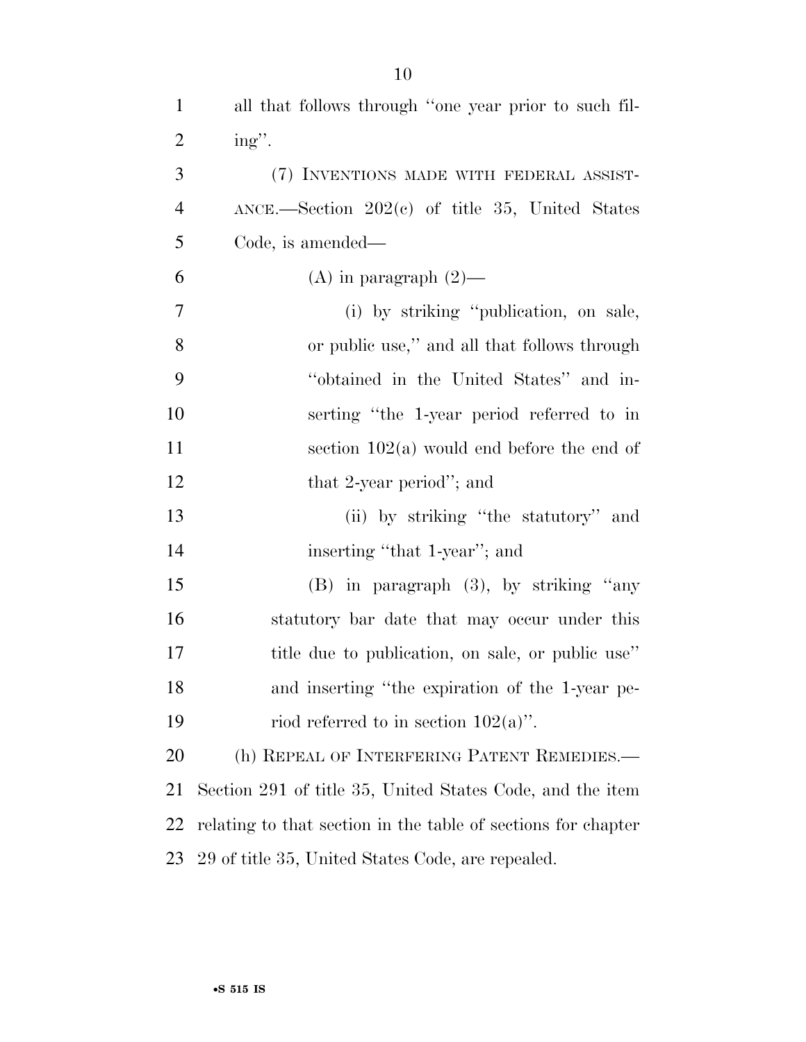all that follows through "one year prior to such filing".

(7) INVENTIONS MADE WITH FEDERAL ASSISTANCE.—Section 202(c) of title 35, United States Code, is amended—

(A) in paragraph (2)—

(i) by striking "publication, on sale, or public use," and all that follows through "obtained in the United States" and inserting "the 1-year period referred to in section 102(a) would end before the end of that 2-year period"; and

(ii) by striking "the statutory" and inserting "that 1-year"; and

(B) in paragraph (3), by striking "any statutory bar date that may occur under this title due to publication, on sale, or public use" and inserting "the expiration of the 1-year period referred to in section 102(a)".

(h) REPEAL OF INTERFERING PATENT REMEDIES.—Section 291 of title 35, United States Code, and the item relating to that section in the table of sections for chapter 29 of title 35, United States Code, are repealed.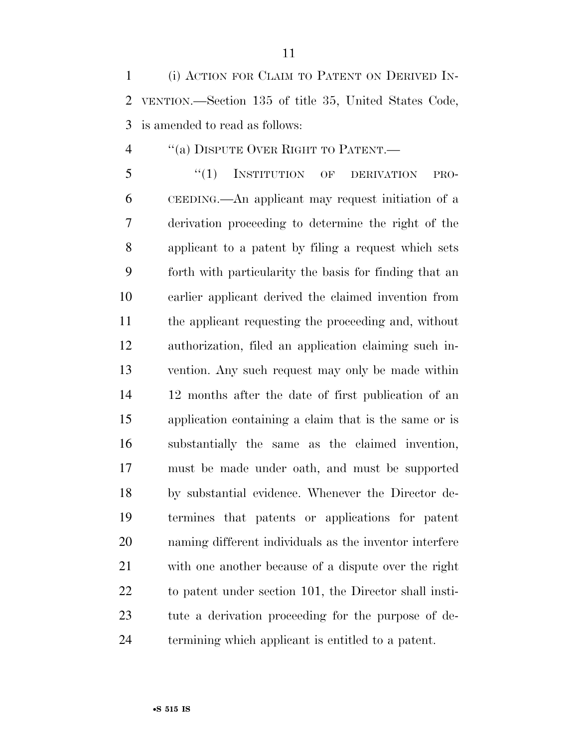(i) ACTION FOR CLAIM TO PATENT ON DERIVED INVENTION.—Section 135 of title 35, United States Code, is amended to read as follows:

"(a) DISPUTE OVER RIGHT TO PATENT.—

"(1) INSTITUTION OF DERIVATION PROCEEDING.—An applicant may request initiation of a derivation proceeding to determine the right of the applicant to a patent by filing a request which sets forth with particularity the basis for finding that an earlier applicant derived the claimed invention from the applicant requesting the proceeding and, without authorization, filed an application claiming such invention. Any such request may only be made within 12 months after the date of first publication of an application containing a claim that is the same or is substantially the same as the claimed invention, must be made under oath, and must be supported by substantial evidence. Whenever the Director determines that patents or applications for patent naming different individuals as the inventor interfere with one another because of a dispute over the right to patent under section 101, the Director shall institute a derivation proceeding for the purpose of determining which applicant is entitled to a patent.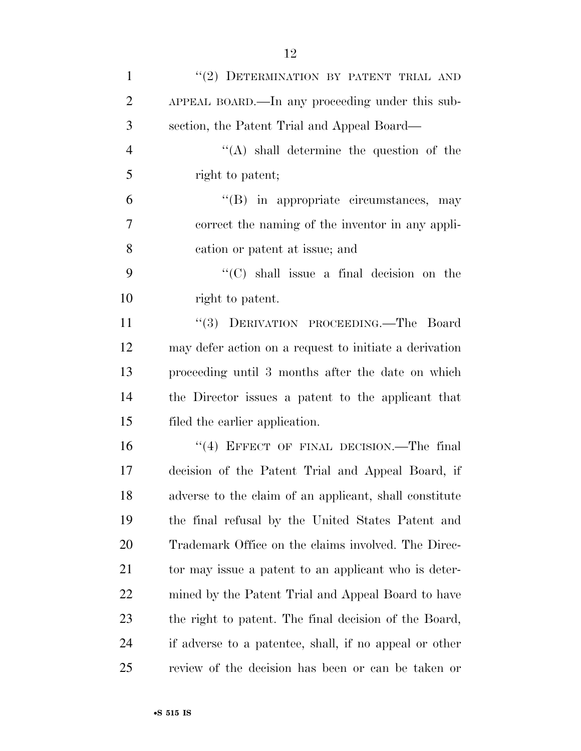"(2) DETERMINATION BY PATENT TRIAL AND APPEAL BOARD.—In any proceeding under this subsection, the Patent Trial and Appeal Board—

"(A) shall determine the question of the right to patent;

"(B) in appropriate circumstances, may correct the naming of the inventor in any application or patent at issue; and

"(C) shall issue a final decision on the right to patent.

"(3) DERIVATION PROCEEDING.—The Board may defer action on a request to initiate a derivation proceeding until 3 months after the date on which the Director issues a patent to the applicant that filed the earlier application.

"(4) EFFECT OF FINAL DECISION.—The final decision of the Patent Trial and Appeal Board, if adverse to the claim of an applicant, shall constitute the final refusal by the United States Patent and Trademark Office on the claims involved. The Director may issue a patent to an applicant who is determined by the Patent Trial and Appeal Board to have the right to patent. The final decision of the Board, if adverse to a patentee, shall, if no appeal or other review of the decision has been or can be taken or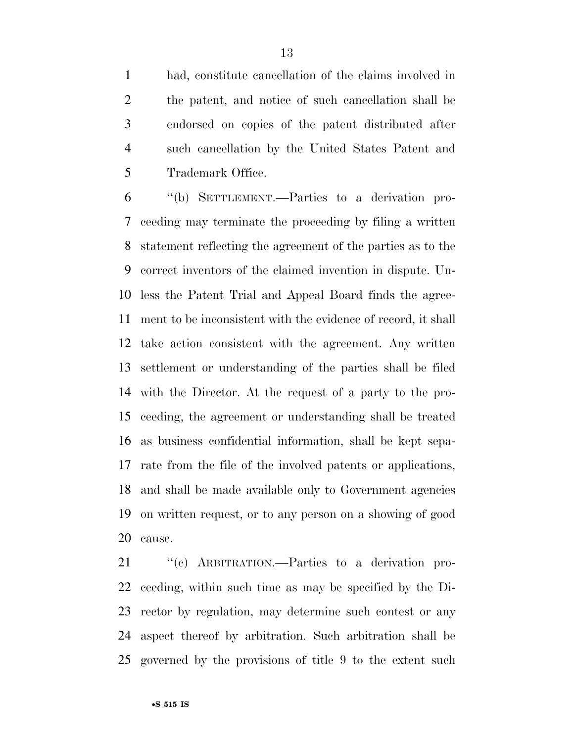had, constitute cancellation of the claims involved in the patent, and notice of such cancellation shall be endorsed on copies of the patent distributed after such cancellation by the United States Patent and Trademark Office.

"(b) SETTLEMENT.—Parties to a derivation proceeding may terminate the proceeding by filing a written statement reflecting the agreement of the parties as to the correct inventors of the claimed invention in dispute. Unless the Patent Trial and Appeal Board finds the agreement to be inconsistent with the evidence of record, it shall take action consistent with the agreement. Any written settlement or understanding of the parties shall be filed with the Director. At the request of a party to the proceeding, the agreement or understanding shall be treated as business confidential information, shall be kept separate from the file of the involved patents or applications, and shall be made available only to Government agencies on written request, or to any person on a showing of good cause.

"(c) ARBITRATION.—Parties to a derivation proceeding, within such time as may be specified by the Director by regulation, may determine such contest or any aspect thereof by arbitration. Such arbitration shall be governed by the provisions of title 9 to the extent such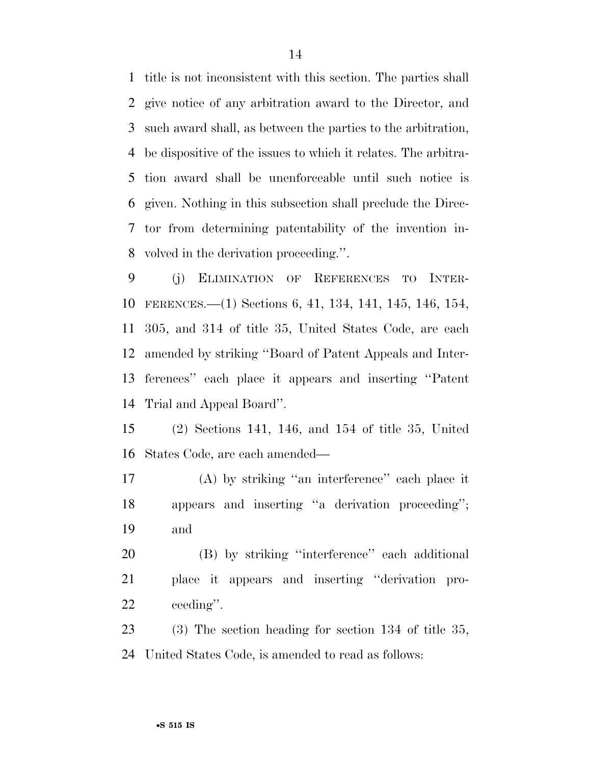title is not inconsistent with this section. The parties shall give notice of any arbitration award to the Director, and such award shall, as between the parties to the arbitration, be dispositive of the issues to which it relates. The arbitration award shall be unenforceable until such notice is given. Nothing in this subsection shall preclude the Director from determining patentability of the invention involved in the derivation proceeding.''.

(j) ELIMINATION OF REFERENCES TO INTERFERENCES.—(1) Sections 6, 41, 134, 141, 145, 146, 154, 305, and 314 of title 35, United States Code, are each amended by striking ''Board of Patent Appeals and Interferences'' each place it appears and inserting ''Patent Trial and Appeal Board''.

(2) Sections 141, 146, and 154 of title 35, United States Code, are each amended—

(A) by striking ''an interference'' each place it appears and inserting ''a derivation proceeding''; and

(B) by striking ''interference'' each additional place it appears and inserting ''derivation proceeding''.

(3) The section heading for section 134 of title 35, United States Code, is amended to read as follows: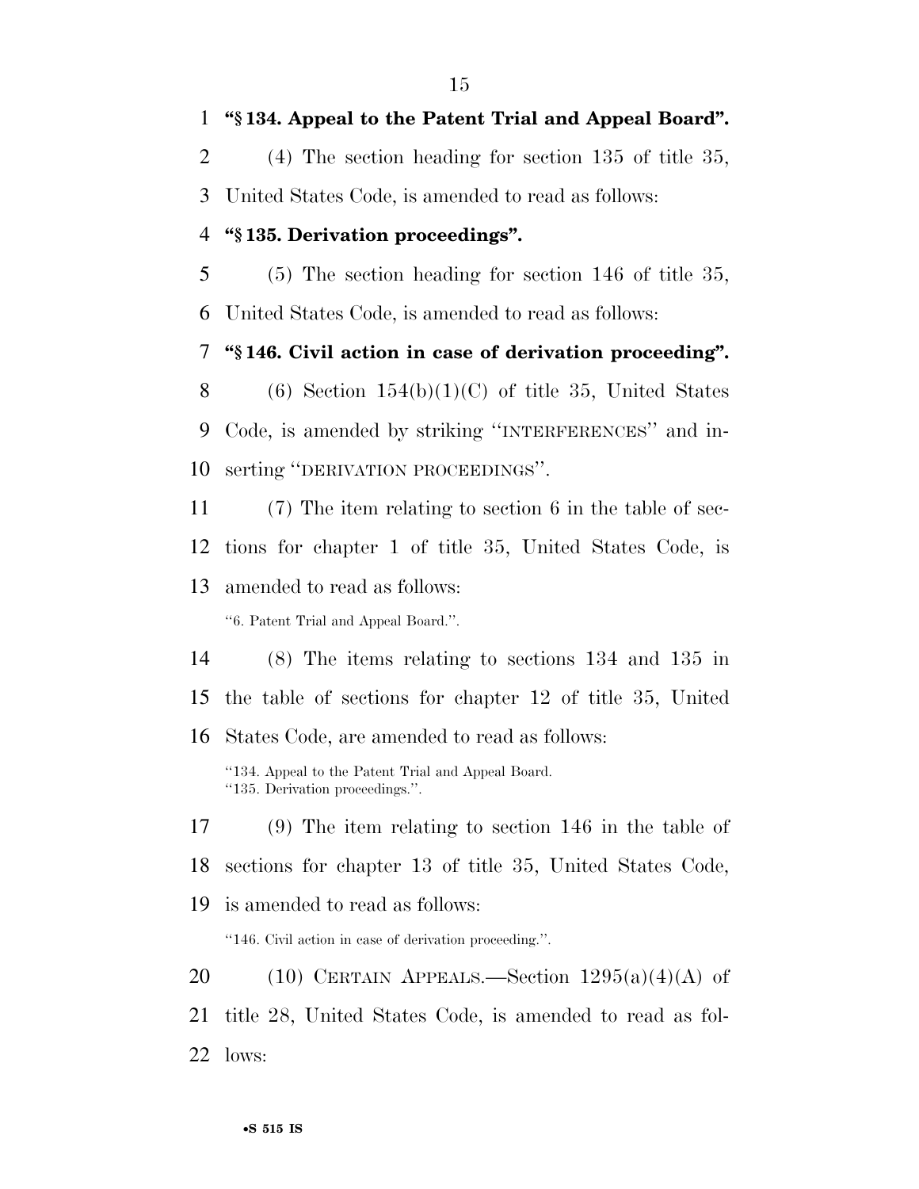**"§ 134. Appeal to the Patent Trial and Appeal Board".**

(4) The section heading for section 135 of title 35, United States Code, is amended to read as follows:

**"§ 135. Derivation proceedings".**

(5) The section heading for section 146 of title 35, United States Code, is amended to read as follows:

**"§ 146. Civil action in case of derivation proceeding".**

(6) Section 154(b)(1)(C) of title 35, United States Code, is amended by striking ''INTERFERENCES'' and inserting ''DERIVATION PROCEEDINGS''.

(7) The item relating to section 6 in the table of sections for chapter 1 of title 35, United States Code, is amended to read as follows:

''6. Patent Trial and Appeal Board.''.

(8) The items relating to sections 134 and 135 in the table of sections for chapter 12 of title 35, United States Code, are amended to read as follows:

''134. Appeal to the Patent Trial and Appeal Board.
''135. Derivation proceedings.''.

(9) The item relating to section 146 in the table of sections for chapter 13 of title 35, United States Code, is amended to read as follows:

''146. Civil action in case of derivation proceeding.''.

(10) CERTAIN APPEALS.—Section 1295(a)(4)(A) of title 28, United States Code, is amended to read as follows: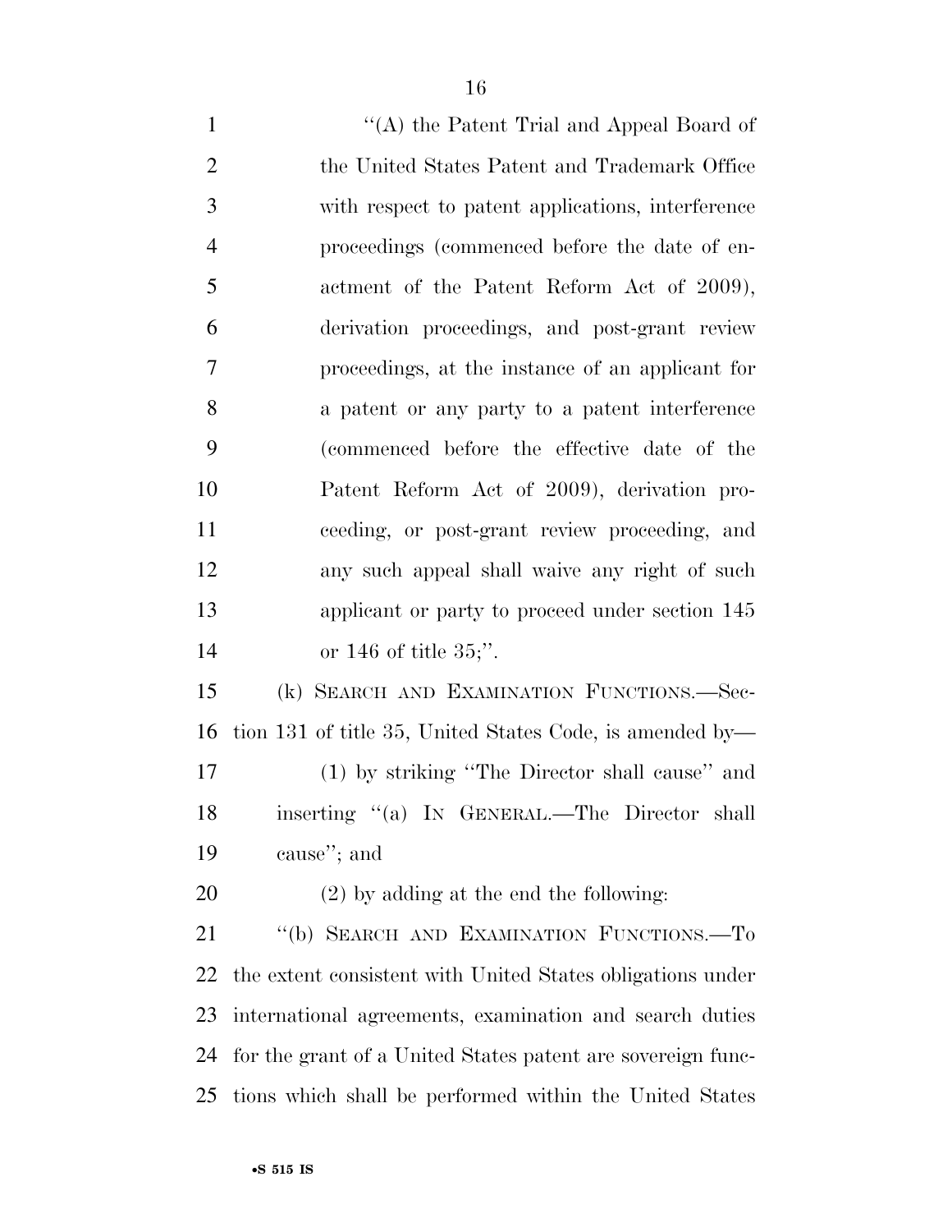''(A) the Patent Trial and Appeal Board of the United States Patent and Trademark Office with respect to patent applications, interference proceedings (commenced before the date of enactment of the Patent Reform Act of 2009), derivation proceedings, and post-grant review proceedings, at the instance of an applicant for a patent or any party to a patent interference (commenced before the effective date of the Patent Reform Act of 2009), derivation proceeding, or post-grant review proceeding, and any such appeal shall waive any right of such applicant or party to proceed under section 145 or 146 of title 35;''.

(k) SEARCH AND EXAMINATION FUNCTIONS.—Section 131 of title 35, United States Code, is amended by—

(1) by striking ''The Director shall cause'' and inserting ''(a) IN GENERAL.—The Director shall cause''; and

(2) by adding at the end the following:

''(b) SEARCH AND EXAMINATION FUNCTIONS.—To the extent consistent with United States obligations under international agreements, examination and search duties for the grant of a United States patent are sovereign functions which shall be performed within the United States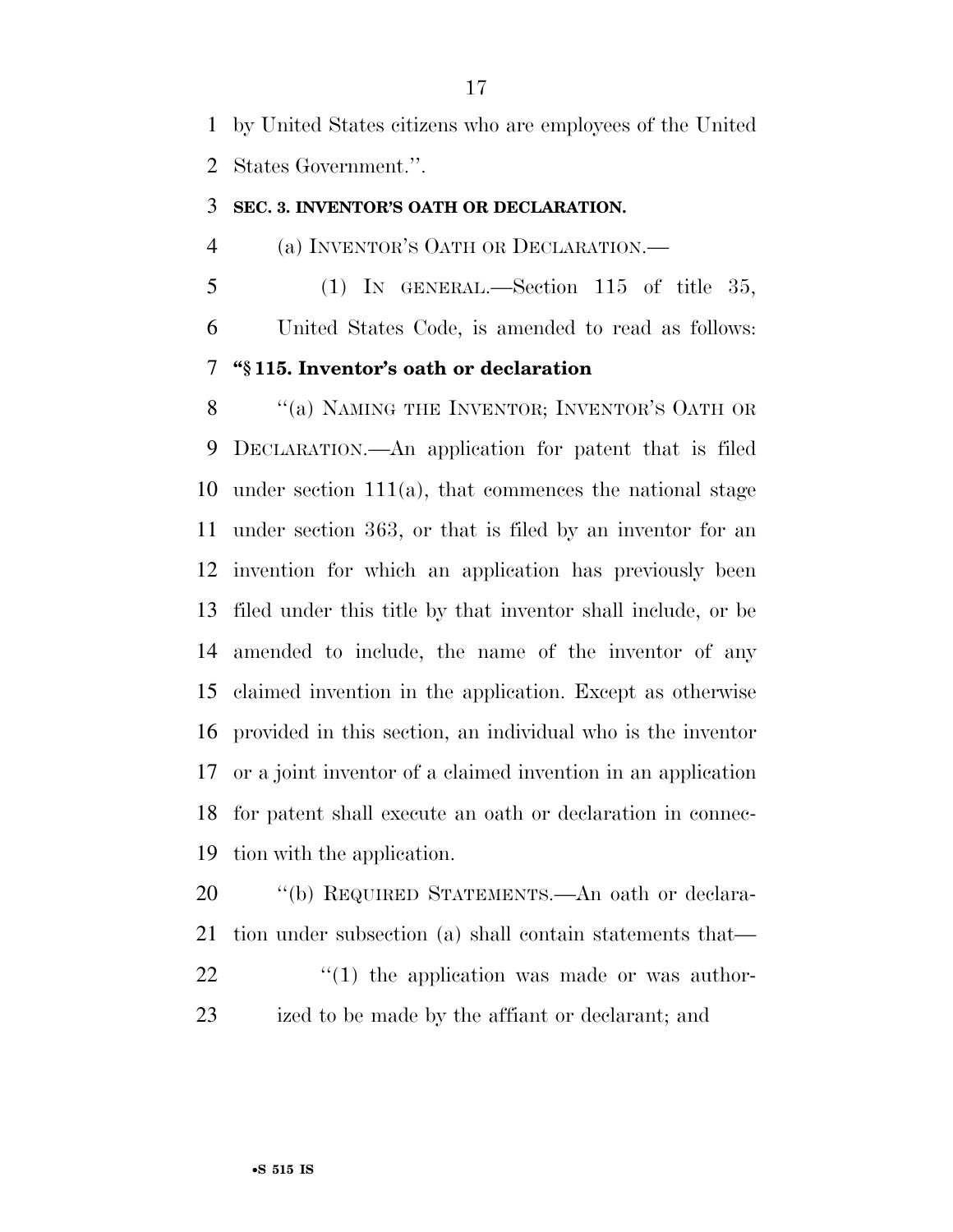by United States citizens who are employees of the United States Government.''.

**SEC. 3. INVENTOR'S OATH OR DECLARATION.**

(a) INVENTOR'S OATH OR DECLARATION.—

(1) IN GENERAL.—Section 115 of title 35, United States Code, is amended to read as follows:

**"§ 115. Inventor's oath or declaration**

"(a) NAMING THE INVENTOR; INVENTOR'S OATH OR DECLARATION.—An application for patent that is filed under section 111(a), that commences the national stage under section 363, or that is filed by an inventor for an invention for which an application has previously been filed under this title by that inventor shall include, or be amended to include, the name of the inventor of any claimed invention in the application. Except as otherwise provided in this section, an individual who is the inventor or a joint inventor of a claimed invention in an application for patent shall execute an oath or declaration in connection with the application.

"(b) REQUIRED STATEMENTS.—An oath or declaration under subsection (a) shall contain statements that—

"(1) the application was made or was authorized to be made by the affiant or declarant; and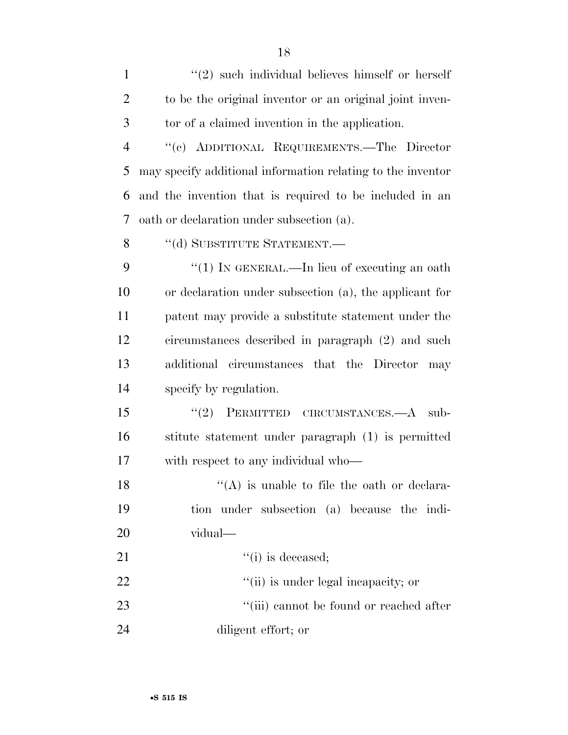"(2) such individual believes himself or herself to be the original inventor or an original joint inventor of a claimed invention in the application.

"(c) ADDITIONAL REQUIREMENTS.—The Director may specify additional information relating to the inventor and the invention that is required to be included in an oath or declaration under subsection (a).

"(d) SUBSTITUTE STATEMENT.—

"(1) IN GENERAL.—In lieu of executing an oath or declaration under subsection (a), the applicant for patent may provide a substitute statement under the circumstances described in paragraph (2) and such additional circumstances that the Director may specify by regulation.

"(2) PERMITTED CIRCUMSTANCES.—A substitute statement under paragraph (1) is permitted with respect to any individual who—

"(A) is unable to file the oath or declaration under subsection (a) because the individual—

"(i) is deceased;

"(ii) is under legal incapacity; or

"(iii) cannot be found or reached after diligent effort; or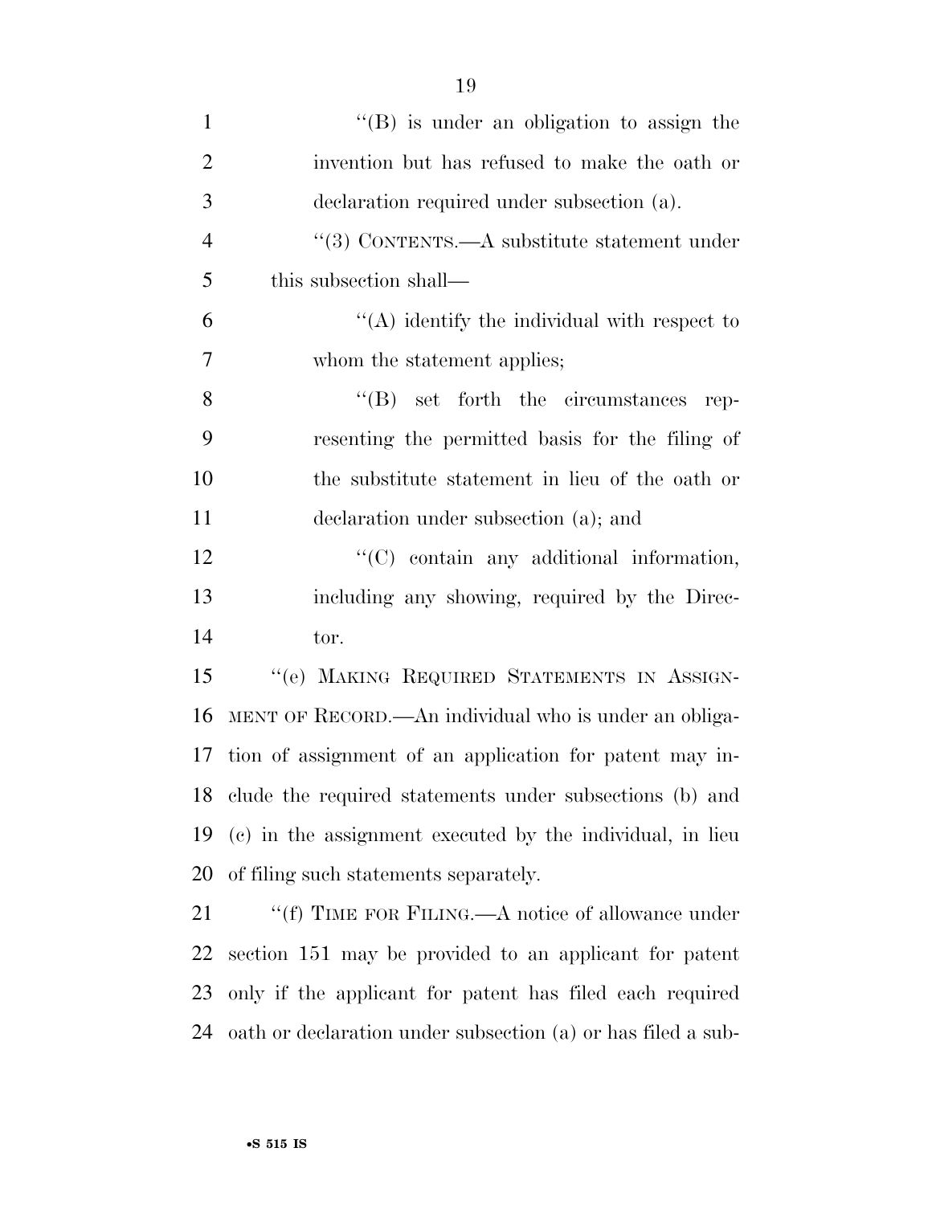"(B) is under an obligation to assign the invention but has refused to make the oath or declaration required under subsection (a).

"(3) CONTENTS.—A substitute statement under this subsection shall—

"(A) identify the individual with respect to whom the statement applies;

"(B) set forth the circumstances representing the permitted basis for the filing of the substitute statement in lieu of the oath or declaration under subsection (a); and

"(C) contain any additional information, including any showing, required by the Director.

"(e) MAKING REQUIRED STATEMENTS IN ASSIGNMENT OF RECORD.—An individual who is under an obligation of assignment of an application for patent may include the required statements under subsections (b) and (c) in the assignment executed by the individual, in lieu of filing such statements separately.

"(f) TIME FOR FILING.—A notice of allowance under section 151 may be provided to an applicant for patent only if the applicant for patent has filed each required oath or declaration under subsection (a) or has filed a sub-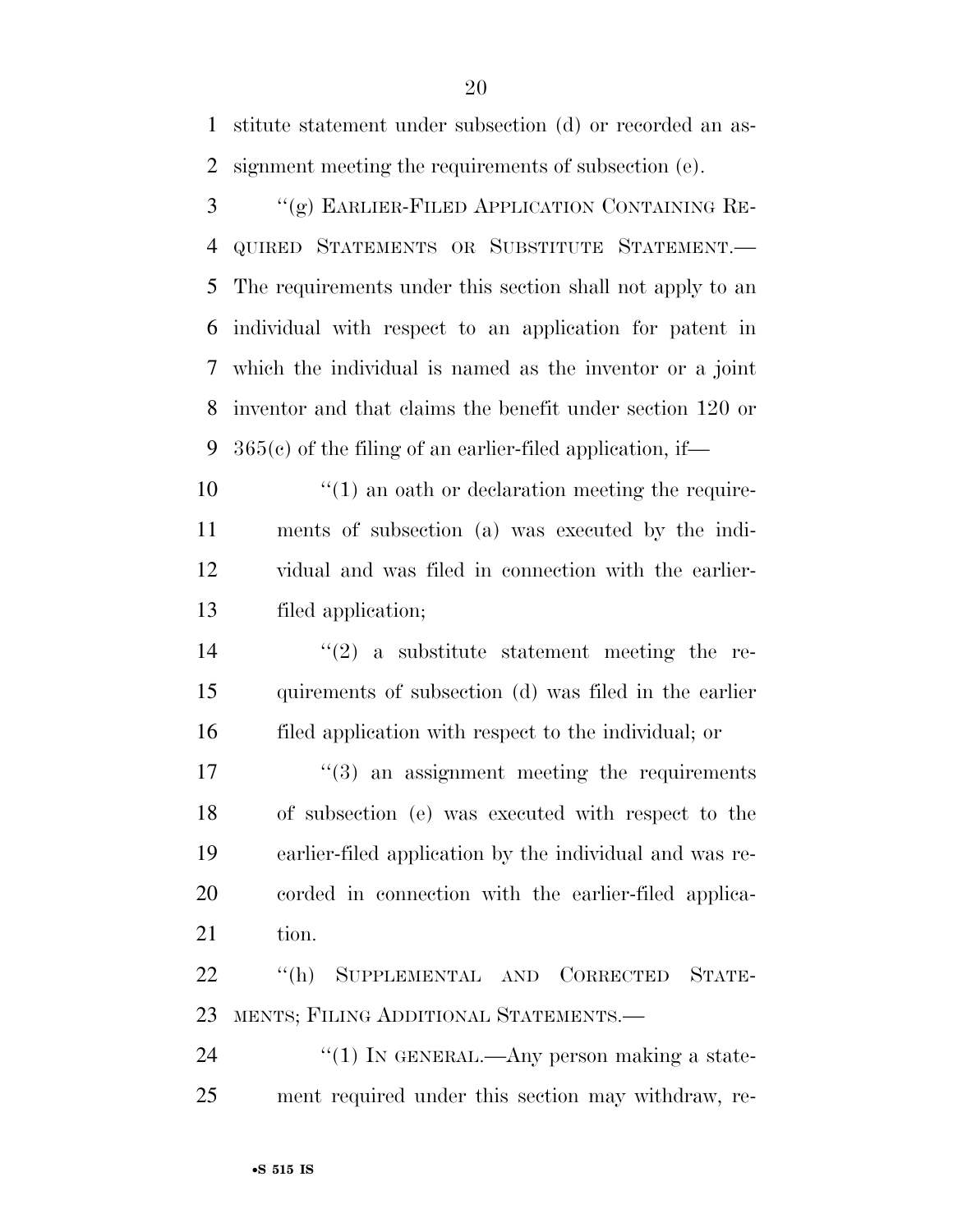stitute statement under subsection (d) or recorded an assignment meeting the requirements of subsection (e).

"(g) EARLIER-FILED APPLICATION CONTAINING REQUIRED STATEMENTS OR SUBSTITUTE STATEMENT.—The requirements under this section shall not apply to an individual with respect to an application for patent in which the individual is named as the inventor or a joint inventor and that claims the benefit under section 120 or 365(c) of the filing of an earlier-filed application, if—

"(1) an oath or declaration meeting the requirements of subsection (a) was executed by the individual and was filed in connection with the earlier-filed application;

"(2) a substitute statement meeting the requirements of subsection (d) was filed in the earlier filed application with respect to the individual; or

"(3) an assignment meeting the requirements of subsection (e) was executed with respect to the earlier-filed application by the individual and was recorded in connection with the earlier-filed application.

"(h) SUPPLEMENTAL AND CORRECTED STATEMENTS; FILING ADDITIONAL STATEMENTS.—

"(1) IN GENERAL.—Any person making a statement required under this section may withdraw, re-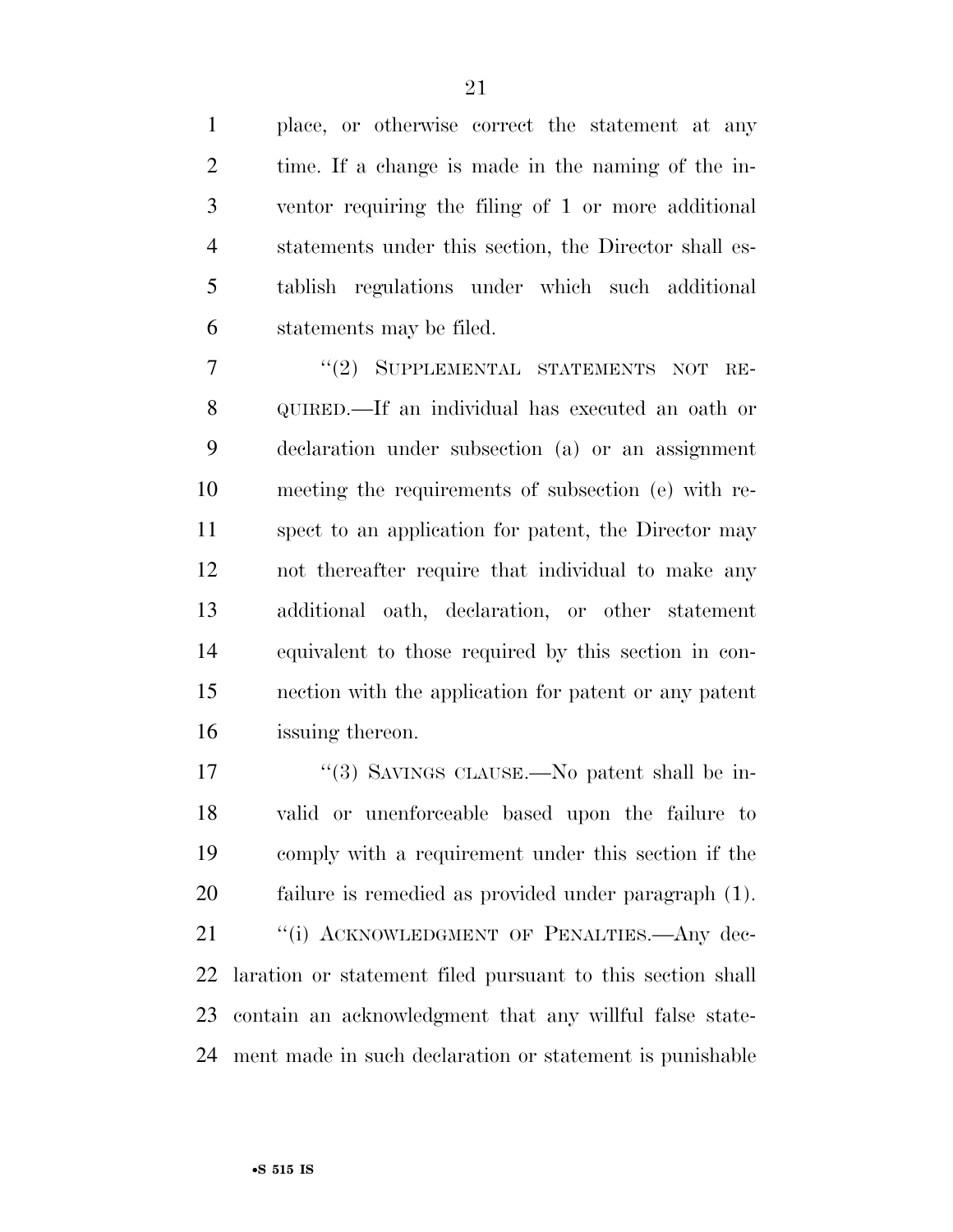place, or otherwise correct the statement at any time. If a change is made in the naming of the inventor requiring the filing of 1 or more additional statements under this section, the Director shall establish regulations under which such additional statements may be filed.

"(2) SUPPLEMENTAL STATEMENTS NOT REQUIRED.—If an individual has executed an oath or declaration under subsection (a) or an assignment meeting the requirements of subsection (e) with respect to an application for patent, the Director may not thereafter require that individual to make any additional oath, declaration, or other statement equivalent to those required by this section in connection with the application for patent or any patent issuing thereon.

"(3) SAVINGS CLAUSE.—No patent shall be invalid or unenforceable based upon the failure to comply with a requirement under this section if the failure is remedied as provided under paragraph (1).

"(i) ACKNOWLEDGMENT OF PENALTIES.—Any declaration or statement filed pursuant to this section shall contain an acknowledgment that any willful false statement made in such declaration or statement is punishable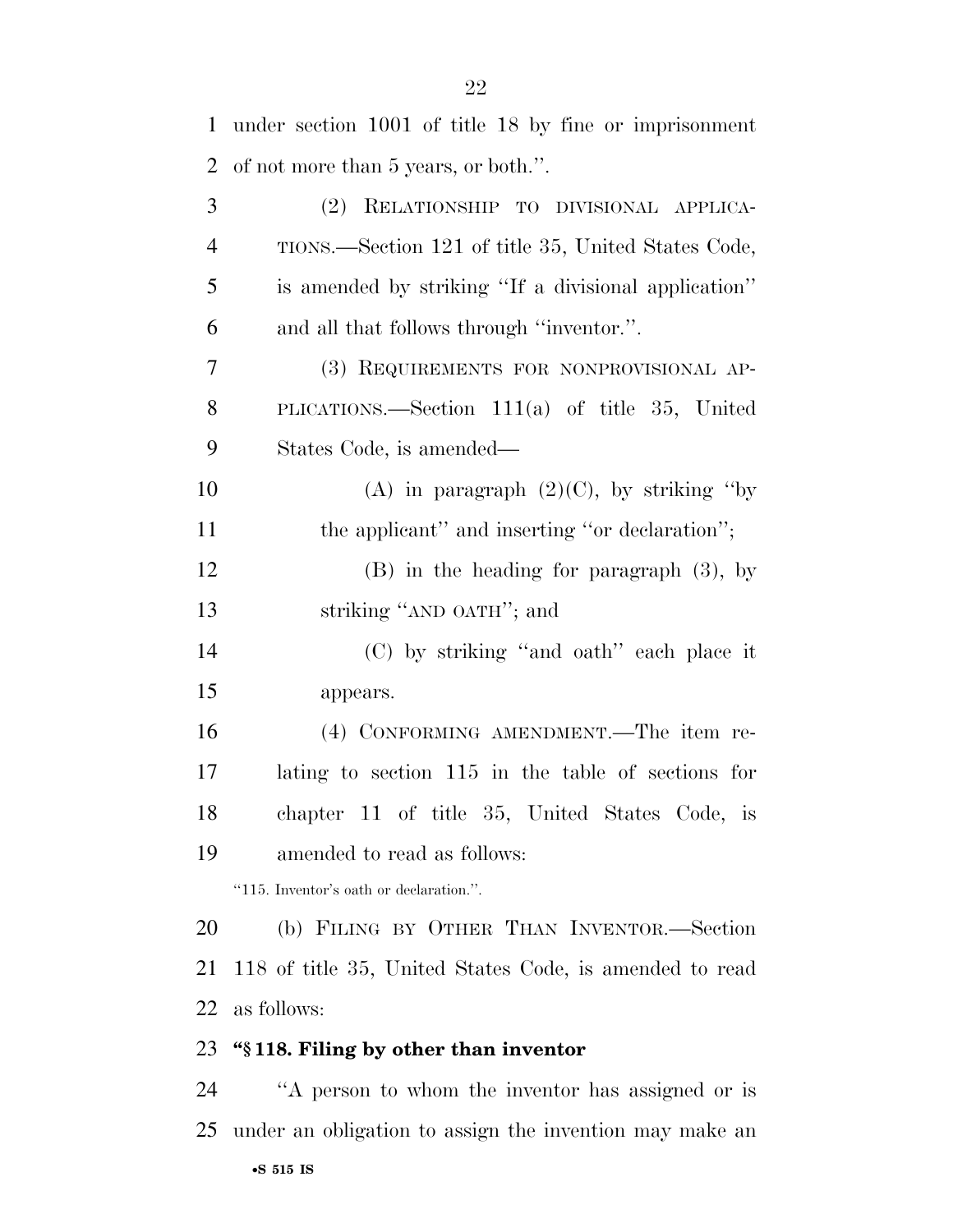under section 1001 of title 18 by fine or imprisonment of not more than 5 years, or both.''.

(2) RELATIONSHIP TO DIVISIONAL APPLICATIONS.—Section 121 of title 35, United States Code, is amended by striking ''If a divisional application'' and all that follows through ''inventor.''.

(3) REQUIREMENTS FOR NONPROVISIONAL APPLICATIONS.—Section 111(a) of title 35, United States Code, is amended—

(A) in paragraph (2)(C), by striking ''by the applicant'' and inserting ''or declaration'';

(B) in the heading for paragraph (3), by striking ''AND OATH''; and

(C) by striking ''and oath'' each place it appears.

(4) CONFORMING AMENDMENT.—The item relating to section 115 in the table of sections for chapter 11 of title 35, United States Code, is amended to read as follows:

''115. Inventor's oath or declaration.''.

(b) FILING BY OTHER THAN INVENTOR.—Section 118 of title 35, United States Code, is amended to read as follows:

**''§ 118. Filing by other than inventor**

''A person to whom the inventor has assigned or is under an obligation to assign the invention may make an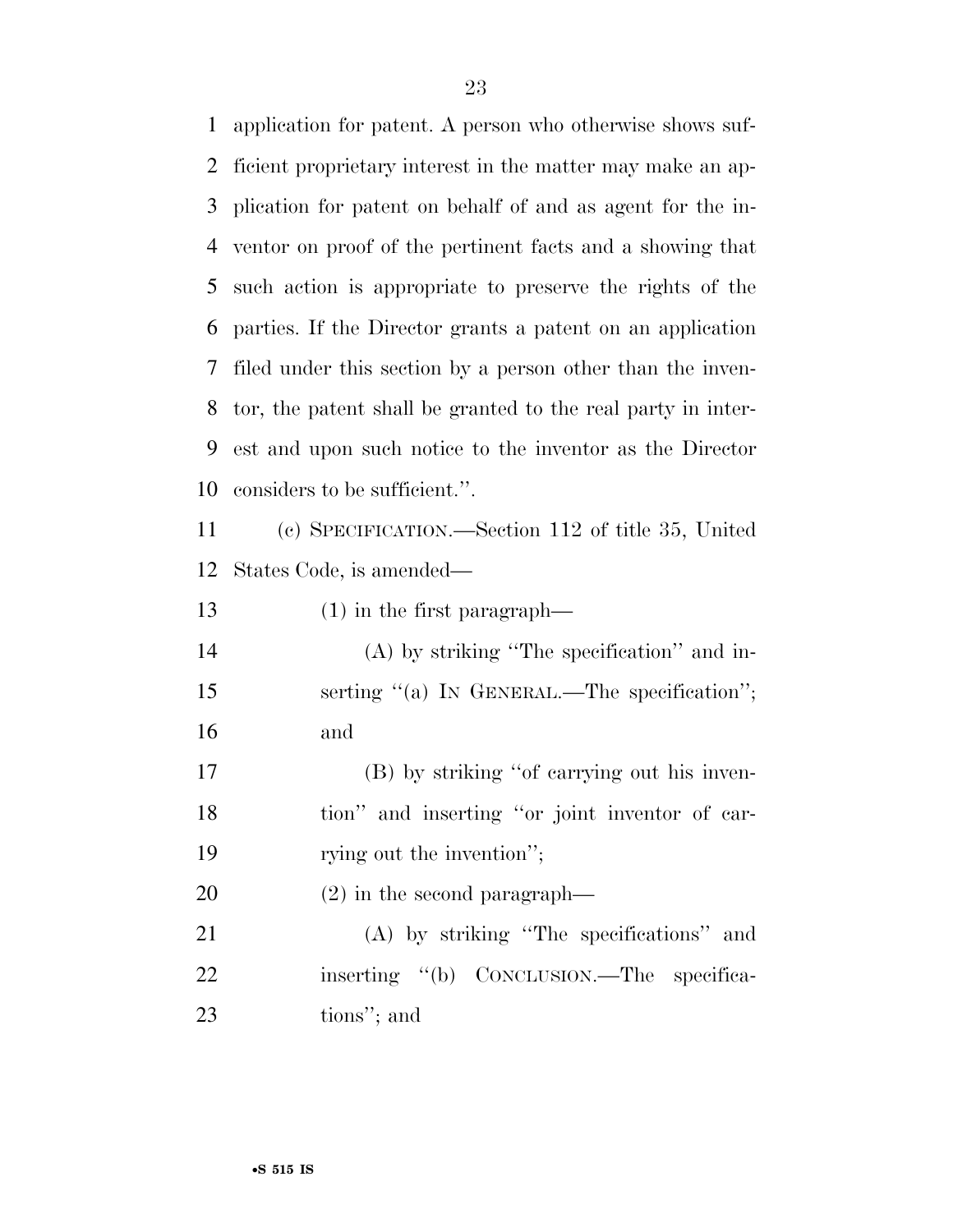application for patent. A person who otherwise shows sufficient proprietary interest in the matter may make an application for patent on behalf of and as agent for the inventor on proof of the pertinent facts and a showing that such action is appropriate to preserve the rights of the parties. If the Director grants a patent on an application filed under this section by a person other than the inventor, the patent shall be granted to the real party in interest and upon such notice to the inventor as the Director considers to be sufficient.''.

(c) SPECIFICATION.—Section 112 of title 35, United States Code, is amended—

(1) in the first paragraph—

(A) by striking ''The specification'' and inserting ''(a) IN GENERAL.—The specification''; and

(B) by striking ''of carrying out his invention'' and inserting ''or joint inventor of carrying out the invention'';

(2) in the second paragraph—

(A) by striking ''The specifications'' and inserting ''(b) CONCLUSION.—The specifications''; and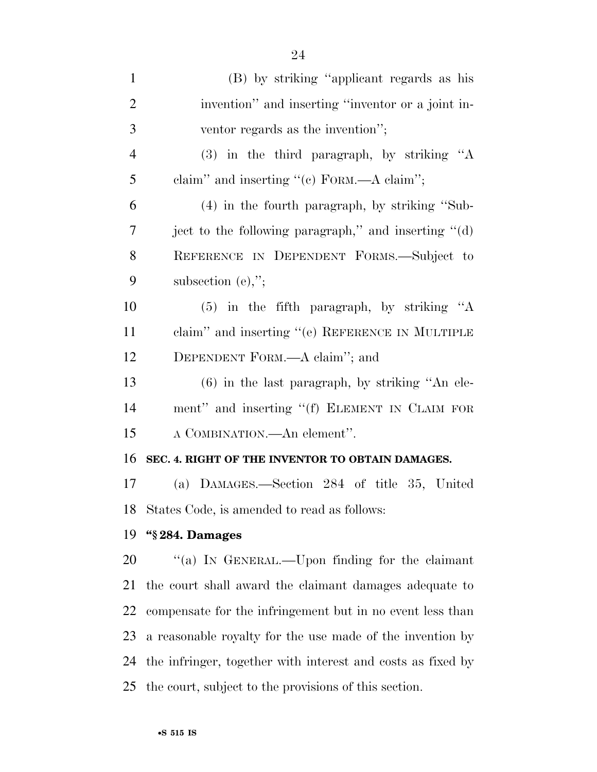(B) by striking "applicant regards as his invention" and inserting "inventor or a joint inventor regards as the invention";

(3) in the third paragraph, by striking "A claim" and inserting "(c) FORM.—A claim";

(4) in the fourth paragraph, by striking "Subject to the following paragraph," and inserting "(d) REFERENCE IN DEPENDENT FORMS.—Subject to subsection (e),";

(5) in the fifth paragraph, by striking "A claim" and inserting "(e) REFERENCE IN MULTIPLE DEPENDENT FORM.—A claim"; and

(6) in the last paragraph, by striking "An element" and inserting "(f) ELEMENT IN CLAIM FOR A COMBINATION.—An element".

**SEC. 4. RIGHT OF THE INVENTOR TO OBTAIN DAMAGES.**

(a) DAMAGES.—Section 284 of title 35, United States Code, is amended to read as follows:

**"§ 284. Damages**

"(a) IN GENERAL.—Upon finding for the claimant the court shall award the claimant damages adequate to compensate for the infringement but in no event less than a reasonable royalty for the use made of the invention by the infringer, together with interest and costs as fixed by the court, subject to the provisions of this section.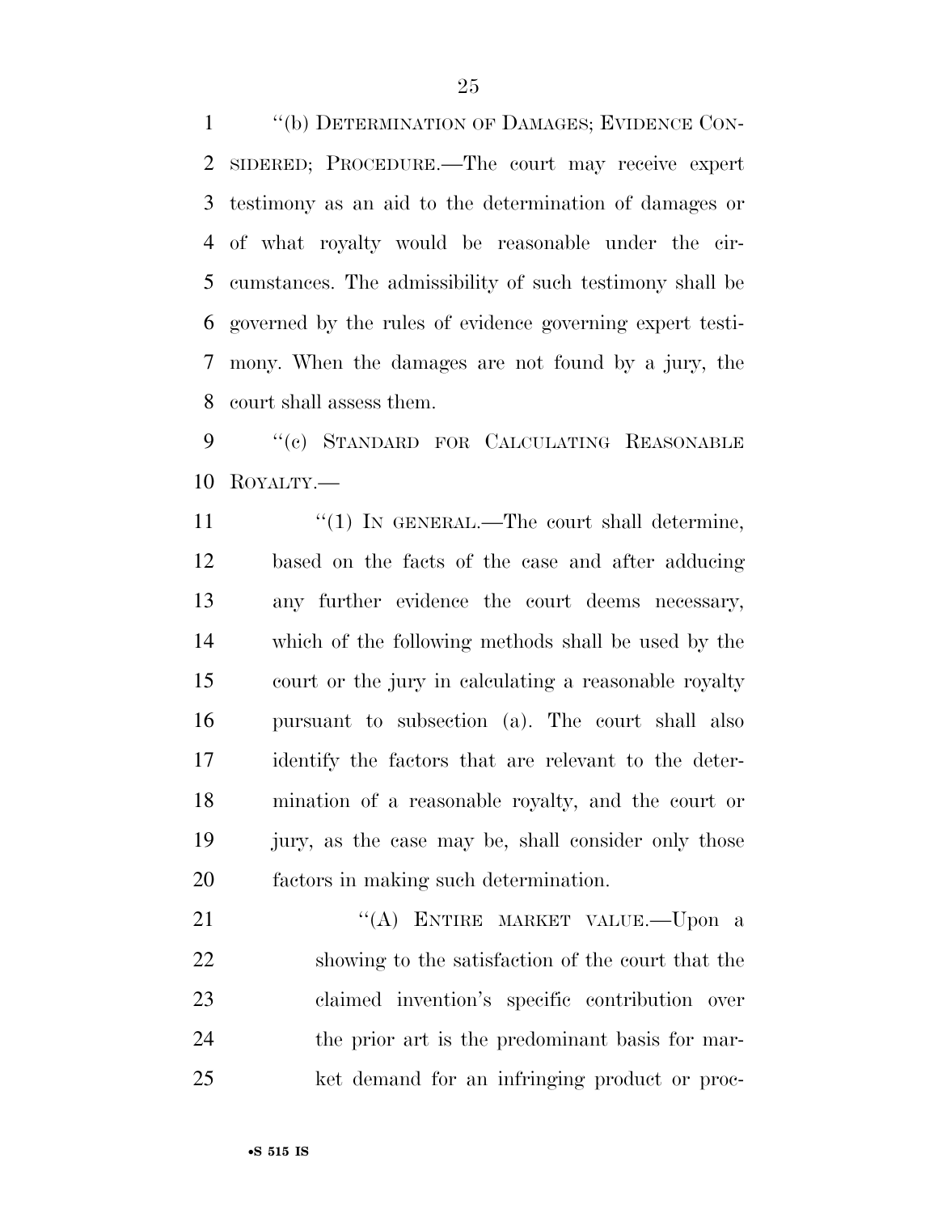"(b) DETERMINATION OF DAMAGES; EVIDENCE CONSIDERED; PROCEDURE.—The court may receive expert testimony as an aid to the determination of damages or of what royalty would be reasonable under the circumstances. The admissibility of such testimony shall be governed by the rules of evidence governing expert testimony. When the damages are not found by a jury, the court shall assess them.

"(c) STANDARD FOR CALCULATING REASONABLE ROYALTY.—

"(1) IN GENERAL.—The court shall determine, based on the facts of the case and after adducing any further evidence the court deems necessary, which of the following methods shall be used by the court or the jury in calculating a reasonable royalty pursuant to subsection (a). The court shall also identify the factors that are relevant to the determination of a reasonable royalty, and the court or jury, as the case may be, shall consider only those factors in making such determination.

"(A) ENTIRE MARKET VALUE.—Upon a showing to the satisfaction of the court that the claimed invention's specific contribution over the prior art is the predominant basis for market demand for an infringing product or proc-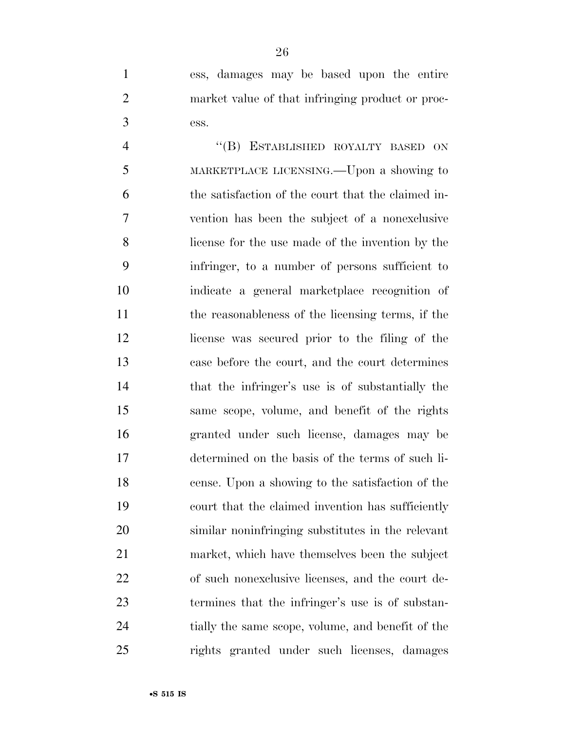ess, damages may be based upon the entire market value of that infringing product or process.

"(B) ESTABLISHED ROYALTY BASED ON MARKETPLACE LICENSING.—Upon a showing to the satisfaction of the court that the claimed invention has been the subject of a nonexclusive license for the use made of the invention by the infringer, to a number of persons sufficient to indicate a general marketplace recognition of the reasonableness of the licensing terms, if the license was secured prior to the filing of the case before the court, and the court determines that the infringer's use is of substantially the same scope, volume, and benefit of the rights granted under such license, damages may be determined on the basis of the terms of such license. Upon a showing to the satisfaction of the court that the claimed invention has sufficiently similar noninfringing substitutes in the relevant market, which have themselves been the subject of such nonexclusive licenses, and the court determines that the infringer's use is of substantially the same scope, volume, and benefit of the rights granted under such licenses, damages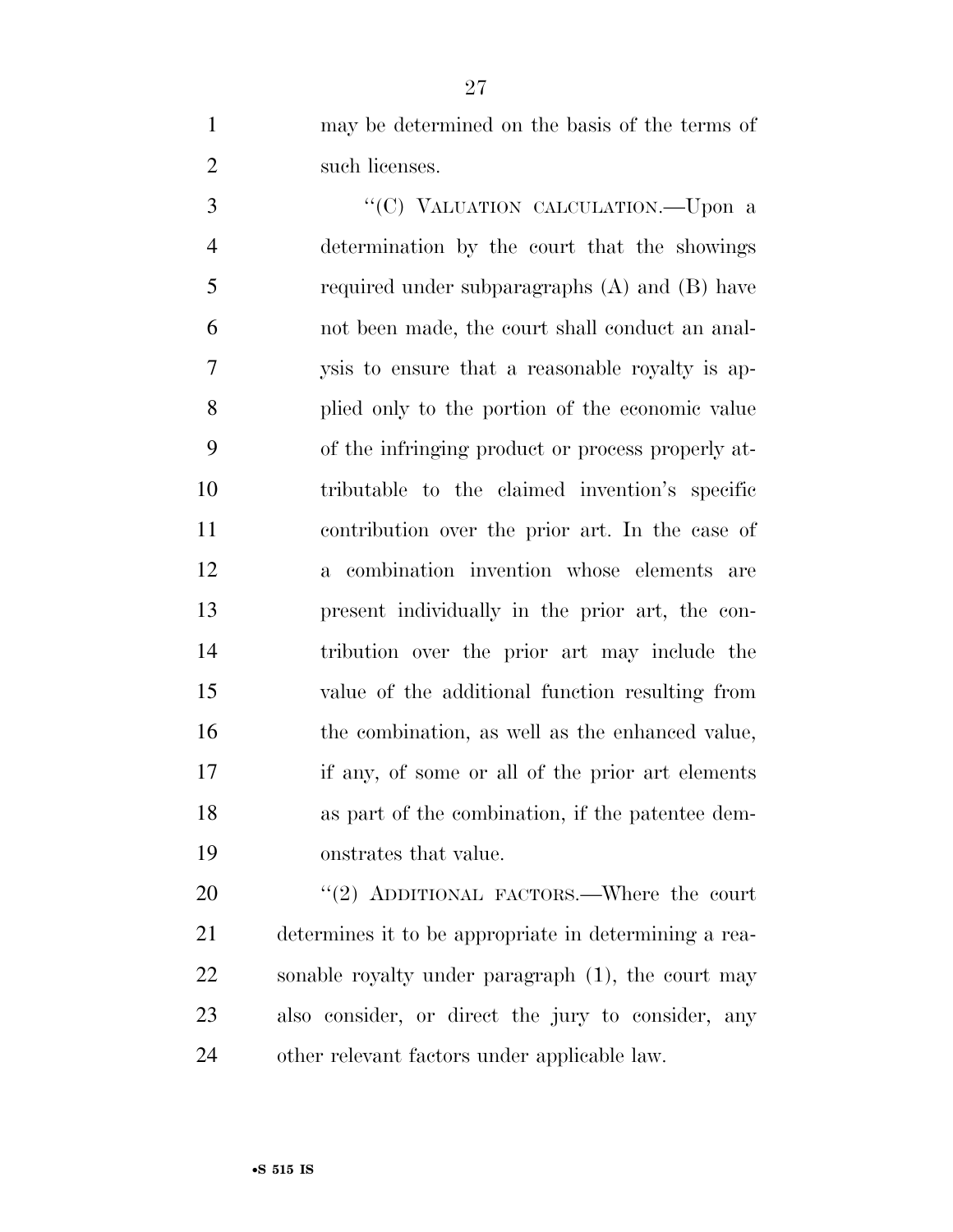may be determined on the basis of the terms of such licenses.

"(C) VALUATION CALCULATION.—Upon a determination by the court that the showings required under subparagraphs (A) and (B) have not been made, the court shall conduct an analysis to ensure that a reasonable royalty is applied only to the portion of the economic value of the infringing product or process properly attributable to the claimed invention's specific contribution over the prior art. In the case of a combination invention whose elements are present individually in the prior art, the contribution over the prior art may include the value of the additional function resulting from the combination, as well as the enhanced value, if any, of some or all of the prior art elements as part of the combination, if the patentee demonstrates that value.

"(2) ADDITIONAL FACTORS.—Where the court determines it to be appropriate in determining a reasonable royalty under paragraph (1), the court may also consider, or direct the jury to consider, any other relevant factors under applicable law.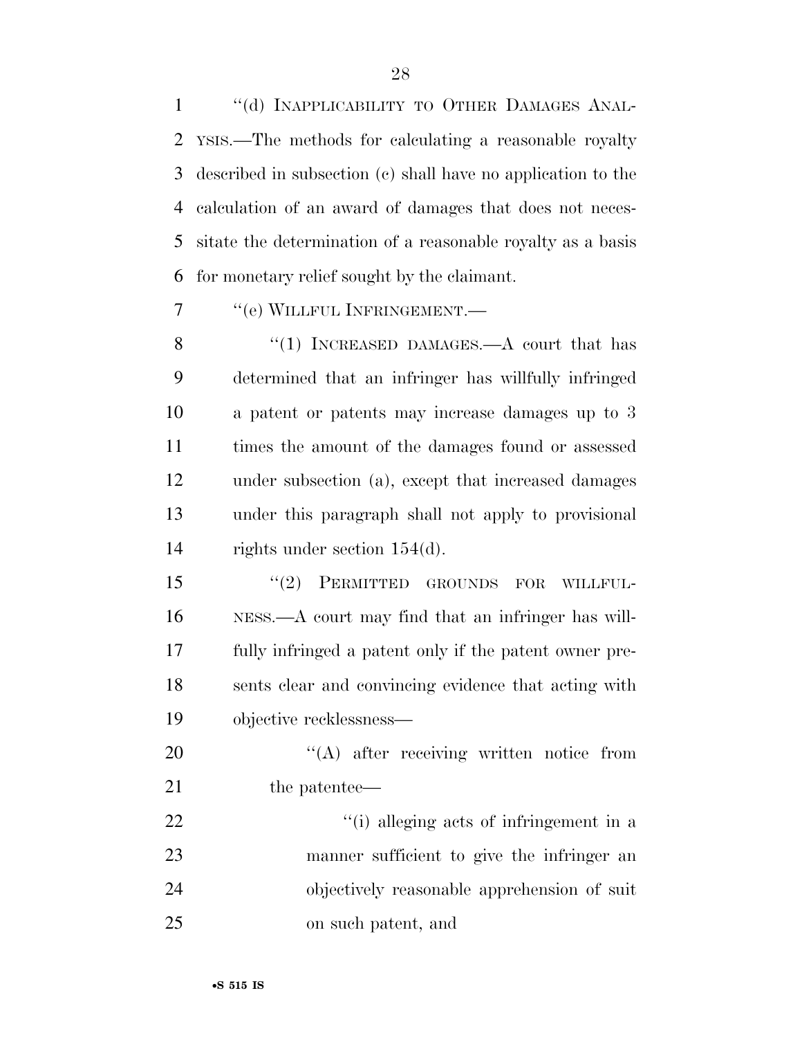"(d) INAPPLICABILITY TO OTHER DAMAGES ANALYSIS.—The methods for calculating a reasonable royalty described in subsection (c) shall have no application to the calculation of an award of damages that does not necessitate the determination of a reasonable royalty as a basis for monetary relief sought by the claimant.

"(e) WILLFUL INFRINGEMENT.—

"(1) INCREASED DAMAGES.—A court that has determined that an infringer has willfully infringed a patent or patents may increase damages up to 3 times the amount of the damages found or assessed under subsection (a), except that increased damages under this paragraph shall not apply to provisional rights under section 154(d).

"(2) PERMITTED GROUNDS FOR WILLFULNESS.—A court may find that an infringer has willfully infringed a patent only if the patent owner presents clear and convincing evidence that acting with objective recklessness—

"(A) after receiving written notice from the patentee—

"(i) alleging acts of infringement in a manner sufficient to give the infringer an objectively reasonable apprehension of suit on such patent, and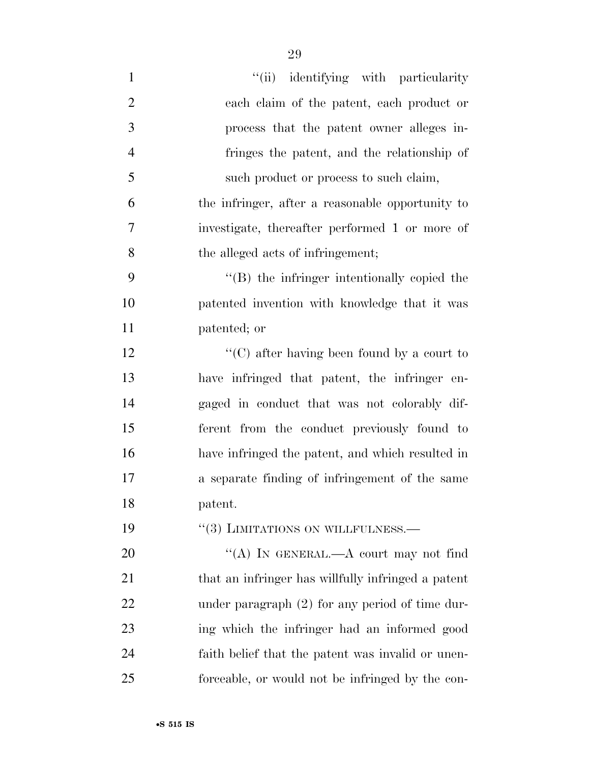"(ii) identifying with particularity each claim of the patent, each product or process that the patent owner alleges infringes the patent, and the relationship of such product or process to such claim,

the infringer, after a reasonable opportunity to investigate, thereafter performed 1 or more of the alleged acts of infringement;

"(B) the infringer intentionally copied the patented invention with knowledge that it was patented; or

"(C) after having been found by a court to have infringed that patent, the infringer engaged in conduct that was not colorably different from the conduct previously found to have infringed the patent, and which resulted in a separate finding of infringement of the same patent.

"(3) LIMITATIONS ON WILLFULNESS.—

"(A) IN GENERAL.—A court may not find that an infringer has willfully infringed a patent under paragraph (2) for any period of time during which the infringer had an informed good faith belief that the patent was invalid or unenforceable, or would not be infringed by the con-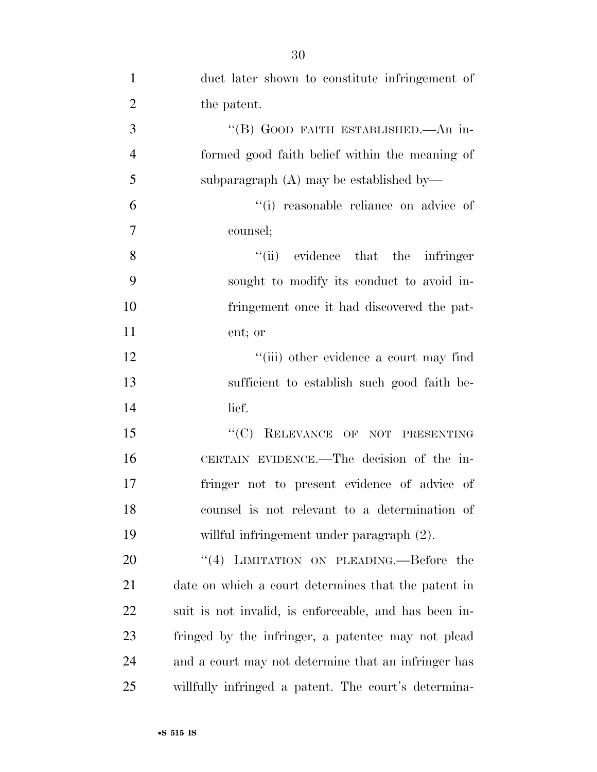duct later shown to constitute infringement of the patent.

"(B) GOOD FAITH ESTABLISHED.—An informed good faith belief within the meaning of subparagraph (A) may be established by—

"(i) reasonable reliance on advice of counsel;

"(ii) evidence that the infringer sought to modify its conduct to avoid infringement once it had discovered the patent; or

"(iii) other evidence a court may find sufficient to establish such good faith belief.

"(C) RELEVANCE OF NOT PRESENTING CERTAIN EVIDENCE.—The decision of the infringer not to present evidence of advice of counsel is not relevant to a determination of willful infringement under paragraph (2).

"(4) LIMITATION ON PLEADING.—Before the date on which a court determines that the patent in suit is not invalid, is enforceable, and has been infringed by the infringer, a patentee may not plead and a court may not determine that an infringer has willfully infringed a patent. The court's determina-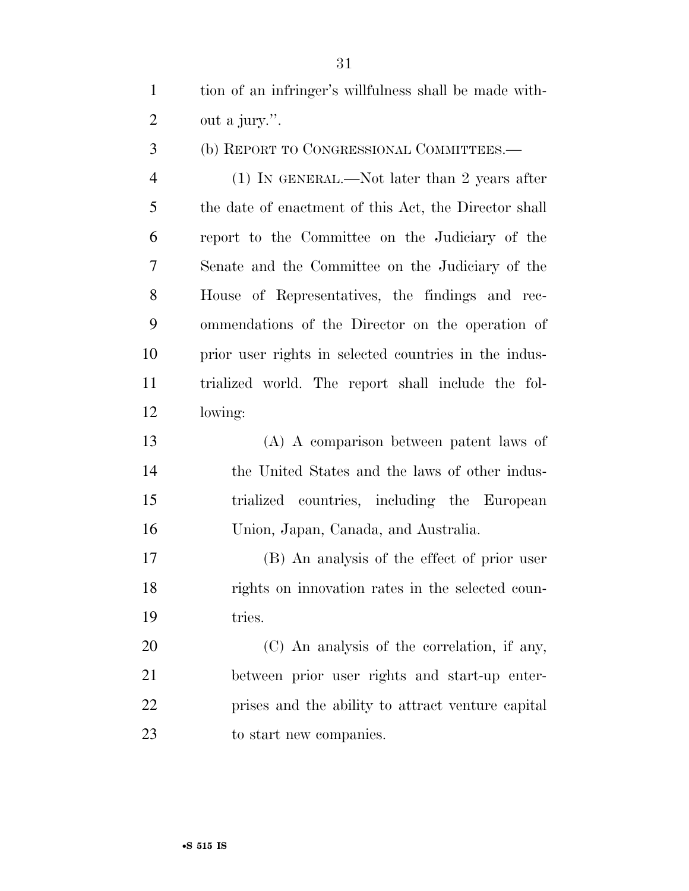tion of an infringer's willfulness shall be made without a jury.''.

(b) REPORT TO CONGRESSIONAL COMMITTEES.—

(1) IN GENERAL.—Not later than 2 years after the date of enactment of this Act, the Director shall report to the Committee on the Judiciary of the Senate and the Committee on the Judiciary of the House of Representatives, the findings and recommendations of the Director on the operation of prior user rights in selected countries in the industrialized world. The report shall include the following:

(A) A comparison between patent laws of the United States and the laws of other industrialized countries, including the European Union, Japan, Canada, and Australia.

(B) An analysis of the effect of prior user rights on innovation rates in the selected countries.

(C) An analysis of the correlation, if any, between prior user rights and start-up enterprises and the ability to attract venture capital to start new companies.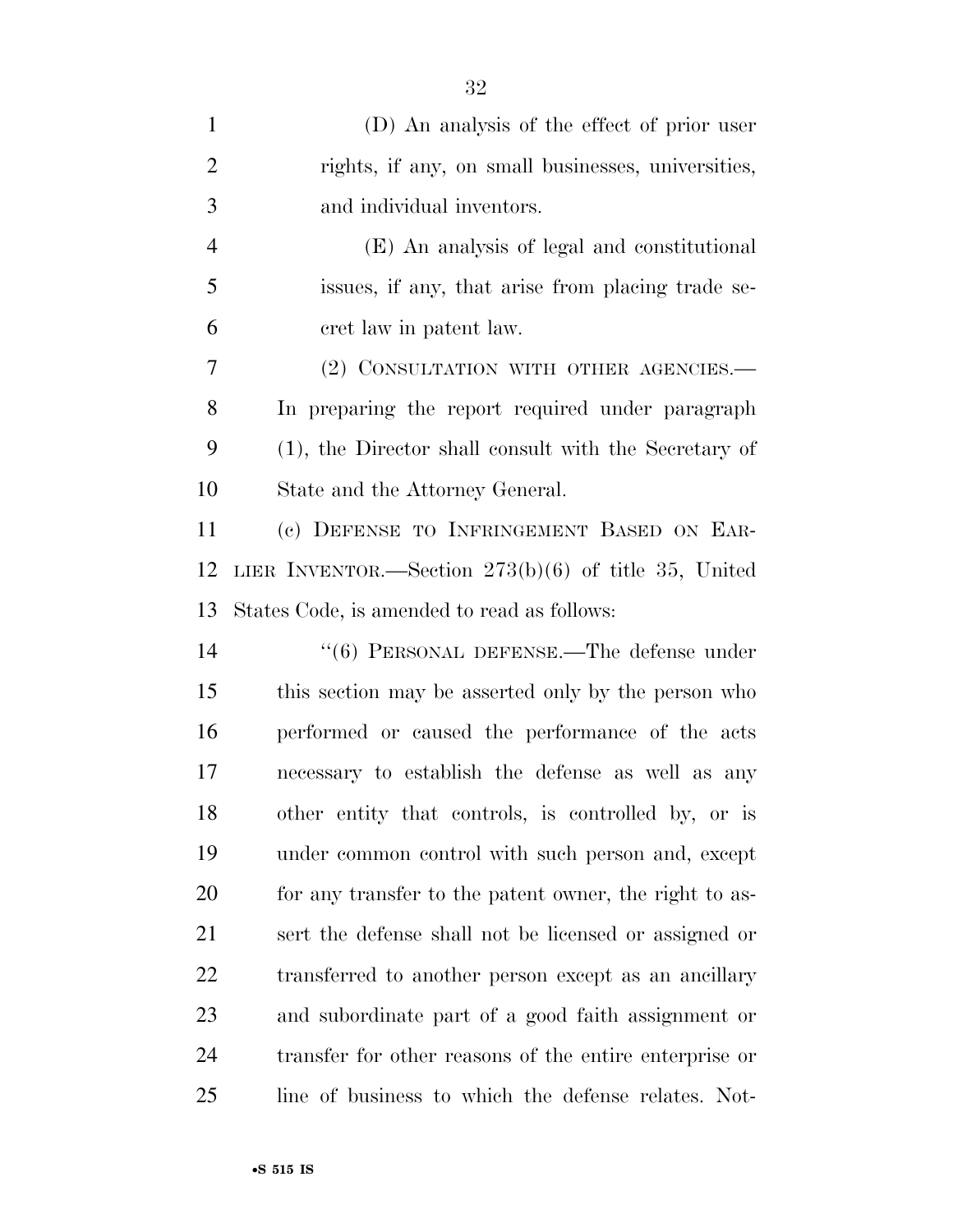(D) An analysis of the effect of prior user rights, if any, on small businesses, universities, and individual inventors.

(E) An analysis of legal and constitutional issues, if any, that arise from placing trade secret law in patent law.

(2) CONSULTATION WITH OTHER AGENCIES.—In preparing the report required under paragraph (1), the Director shall consult with the Secretary of State and the Attorney General.

(c) DEFENSE TO INFRINGEMENT BASED ON EARLIER INVENTOR.—Section 273(b)(6) of title 35, United States Code, is amended to read as follows:

''(6) PERSONAL DEFENSE.—The defense under this section may be asserted only by the person who performed or caused the performance of the acts necessary to establish the defense as well as any other entity that controls, is controlled by, or is under common control with such person and, except for any transfer to the patent owner, the right to assert the defense shall not be licensed or assigned or transferred to another person except as an ancillary and subordinate part of a good faith assignment or transfer for other reasons of the entire enterprise or line of business to which the defense relates. Not-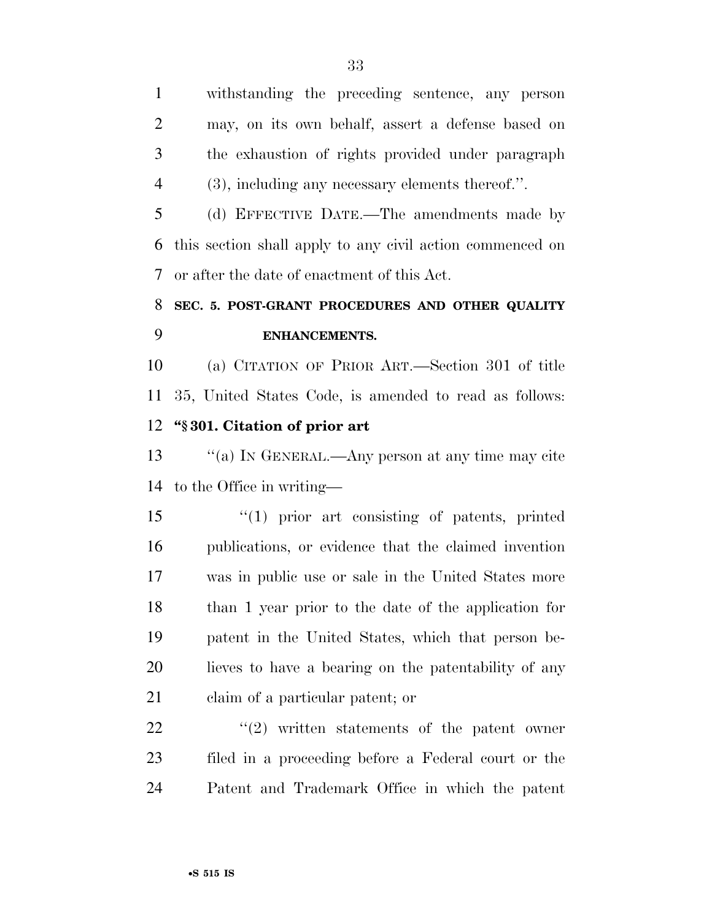withstanding the preceding sentence, any person may, on its own behalf, assert a defense based on the exhaustion of rights provided under paragraph (3), including any necessary elements thereof.''.

(d) EFFECTIVE DATE.—The amendments made by this section shall apply to any civil action commenced on or after the date of enactment of this Act.

**SEC. 5. POST-GRANT PROCEDURES AND OTHER QUALITY ENHANCEMENTS.**

(a) CITATION OF PRIOR ART.—Section 301 of title 35, United States Code, is amended to read as follows:

**''§ 301. Citation of prior art**

''(a) IN GENERAL.—Any person at any time may cite to the Office in writing—

''(1) prior art consisting of patents, printed publications, or evidence that the claimed invention was in public use or sale in the United States more than 1 year prior to the date of the application for patent in the United States, which that person believes to have a bearing on the patentability of any claim of a particular patent; or

''(2) written statements of the patent owner filed in a proceeding before a Federal court or the Patent and Trademark Office in which the patent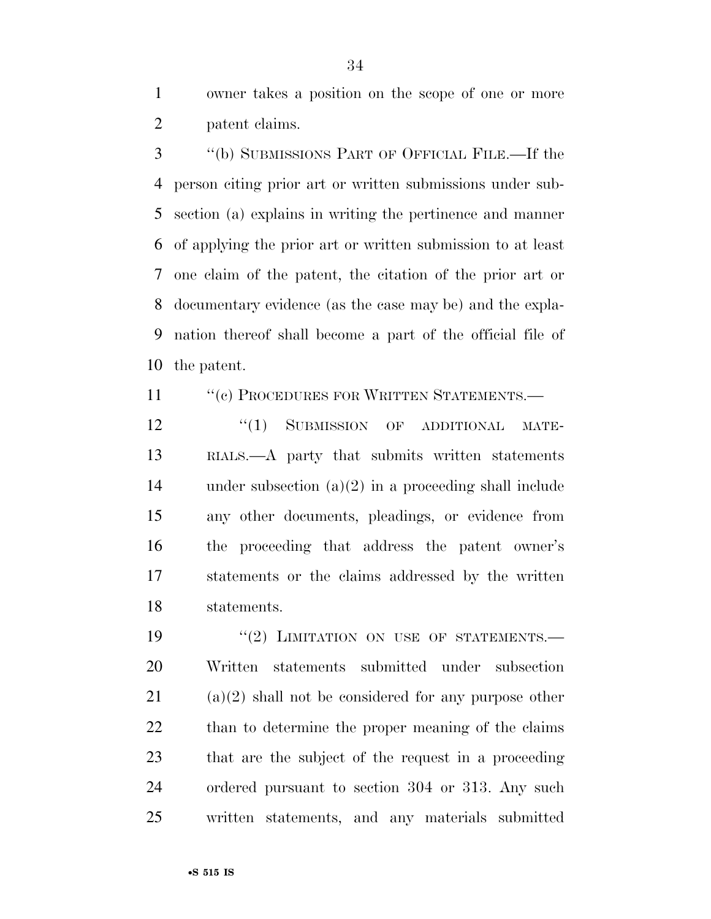owner takes a position on the scope of one or more patent claims.

"(b) SUBMISSIONS PART OF OFFICIAL FILE.—If the person citing prior art or written submissions under subsection (a) explains in writing the pertinence and manner of applying the prior art or written submission to at least one claim of the patent, the citation of the prior art or documentary evidence (as the case may be) and the explanation thereof shall become a part of the official file of the patent.

"(c) PROCEDURES FOR WRITTEN STATEMENTS.—

"(1) SUBMISSION OF ADDITIONAL MATERIALS.—A party that submits written statements under subsection (a)(2) in a proceeding shall include any other documents, pleadings, or evidence from the proceeding that address the patent owner's statements or the claims addressed by the written statements.

"(2) LIMITATION ON USE OF STATEMENTS.—Written statements submitted under subsection (a)(2) shall not be considered for any purpose other than to determine the proper meaning of the claims that are the subject of the request in a proceeding ordered pursuant to section 304 or 313. Any such written statements, and any materials submitted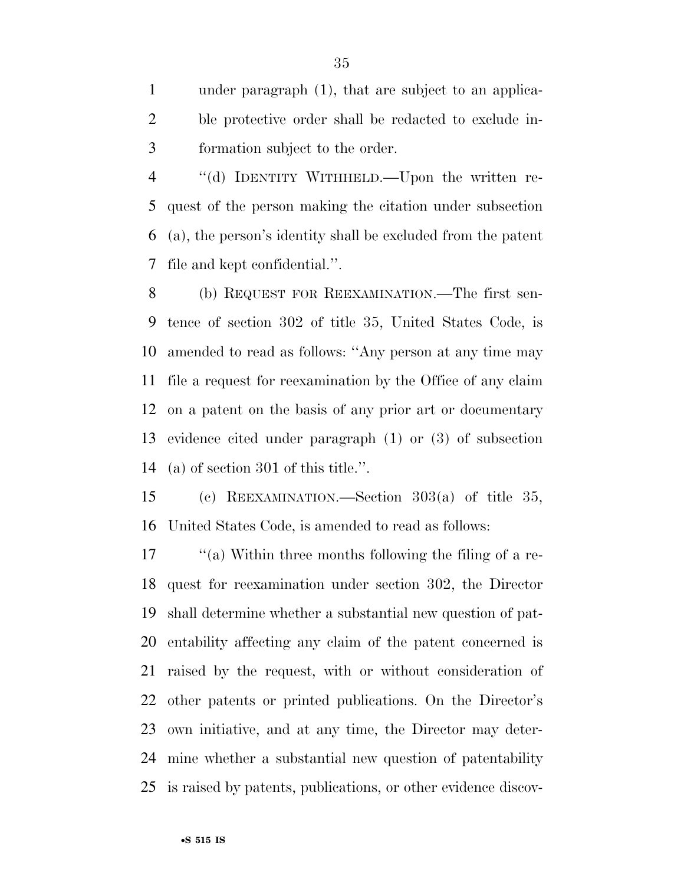under paragraph (1), that are subject to an applicable protective order shall be redacted to exclude information subject to the order.

"(d) IDENTITY WITHHELD.—Upon the written request of the person making the citation under subsection (a), the person's identity shall be excluded from the patent file and kept confidential.".

(b) REQUEST FOR REEXAMINATION.—The first sentence of section 302 of title 35, United States Code, is amended to read as follows: "Any person at any time may file a request for reexamination by the Office of any claim on a patent on the basis of any prior art or documentary evidence cited under paragraph (1) or (3) of subsection (a) of section 301 of this title.".

(c) REEXAMINATION.—Section 303(a) of title 35, United States Code, is amended to read as follows:

"(a) Within three months following the filing of a request for reexamination under section 302, the Director shall determine whether a substantial new question of patentability affecting any claim of the patent concerned is raised by the request, with or without consideration of other patents or printed publications. On the Director's own initiative, and at any time, the Director may determine whether a substantial new question of patentability is raised by patents, publications, or other evidence discov-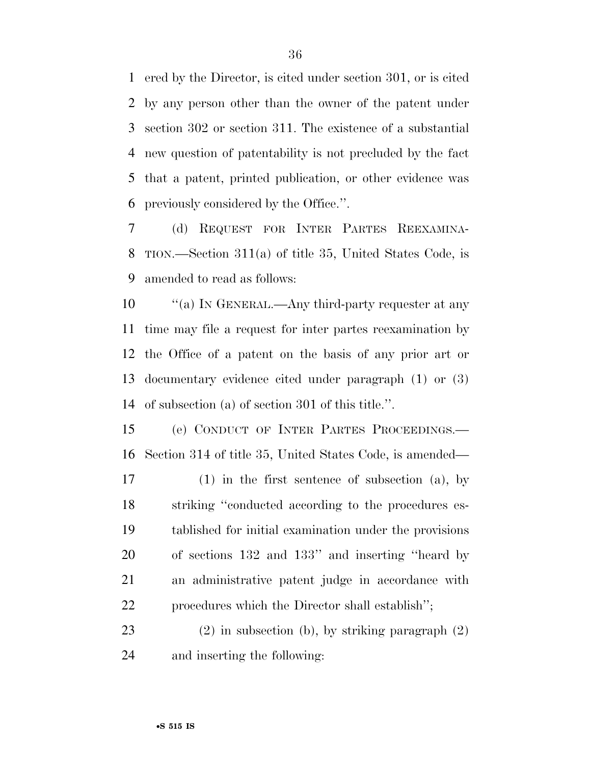ered by the Director, is cited under section 301, or is cited by any person other than the owner of the patent under section 302 or section 311. The existence of a substantial new question of patentability is not precluded by the fact that a patent, printed publication, or other evidence was previously considered by the Office.''.

(d) REQUEST FOR INTER PARTES REEXAMINATION.—Section 311(a) of title 35, United States Code, is amended to read as follows:

''(a) IN GENERAL.—Any third-party requester at any time may file a request for inter partes reexamination by the Office of a patent on the basis of any prior art or documentary evidence cited under paragraph (1) or (3) of subsection (a) of section 301 of this title.''.

(e) CONDUCT OF INTER PARTES PROCEEDINGS.—Section 314 of title 35, United States Code, is amended—

(1) in the first sentence of subsection (a), by striking ''conducted according to the procedures established for initial examination under the provisions of sections 132 and 133'' and inserting ''heard by an administrative patent judge in accordance with procedures which the Director shall establish'';

(2) in subsection (b), by striking paragraph (2) and inserting the following: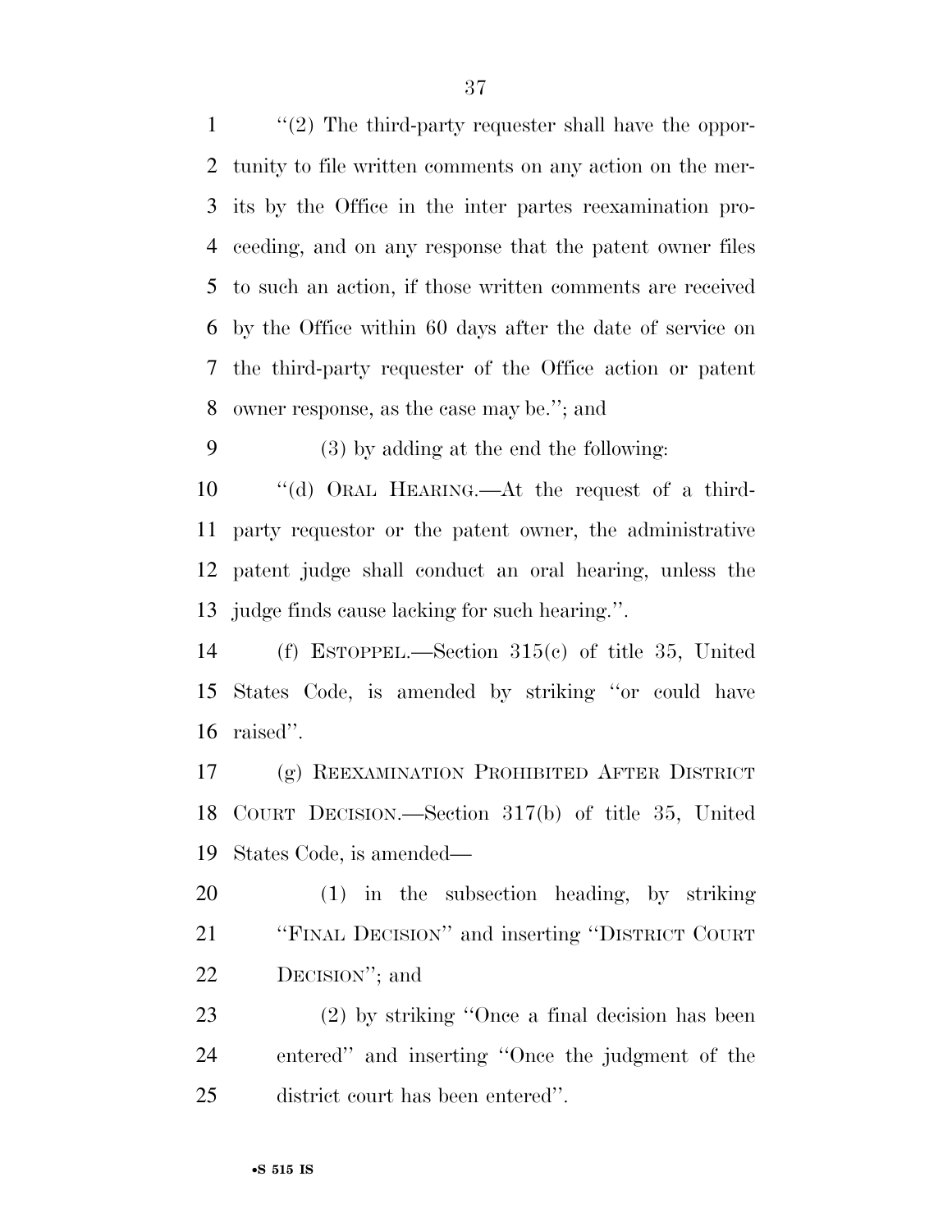"(2) The third-party requester shall have the opportunity to file written comments on any action on the merits by the Office in the inter partes reexamination proceeding, and on any response that the patent owner files to such an action, if those written comments are received by the Office within 60 days after the date of service on the third-party requester of the Office action or patent owner response, as the case may be."; and

(3) by adding at the end the following:

"(d) ORAL HEARING.—At the request of a third-party requestor or the patent owner, the administrative patent judge shall conduct an oral hearing, unless the judge finds cause lacking for such hearing.".

(f) ESTOPPEL.—Section 315(c) of title 35, United States Code, is amended by striking "or could have raised".

(g) REEXAMINATION PROHIBITED AFTER DISTRICT COURT DECISION.—Section 317(b) of title 35, United States Code, is amended—

(1) in the subsection heading, by striking "FINAL DECISION" and inserting "DISTRICT COURT DECISION"; and

(2) by striking "Once a final decision has been entered" and inserting "Once the judgment of the district court has been entered".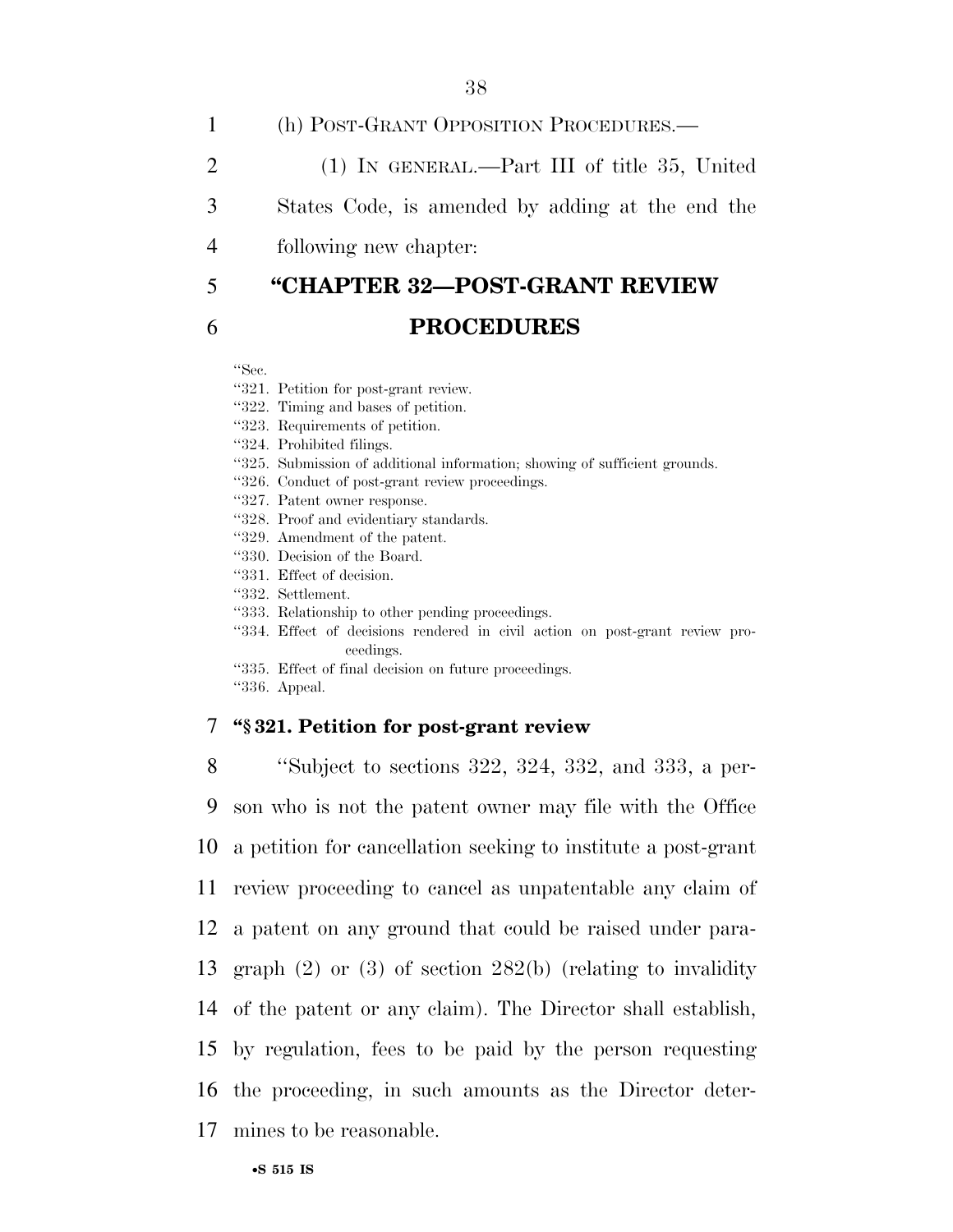(h) POST-GRANT OPPOSITION PROCEDURES.—

(1) IN GENERAL.—Part III of title 35, United States Code, is amended by adding at the end the following new chapter:

## "CHAPTER 32—POST-GRANT REVIEW PROCEDURES

"Sec.
"321. Petition for post-grant review.
"322. Timing and bases of petition.
"323. Requirements of petition.
"324. Prohibited filings.
"325. Submission of additional information; showing of sufficient grounds.
"326. Conduct of post-grant review proceedings.
"327. Patent owner response.
"328. Proof and evidentiary standards.
"329. Amendment of the patent.
"330. Decision of the Board.
"331. Effect of decision.
"332. Settlement.
"333. Relationship to other pending proceedings.
"334. Effect of decisions rendered in civil action on post-grant review proceedings.
"335. Effect of final decision on future proceedings.
"336. Appeal.

### "§ 321. Petition for post-grant review

"Subject to sections 322, 324, 332, and 333, a person who is not the patent owner may file with the Office a petition for cancellation seeking to institute a post-grant review proceeding to cancel as unpatentable any claim of a patent on any ground that could be raised under paragraph (2) or (3) of section 282(b) (relating to invalidity of the patent or any claim). The Director shall establish, by regulation, fees to be paid by the person requesting the proceeding, in such amounts as the Director determines to be reasonable.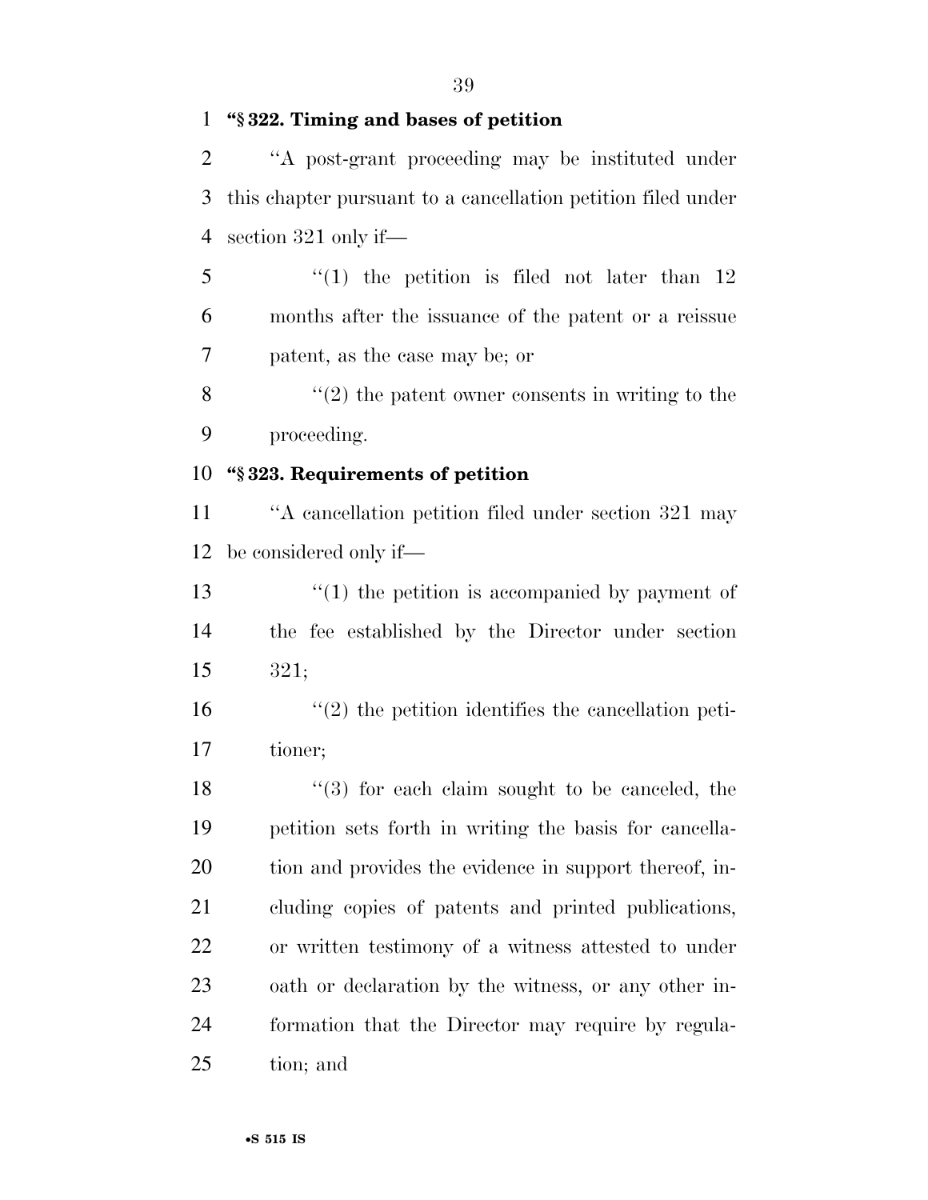**"§ 322. Timing and bases of petition**

"A post-grant proceeding may be instituted under this chapter pursuant to a cancellation petition filed under section 321 only if—

"(1) the petition is filed not later than 12 months after the issuance of the patent or a reissue patent, as the case may be; or

"(2) the patent owner consents in writing to the proceeding.

**"§ 323. Requirements of petition**

"A cancellation petition filed under section 321 may be considered only if—

"(1) the petition is accompanied by payment of the fee established by the Director under section 321;

"(2) the petition identifies the cancellation petitioner;

"(3) for each claim sought to be canceled, the petition sets forth in writing the basis for cancellation and provides the evidence in support thereof, including copies of patents and printed publications, or written testimony of a witness attested to under oath or declaration by the witness, or any other information that the Director may require by regulation; and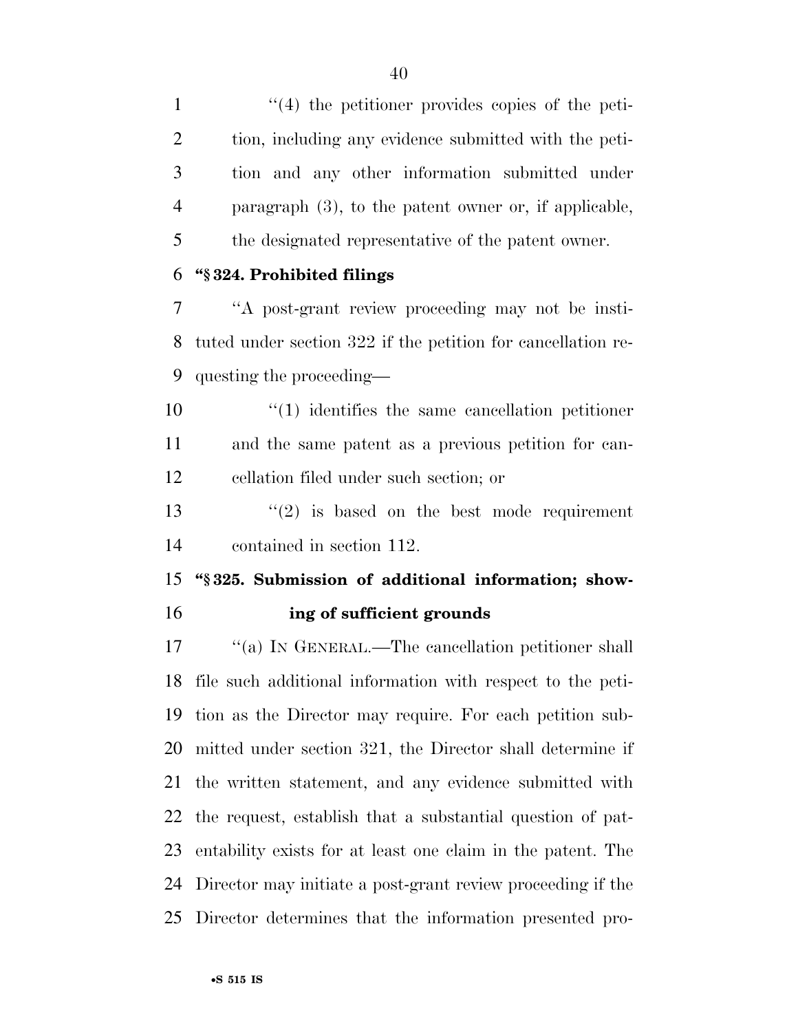"(4) the petitioner provides copies of the petition, including any evidence submitted with the petition and any other information submitted under paragraph (3), to the patent owner or, if applicable, the designated representative of the patent owner.

**"§ 324. Prohibited filings**

"A post-grant review proceeding may not be instituted under section 322 if the petition for cancellation requesting the proceeding—

"(1) identifies the same cancellation petitioner and the same patent as a previous petition for cancellation filed under such section; or

"(2) is based on the best mode requirement contained in section 112.

**"§ 325. Submission of additional information; showing of sufficient grounds**

"(a) IN GENERAL.—The cancellation petitioner shall file such additional information with respect to the petition as the Director may require. For each petition submitted under section 321, the Director shall determine if the written statement, and any evidence submitted with the request, establish that a substantial question of patentability exists for at least one claim in the patent. The Director may initiate a post-grant review proceeding if the Director determines that the information presented pro-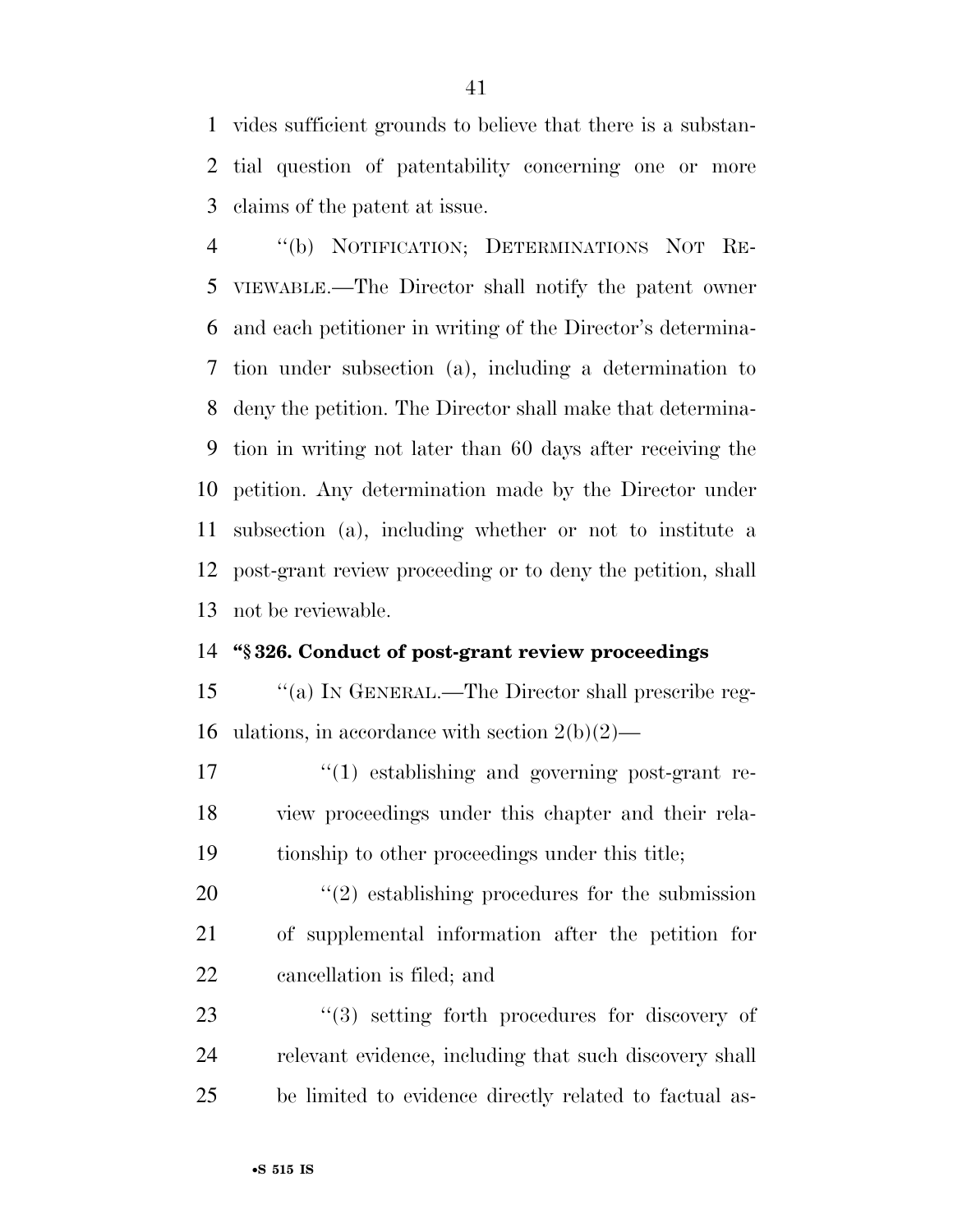vides sufficient grounds to believe that there is a substantial question of patentability concerning one or more claims of the patent at issue.

"(b) NOTIFICATION; DETERMINATIONS NOT REVIEWABLE.—The Director shall notify the patent owner and each petitioner in writing of the Director's determination under subsection (a), including a determination to deny the petition. The Director shall make that determination in writing not later than 60 days after receiving the petition. Any determination made by the Director under subsection (a), including whether or not to institute a post-grant review proceeding or to deny the petition, shall not be reviewable.

**"§ 326. Conduct of post-grant review proceedings**

"(a) IN GENERAL.—The Director shall prescribe regulations, in accordance with section 2(b)(2)—

"(1) establishing and governing post-grant review proceedings under this chapter and their relationship to other proceedings under this title;

"(2) establishing procedures for the submission of supplemental information after the petition for cancellation is filed; and

"(3) setting forth procedures for discovery of relevant evidence, including that such discovery shall be limited to evidence directly related to factual as-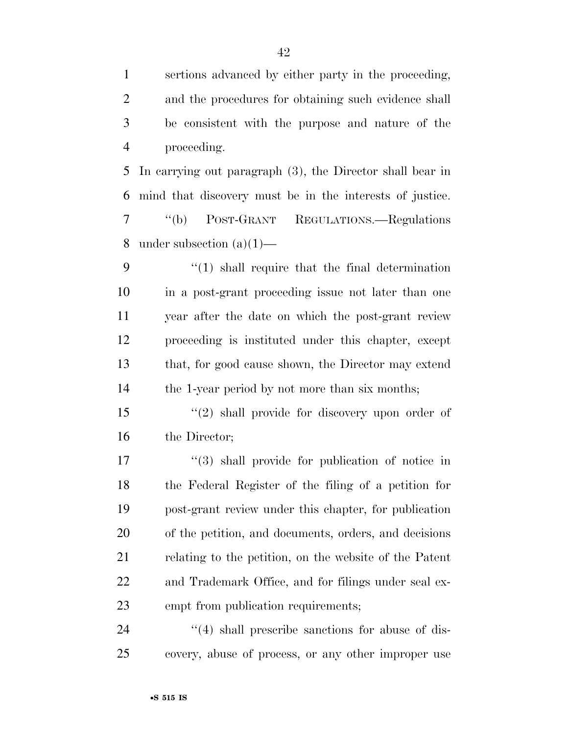sertions advanced by either party in the proceeding, and the procedures for obtaining such evidence shall be consistent with the purpose and nature of the proceeding.

In carrying out paragraph (3), the Director shall bear in mind that discovery must be in the interests of justice.

"(b) POST-GRANT REGULATIONS.—Regulations under subsection (a)(1)—

"(1) shall require that the final determination in a post-grant proceeding issue not later than one year after the date on which the post-grant review proceeding is instituted under this chapter, except that, for good cause shown, the Director may extend the 1-year period by not more than six months;

"(2) shall provide for discovery upon order of the Director;

"(3) shall provide for publication of notice in the Federal Register of the filing of a petition for post-grant review under this chapter, for publication of the petition, and documents, orders, and decisions relating to the petition, on the website of the Patent and Trademark Office, and for filings under seal exempt from publication requirements;

"(4) shall prescribe sanctions for abuse of discovery, abuse of process, or any other improper use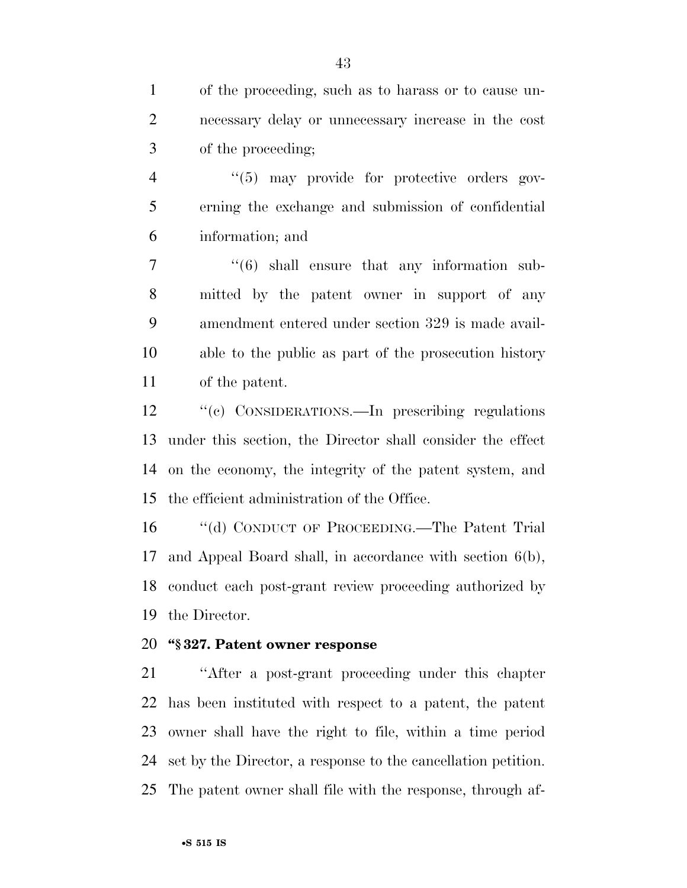of the proceeding, such as to harass or to cause unnecessary delay or unnecessary increase in the cost of the proceeding;

''(5) may provide for protective orders governing the exchange and submission of confidential information; and

''(6) shall ensure that any information submitted by the patent owner in support of any amendment entered under section 329 is made available to the public as part of the prosecution history of the patent.

''(c) CONSIDERATIONS.—In prescribing regulations under this section, the Director shall consider the effect on the economy, the integrity of the patent system, and the efficient administration of the Office.

''(d) CONDUCT OF PROCEEDING.—The Patent Trial and Appeal Board shall, in accordance with section 6(b), conduct each post-grant review proceeding authorized by the Director.

**''§ 327. Patent owner response**

''After a post-grant proceeding under this chapter has been instituted with respect to a patent, the patent owner shall have the right to file, within a time period set by the Director, a response to the cancellation petition. The patent owner shall file with the response, through af-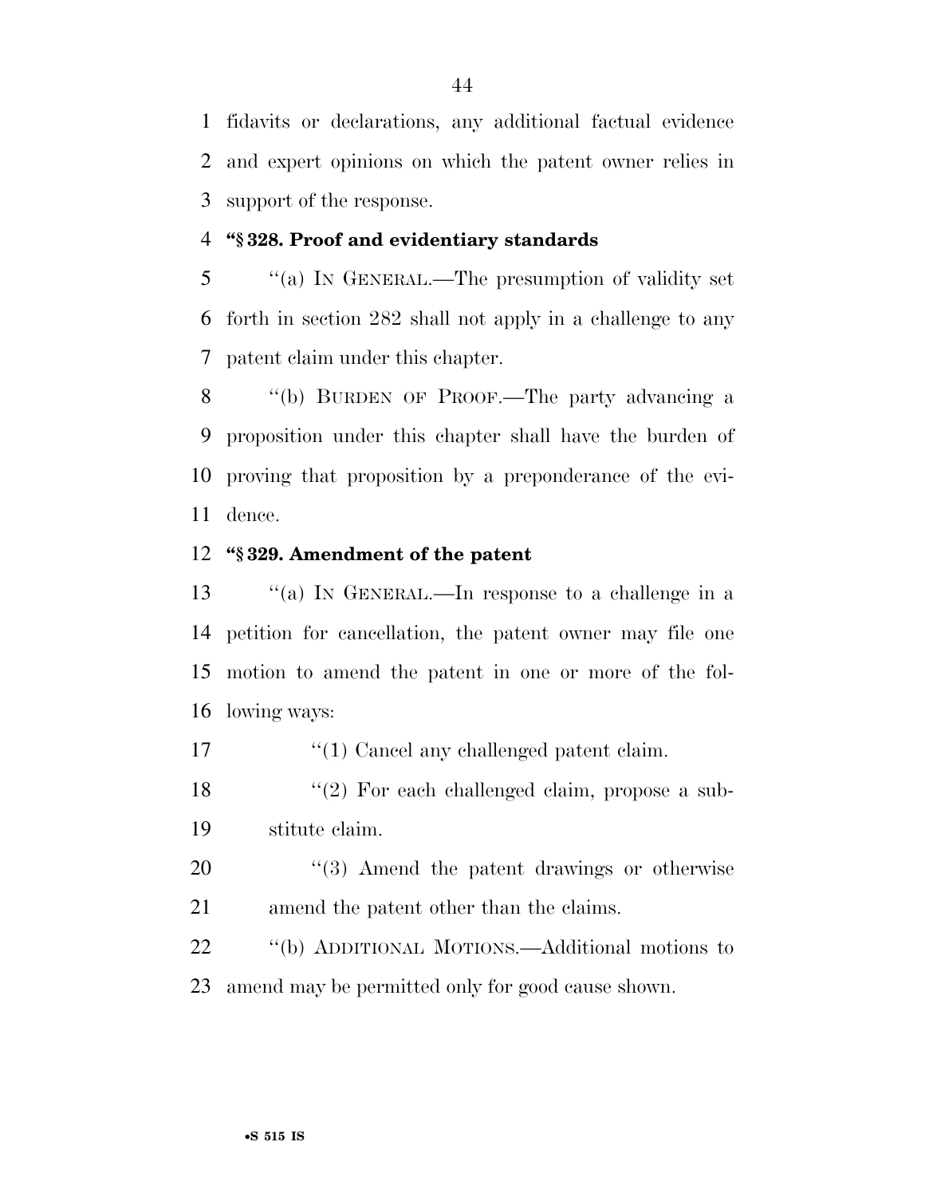fidavits or declarations, any additional factual evidence and expert opinions on which the patent owner relies in support of the response.

**"§ 328. Proof and evidentiary standards**

"(a) IN GENERAL.—The presumption of validity set forth in section 282 shall not apply in a challenge to any patent claim under this chapter.

"(b) BURDEN OF PROOF.—The party advancing a proposition under this chapter shall have the burden of proving that proposition by a preponderance of the evidence.

**"§ 329. Amendment of the patent**

"(a) IN GENERAL.—In response to a challenge in a petition for cancellation, the patent owner may file one motion to amend the patent in one or more of the following ways:

"(1) Cancel any challenged patent claim.

"(2) For each challenged claim, propose a substitute claim.

"(3) Amend the patent drawings or otherwise amend the patent other than the claims.

"(b) ADDITIONAL MOTIONS.—Additional motions to amend may be permitted only for good cause shown.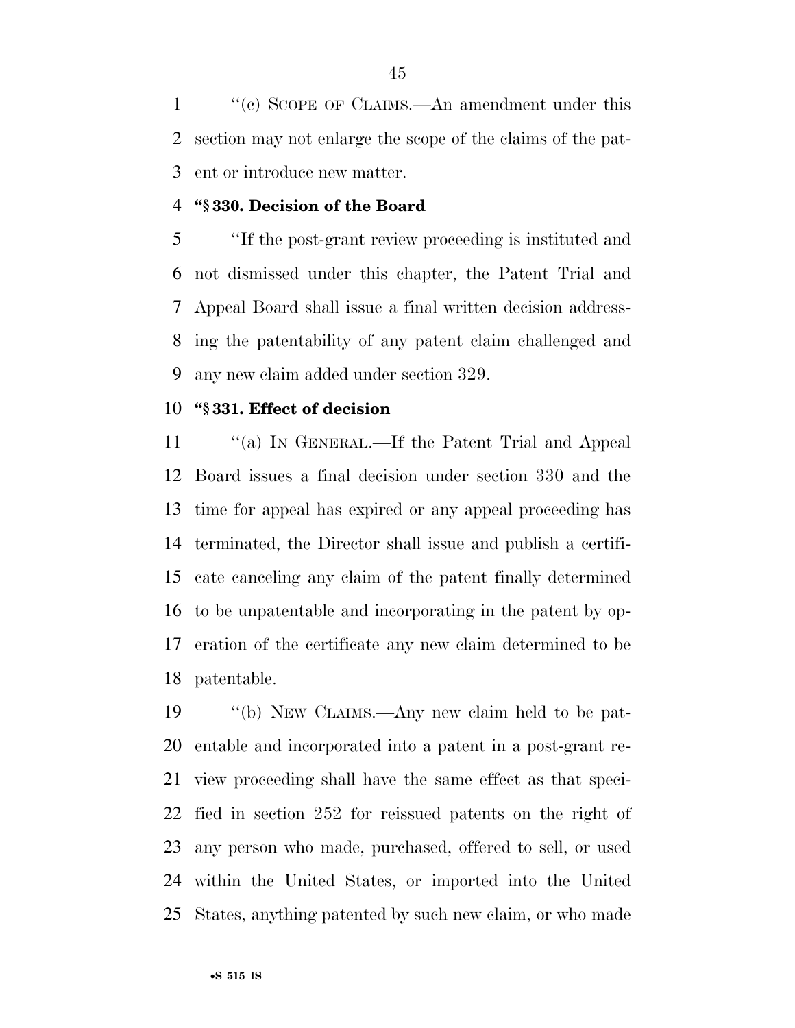''(c) SCOPE OF CLAIMS.—An amendment under this section may not enlarge the scope of the claims of the patent or introduce new matter.

**''§ 330. Decision of the Board**

''If the post-grant review proceeding is instituted and not dismissed under this chapter, the Patent Trial and Appeal Board shall issue a final written decision addressing the patentability of any patent claim challenged and any new claim added under section 329.

**''§ 331. Effect of decision**

''(a) IN GENERAL.—If the Patent Trial and Appeal Board issues a final decision under section 330 and the time for appeal has expired or any appeal proceeding has terminated, the Director shall issue and publish a certificate canceling any claim of the patent finally determined to be unpatentable and incorporating in the patent by operation of the certificate any new claim determined to be patentable.

''(b) NEW CLAIMS.—Any new claim held to be patentable and incorporated into a patent in a post-grant review proceeding shall have the same effect as that specified in section 252 for reissued patents on the right of any person who made, purchased, offered to sell, or used within the United States, or imported into the United States, anything patented by such new claim, or who made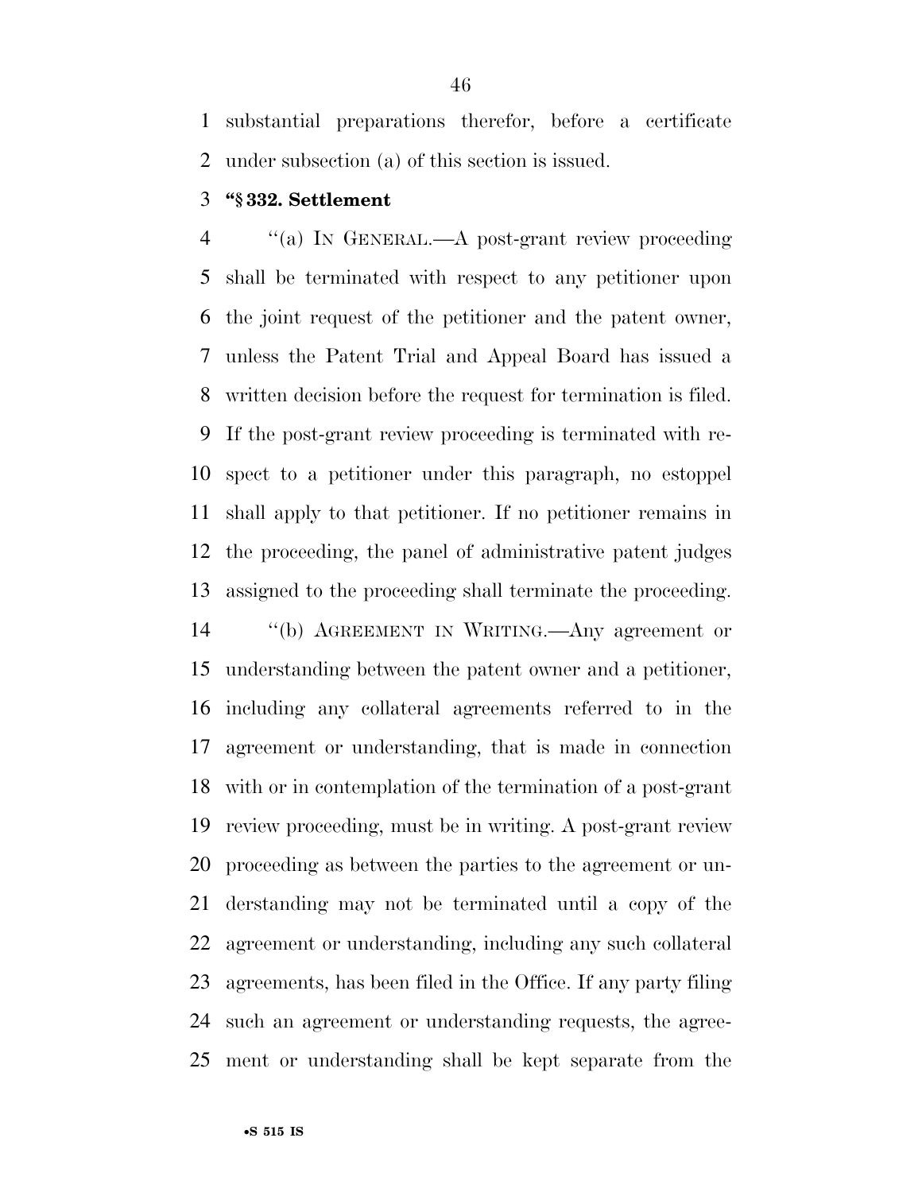substantial preparations therefor, before a certificate under subsection (a) of this section is issued.

**"§ 332. Settlement**

"(a) IN GENERAL.—A post-grant review proceeding shall be terminated with respect to any petitioner upon the joint request of the petitioner and the patent owner, unless the Patent Trial and Appeal Board has issued a written decision before the request for termination is filed. If the post-grant review proceeding is terminated with respect to a petitioner under this paragraph, no estoppel shall apply to that petitioner. If no petitioner remains in the proceeding, the panel of administrative patent judges assigned to the proceeding shall terminate the proceeding.

"(b) AGREEMENT IN WRITING.—Any agreement or understanding between the patent owner and a petitioner, including any collateral agreements referred to in the agreement or understanding, that is made in connection with or in contemplation of the termination of a post-grant review proceeding, must be in writing. A post-grant review proceeding as between the parties to the agreement or understanding may not be terminated until a copy of the agreement or understanding, including any such collateral agreements, has been filed in the Office. If any party filing such an agreement or understanding requests, the agreement or understanding shall be kept separate from the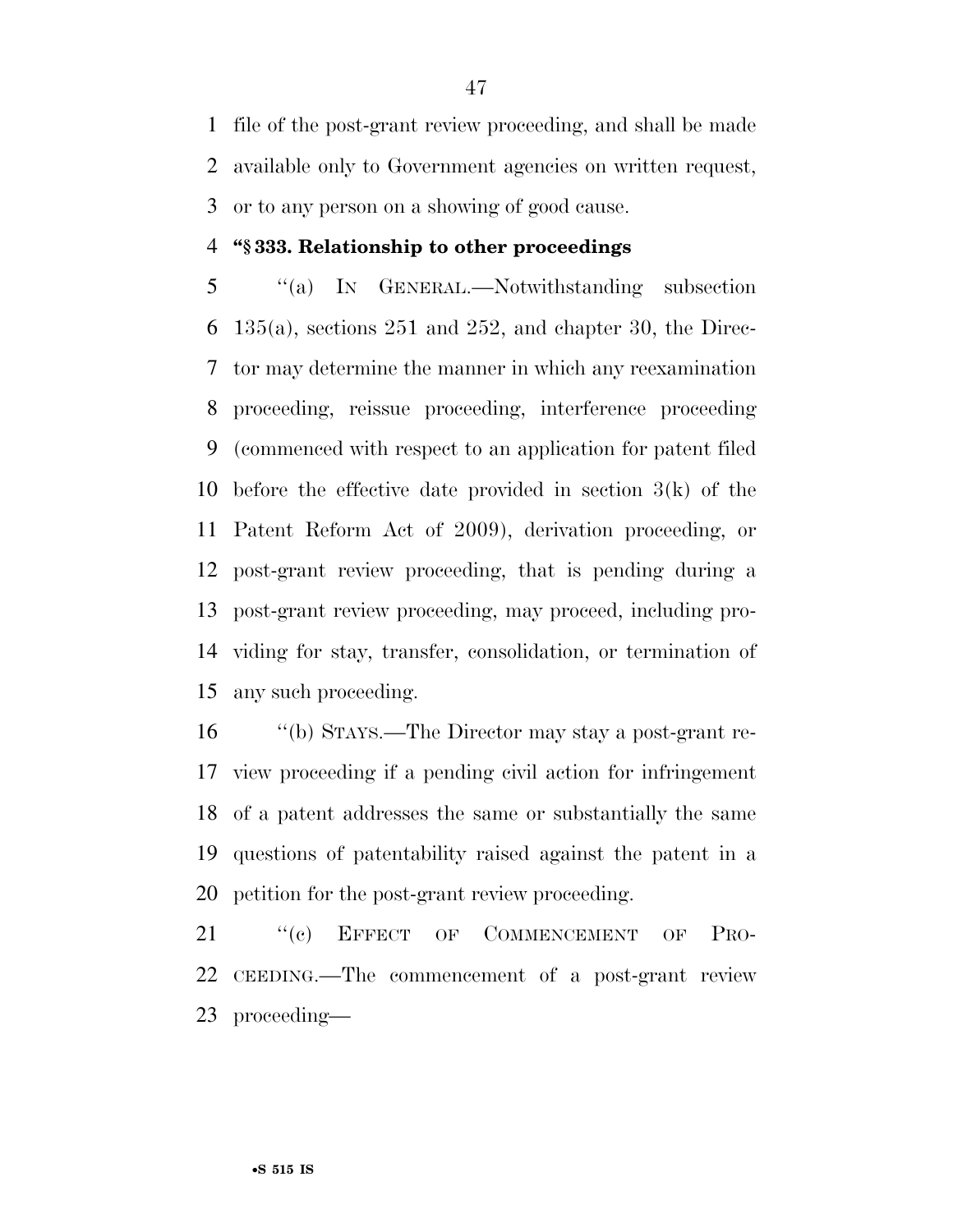file of the post-grant review proceeding, and shall be made available only to Government agencies on written request, or to any person on a showing of good cause.

**"§ 333. Relationship to other proceedings**

"(a) IN GENERAL.—Notwithstanding subsection 135(a), sections 251 and 252, and chapter 30, the Director may determine the manner in which any reexamination proceeding, reissue proceeding, interference proceeding (commenced with respect to an application for patent filed before the effective date provided in section 3(k) of the Patent Reform Act of 2009), derivation proceeding, or post-grant review proceeding, that is pending during a post-grant review proceeding, may proceed, including providing for stay, transfer, consolidation, or termination of any such proceeding.

"(b) STAYS.—The Director may stay a post-grant review proceeding if a pending civil action for infringement of a patent addresses the same or substantially the same questions of patentability raised against the patent in a petition for the post-grant review proceeding.

"(c) EFFECT OF COMMENCEMENT OF PROCEEDING.—The commencement of a post-grant review proceeding—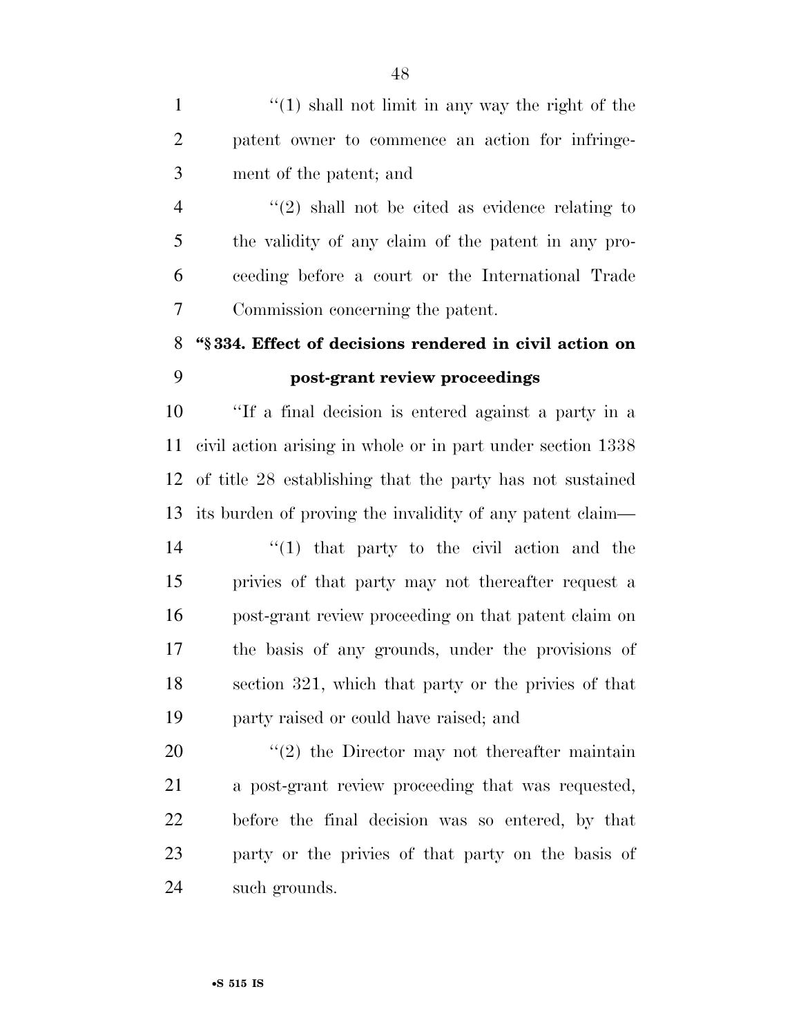"(1) shall not limit in any way the right of the patent owner to commence an action for infringement of the patent; and

"(2) shall not be cited as evidence relating to the validity of any claim of the patent in any proceeding before a court or the International Trade Commission concerning the patent.

**"§ 334. Effect of decisions rendered in civil action on post-grant review proceedings**

"If a final decision is entered against a party in a civil action arising in whole or in part under section 1338 of title 28 establishing that the party has not sustained its burden of proving the invalidity of any patent claim—

"(1) that party to the civil action and the privies of that party may not thereafter request a post-grant review proceeding on that patent claim on the basis of any grounds, under the provisions of section 321, which that party or the privies of that party raised or could have raised; and

"(2) the Director may not thereafter maintain a post-grant review proceeding that was requested, before the final decision was so entered, by that party or the privies of that party on the basis of such grounds.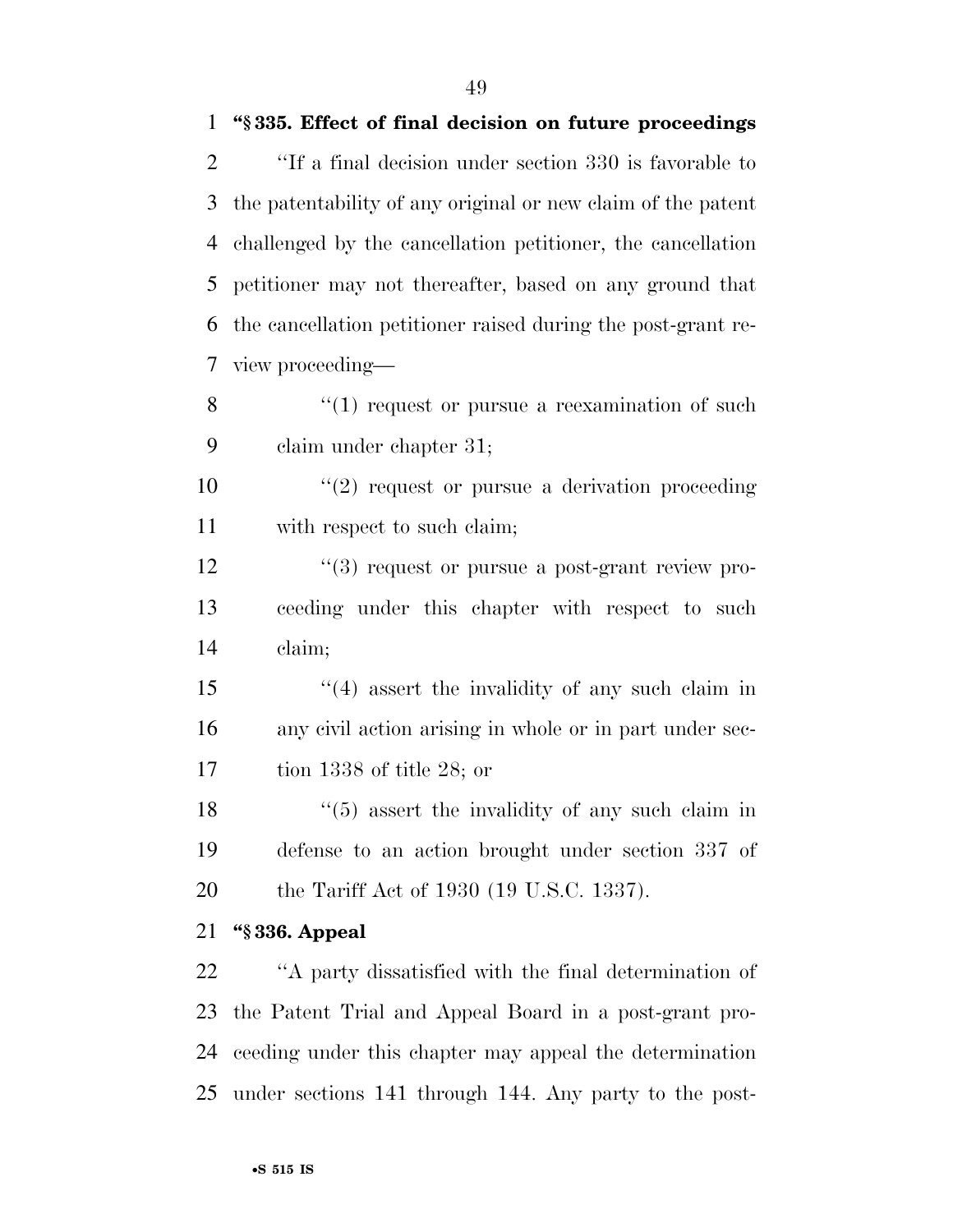**"§ 335. Effect of final decision on future proceedings**

"If a final decision under section 330 is favorable to the patentability of any original or new claim of the patent challenged by the cancellation petitioner, the cancellation petitioner may not thereafter, based on any ground that the cancellation petitioner raised during the post-grant review proceeding—

"(1) request or pursue a reexamination of such claim under chapter 31;

"(2) request or pursue a derivation proceeding with respect to such claim;

"(3) request or pursue a post-grant review proceeding under this chapter with respect to such claim;

"(4) assert the invalidity of any such claim in any civil action arising in whole or in part under section 1338 of title 28; or

"(5) assert the invalidity of any such claim in defense to an action brought under section 337 of the Tariff Act of 1930 (19 U.S.C. 1337).

**"§ 336. Appeal**

"A party dissatisfied with the final determination of the Patent Trial and Appeal Board in a post-grant proceeding under this chapter may appeal the determination under sections 141 through 144. Any party to the post-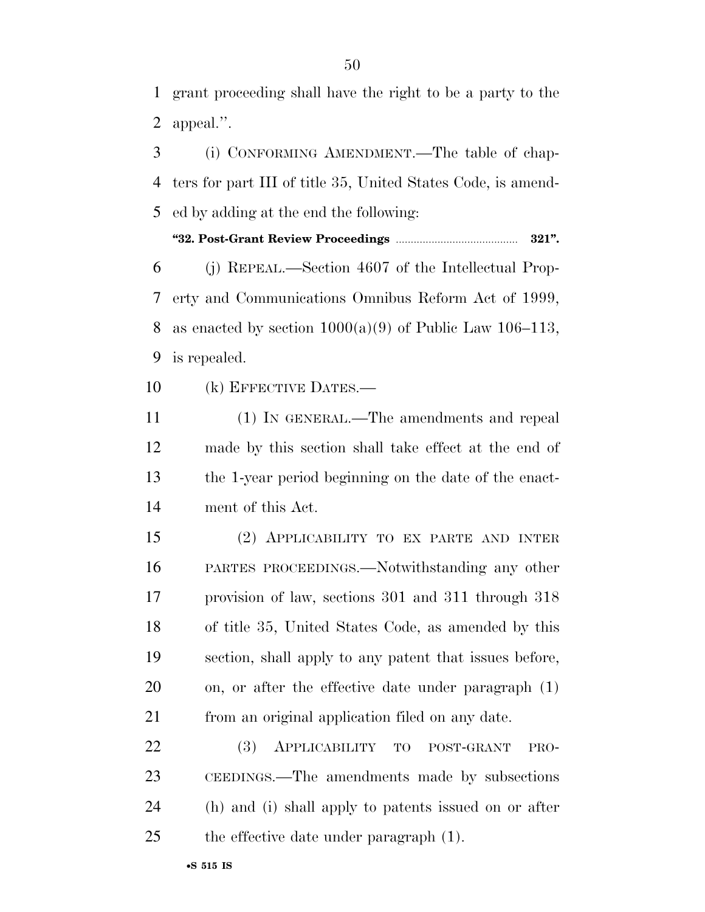grant proceeding shall have the right to be a party to the appeal.''.

(i) CONFORMING AMENDMENT.—The table of chapters for part III of title 35, United States Code, is amended by adding at the end the following:

**"32. Post-Grant Review Proceedings ........................................ 321".**

(j) REPEAL.—Section 4607 of the Intellectual Property and Communications Omnibus Reform Act of 1999, as enacted by section 1000(a)(9) of Public Law 106–113, is repealed.

(k) EFFECTIVE DATES.—

(1) IN GENERAL.—The amendments and repeal made by this section shall take effect at the end of the 1-year period beginning on the date of the enactment of this Act.

(2) APPLICABILITY TO EX PARTE AND INTER PARTES PROCEEDINGS.—Notwithstanding any other provision of law, sections 301 and 311 through 318 of title 35, United States Code, as amended by this section, shall apply to any patent that issues before, on, or after the effective date under paragraph (1) from an original application filed on any date.

(3) APPLICABILITY TO POST-GRANT PROCEEDINGS.—The amendments made by subsections (h) and (i) shall apply to patents issued on or after the effective date under paragraph (1).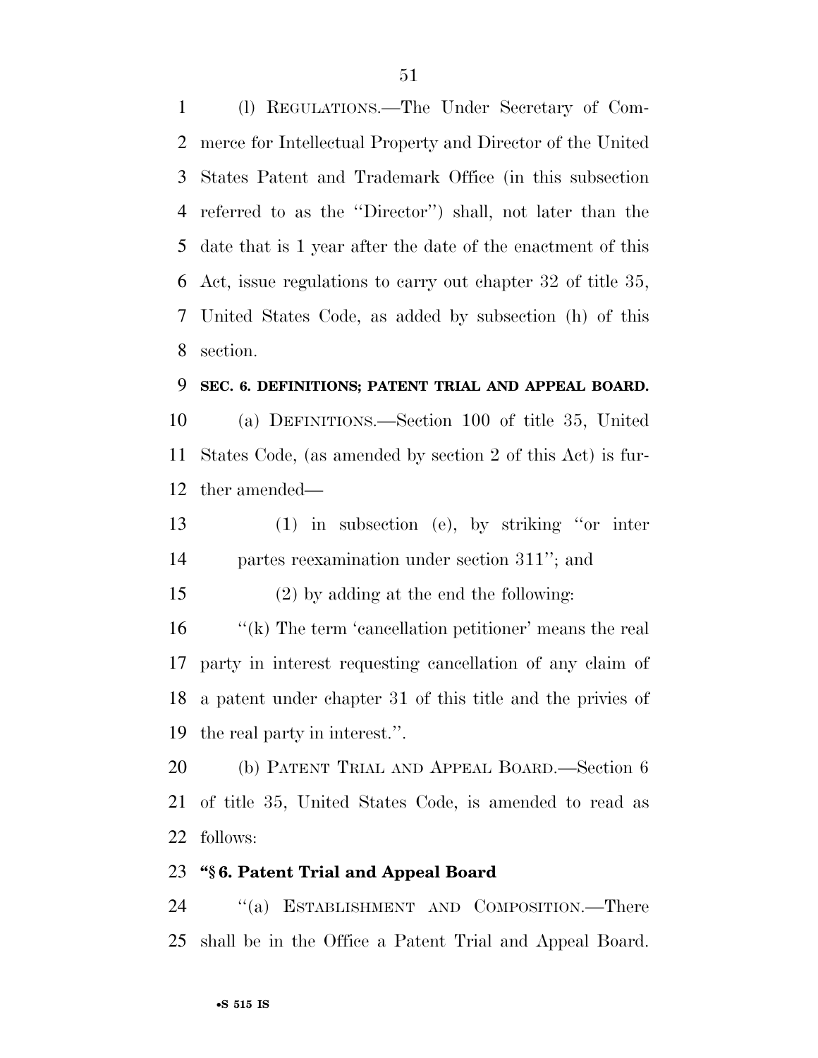(l) REGULATIONS.—The Under Secretary of Commerce for Intellectual Property and Director of the United States Patent and Trademark Office (in this subsection referred to as the "Director") shall, not later than the date that is 1 year after the date of the enactment of this Act, issue regulations to carry out chapter 32 of title 35, United States Code, as added by subsection (h) of this section.

**SEC. 6. DEFINITIONS; PATENT TRIAL AND APPEAL BOARD.**

(a) DEFINITIONS.—Section 100 of title 35, United States Code, (as amended by section 2 of this Act) is further amended—

(1) in subsection (e), by striking "or inter partes reexamination under section 311"; and

(2) by adding at the end the following:

"(k) The term 'cancellation petitioner' means the real party in interest requesting cancellation of any claim of a patent under chapter 31 of this title and the privies of the real party in interest.".

(b) PATENT TRIAL AND APPEAL BOARD.—Section 6 of title 35, United States Code, is amended to read as follows:

**"§ 6. Patent Trial and Appeal Board**

"(a) ESTABLISHMENT AND COMPOSITION.—There shall be in the Office a Patent Trial and Appeal Board.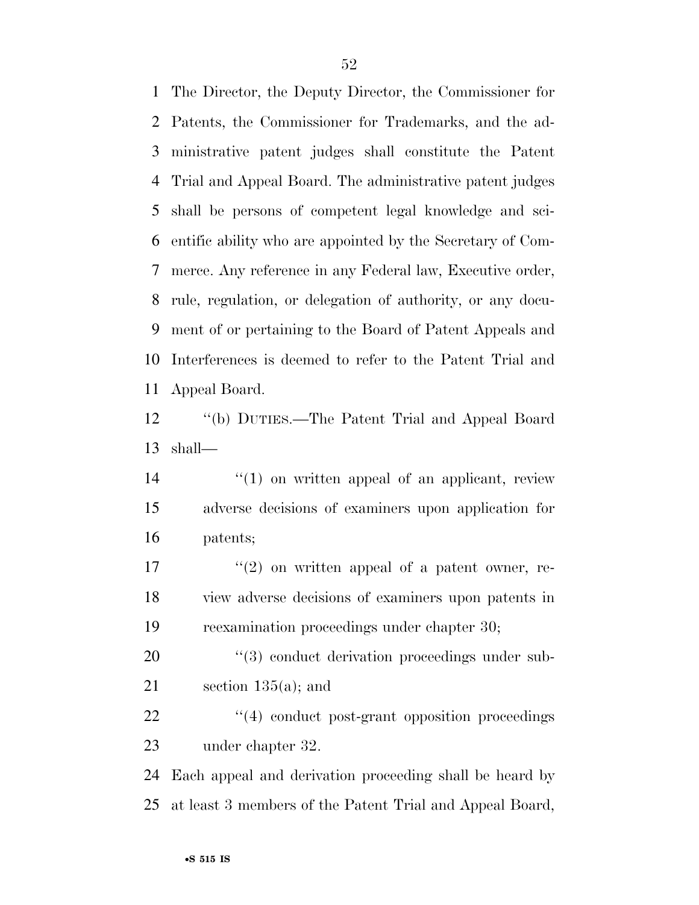The Director, the Deputy Director, the Commissioner for Patents, the Commissioner for Trademarks, and the administrative patent judges shall constitute the Patent Trial and Appeal Board. The administrative patent judges shall be persons of competent legal knowledge and scientific ability who are appointed by the Secretary of Commerce. Any reference in any Federal law, Executive order, rule, regulation, or delegation of authority, or any document of or pertaining to the Board of Patent Appeals and Interferences is deemed to refer to the Patent Trial and Appeal Board.

''(b) DUTIES.—The Patent Trial and Appeal Board shall—

''(1) on written appeal of an applicant, review adverse decisions of examiners upon application for patents;

''(2) on written appeal of a patent owner, review adverse decisions of examiners upon patents in reexamination proceedings under chapter 30;

''(3) conduct derivation proceedings under subsection 135(a); and

''(4) conduct post-grant opposition proceedings under chapter 32.

Each appeal and derivation proceeding shall be heard by at least 3 members of the Patent Trial and Appeal Board,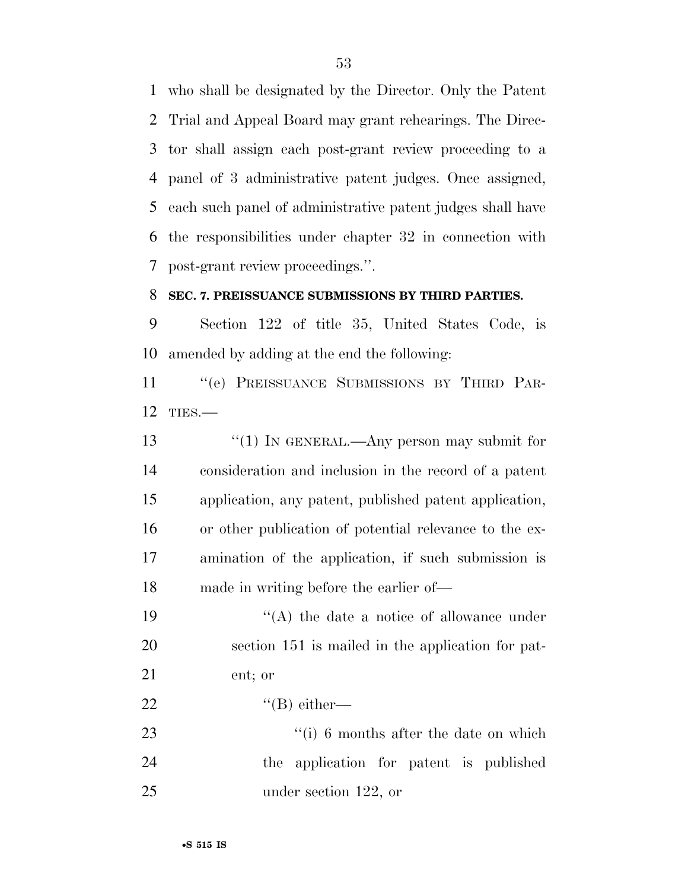who shall be designated by the Director. Only the Patent Trial and Appeal Board may grant rehearings. The Director shall assign each post-grant review proceeding to a panel of 3 administrative patent judges. Once assigned, each such panel of administrative patent judges shall have the responsibilities under chapter 32 in connection with post-grant review proceedings.''.

**SEC. 7. PREISSUANCE SUBMISSIONS BY THIRD PARTIES.**

Section 122 of title 35, United States Code, is amended by adding at the end the following:

''(e) PREISSUANCE SUBMISSIONS BY THIRD PARTIES.—

''(1) IN GENERAL.—Any person may submit for consideration and inclusion in the record of a patent application, any patent, published patent application, or other publication of potential relevance to the examination of the application, if such submission is made in writing before the earlier of—

''(A) the date a notice of allowance under section 151 is mailed in the application for patent; or

''(B) either—

''(i) 6 months after the date on which the application for patent is published under section 122, or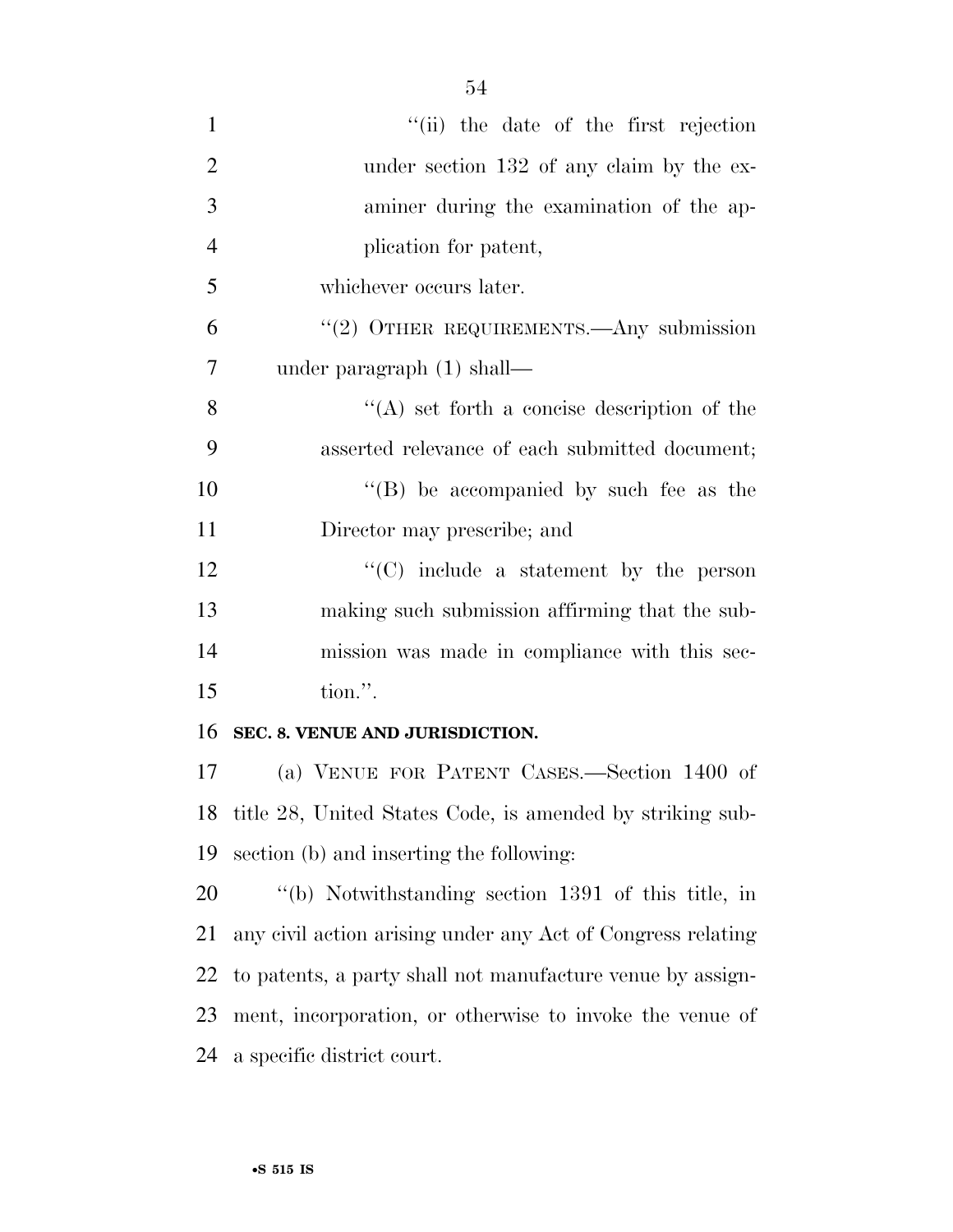"(ii) the date of the first rejection under section 132 of any claim by the examiner during the examination of the application for patent,

whichever occurs later.

"(2) OTHER REQUIREMENTS.—Any submission under paragraph (1) shall—

"(A) set forth a concise description of the asserted relevance of each submitted document;

"(B) be accompanied by such fee as the Director may prescribe; and

"(C) include a statement by the person making such submission affirming that the submission was made in compliance with this section.".

**SEC. 8. VENUE AND JURISDICTION.**

(a) VENUE FOR PATENT CASES.—Section 1400 of title 28, United States Code, is amended by striking subsection (b) and inserting the following:

"(b) Notwithstanding section 1391 of this title, in any civil action arising under any Act of Congress relating to patents, a party shall not manufacture venue by assignment, incorporation, or otherwise to invoke the venue of a specific district court.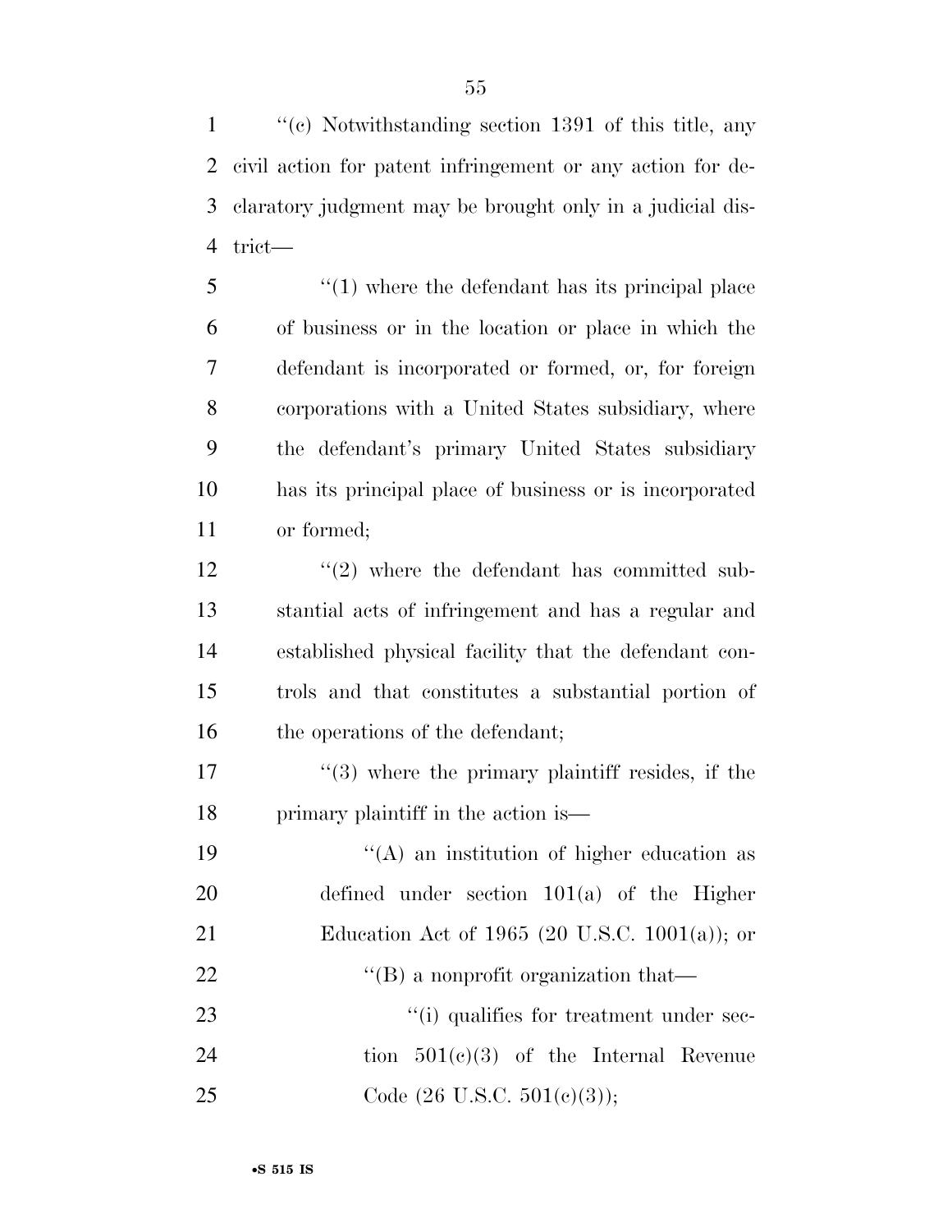''(c) Notwithstanding section 1391 of this title, any civil action for patent infringement or any action for declaratory judgment may be brought only in a judicial district—

''(1) where the defendant has its principal place of business or in the location or place in which the defendant is incorporated or formed, or, for foreign corporations with a United States subsidiary, where the defendant's primary United States subsidiary has its principal place of business or is incorporated or formed;

''(2) where the defendant has committed substantial acts of infringement and has a regular and established physical facility that the defendant controls and that constitutes a substantial portion of the operations of the defendant;

''(3) where the primary plaintiff resides, if the primary plaintiff in the action is—

''(A) an institution of higher education as defined under section 101(a) of the Higher Education Act of 1965 (20 U.S.C. 1001(a)); or

''(B) a nonprofit organization that—

''(i) qualifies for treatment under section 501(c)(3) of the Internal Revenue Code (26 U.S.C. 501(c)(3));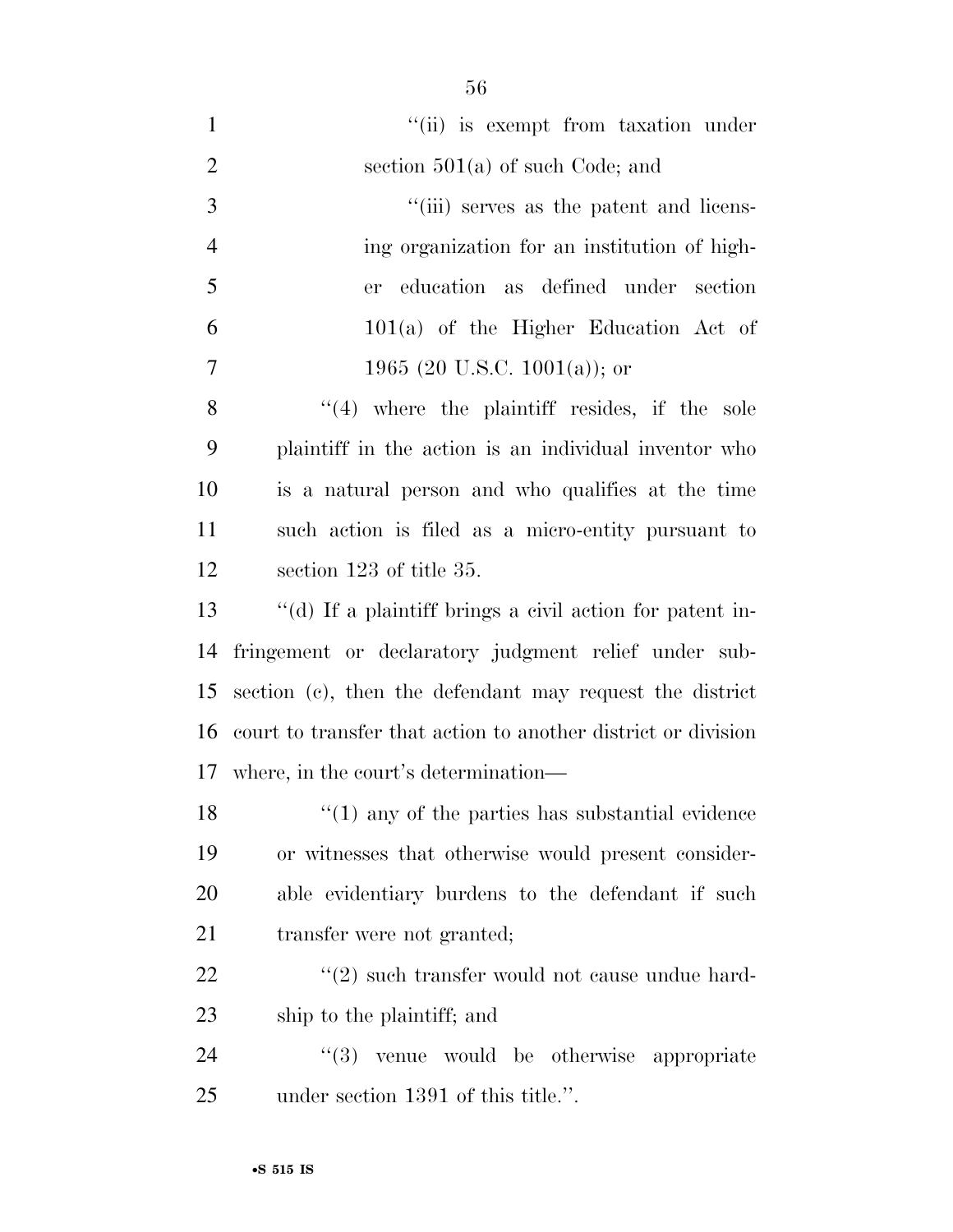''(ii) is exempt from taxation under section 501(a) of such Code; and

''(iii) serves as the patent and licensing organization for an institution of higher education as defined under section 101(a) of the Higher Education Act of 1965 (20 U.S.C. 1001(a)); or

''(4) where the plaintiff resides, if the sole plaintiff in the action is an individual inventor who is a natural person and who qualifies at the time such action is filed as a micro-entity pursuant to section 123 of title 35.

''(d) If a plaintiff brings a civil action for patent infringement or declaratory judgment relief under subsection (c), then the defendant may request the district court to transfer that action to another district or division where, in the court's determination—

''(1) any of the parties has substantial evidence or witnesses that otherwise would present considerable evidentiary burdens to the defendant if such transfer were not granted;

''(2) such transfer would not cause undue hardship to the plaintiff; and

''(3) venue would be otherwise appropriate under section 1391 of this title.''.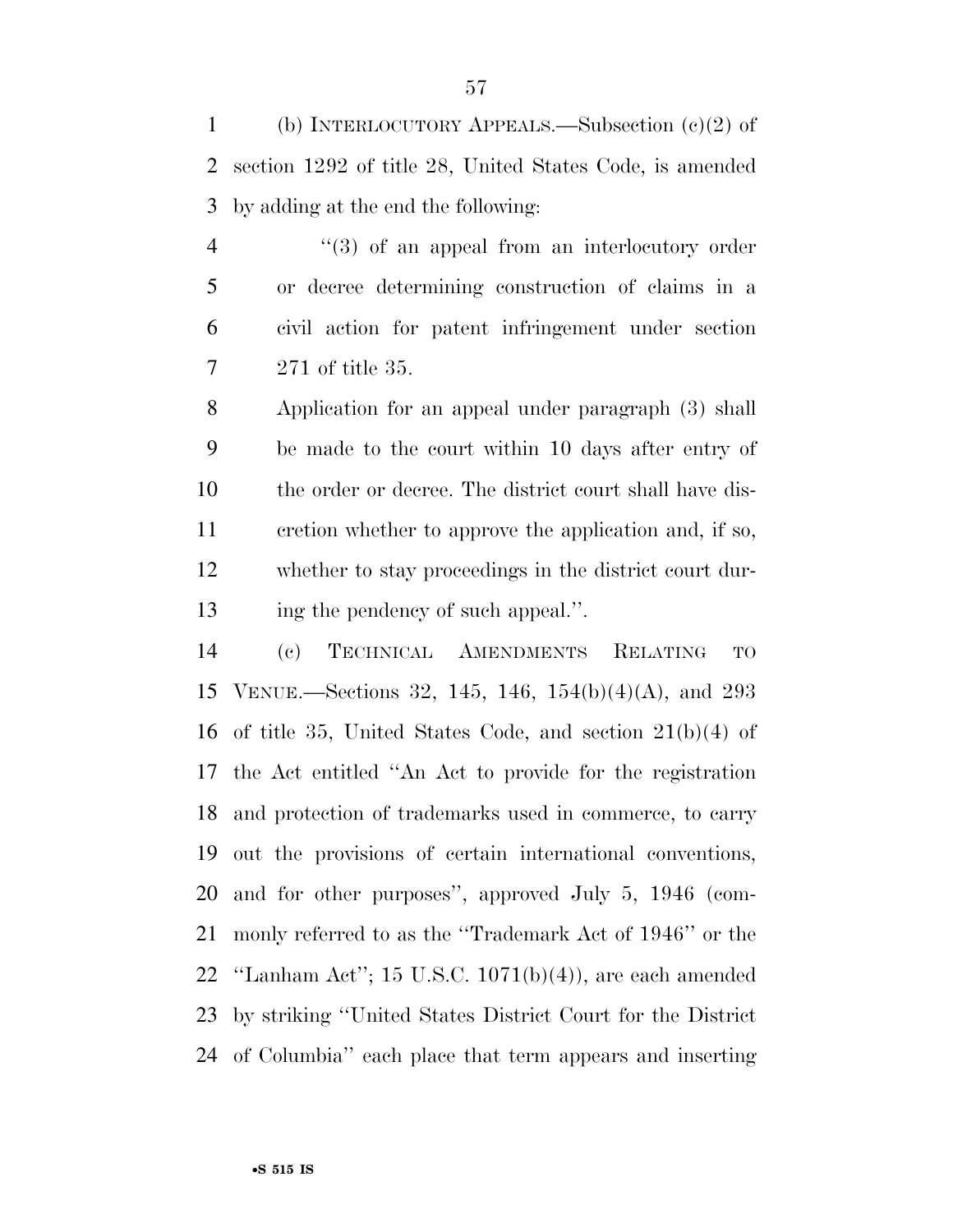(b) INTERLOCUTORY APPEALS.—Subsection (c)(2) of section 1292 of title 28, United States Code, is amended by adding at the end the following:

"(3) of an appeal from an interlocutory order or decree determining construction of claims in a civil action for patent infringement under section 271 of title 35.

Application for an appeal under paragraph (3) shall be made to the court within 10 days after entry of the order or decree. The district court shall have discretion whether to approve the application and, if so, whether to stay proceedings in the district court during the pendency of such appeal.".

(c) TECHNICAL AMENDMENTS RELATING TO VENUE.—Sections 32, 145, 146, 154(b)(4)(A), and 293 of title 35, United States Code, and section 21(b)(4) of the Act entitled "An Act to provide for the registration and protection of trademarks used in commerce, to carry out the provisions of certain international conventions, and for other purposes", approved July 5, 1946 (commonly referred to as the "Trademark Act of 1946" or the "Lanham Act"; 15 U.S.C. 1071(b)(4)), are each amended by striking "United States District Court for the District of Columbia" each place that term appears and inserting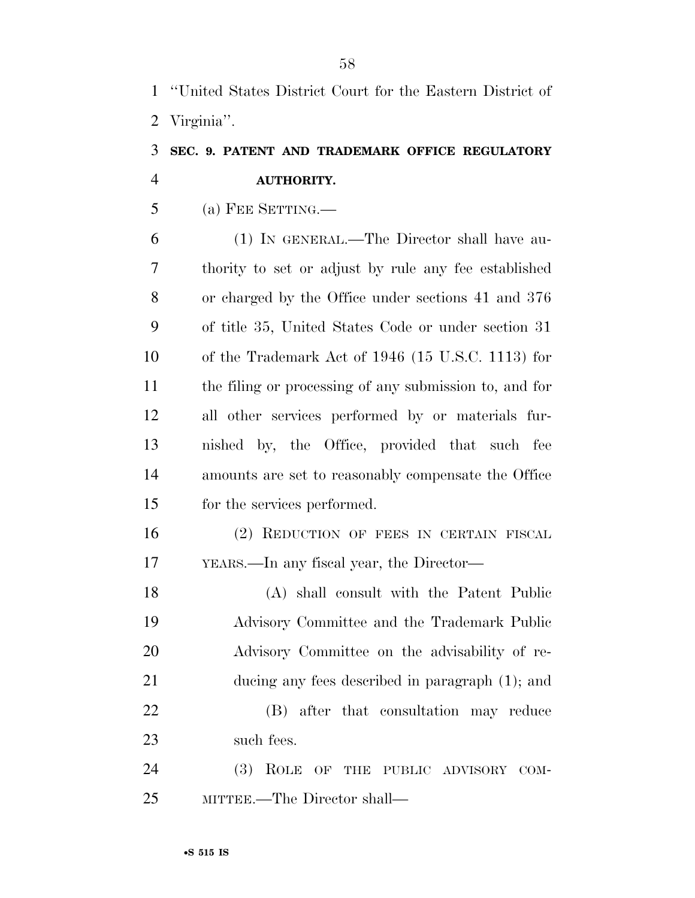"United States District Court for the Eastern District of Virginia".

### SEC. 9. PATENT AND TRADEMARK OFFICE REGULATORY AUTHORITY.

(a) FEE SETTING.—

(1) IN GENERAL.—The Director shall have authority to set or adjust by rule any fee established or charged by the Office under sections 41 and 376 of title 35, United States Code or under section 31 of the Trademark Act of 1946 (15 U.S.C. 1113) for the filing or processing of any submission to, and for all other services performed by or materials furnished by, the Office, provided that such fee amounts are set to reasonably compensate the Office for the services performed.

(2) REDUCTION OF FEES IN CERTAIN FISCAL YEARS.—In any fiscal year, the Director—

(A) shall consult with the Patent Public Advisory Committee and the Trademark Public Advisory Committee on the advisability of reducing any fees described in paragraph (1); and

(B) after that consultation may reduce such fees.

(3) ROLE OF THE PUBLIC ADVISORY COMMITTEE.—The Director shall—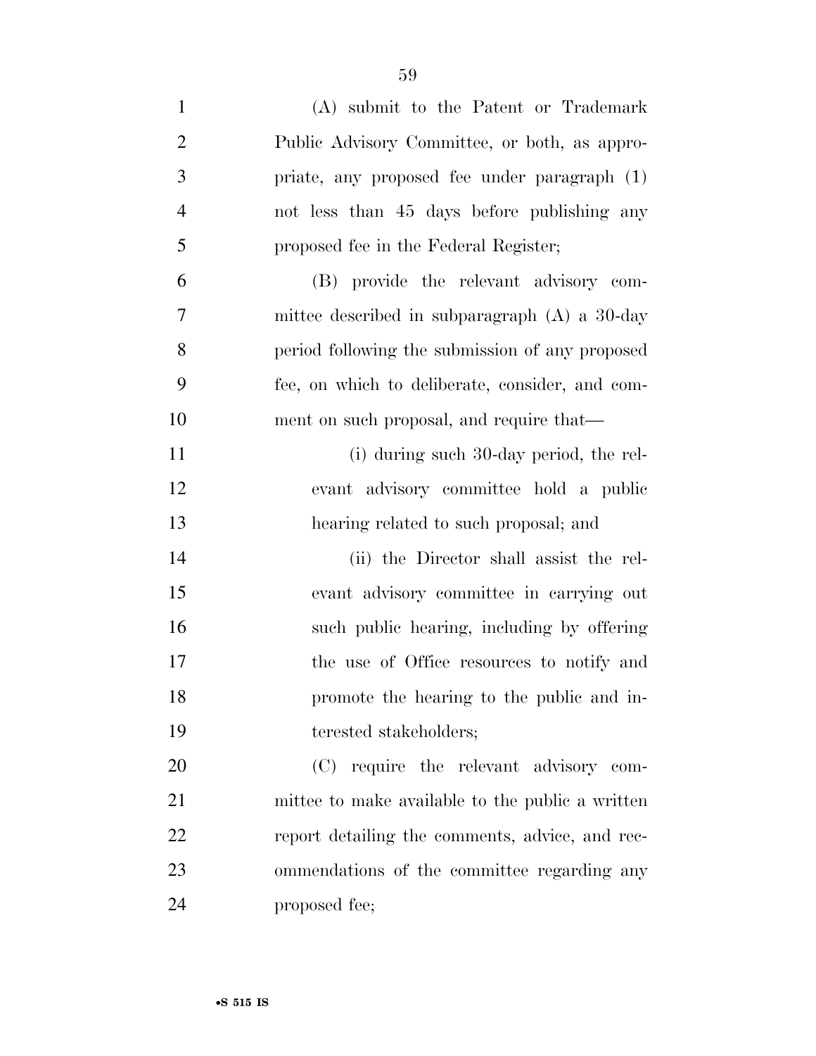(A) submit to the Patent or Trademark Public Advisory Committee, or both, as appropriate, any proposed fee under paragraph (1) not less than 45 days before publishing any proposed fee in the Federal Register;

(B) provide the relevant advisory committee described in subparagraph (A) a 30-day period following the submission of any proposed fee, on which to deliberate, consider, and comment on such proposal, and require that—

(i) during such 30-day period, the relevant advisory committee hold a public hearing related to such proposal; and

(ii) the Director shall assist the relevant advisory committee in carrying out such public hearing, including by offering the use of Office resources to notify and promote the hearing to the public and interested stakeholders;

(C) require the relevant advisory committee to make available to the public a written report detailing the comments, advice, and recommendations of the committee regarding any proposed fee;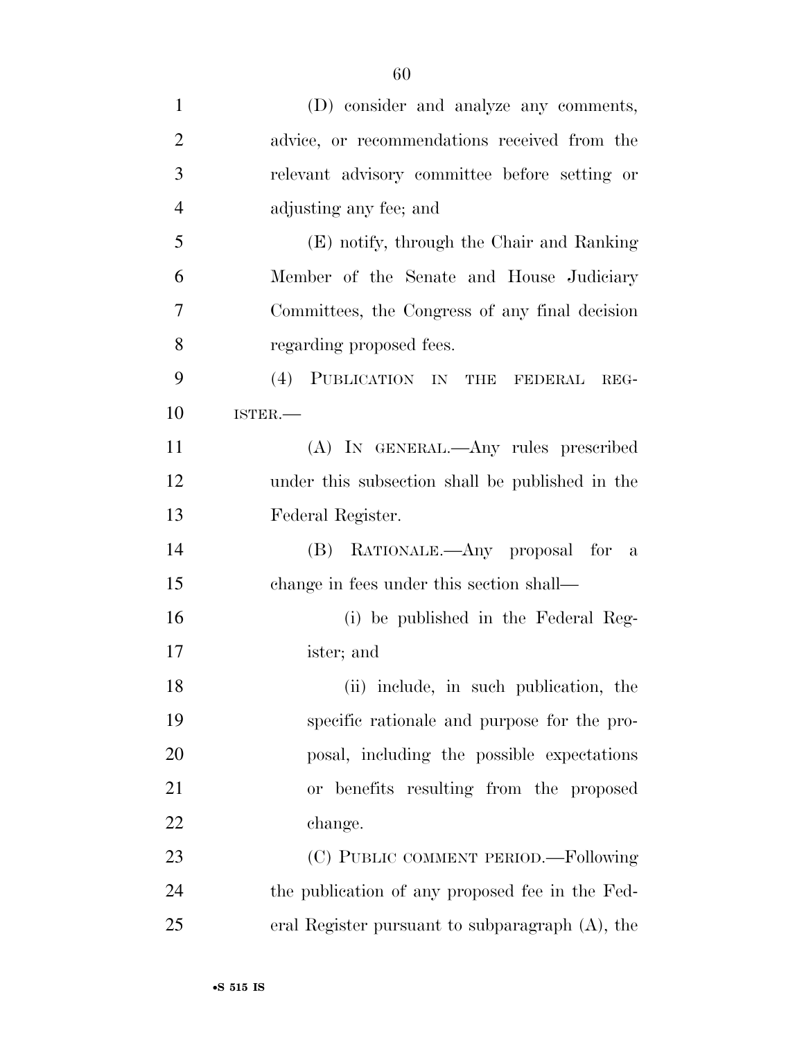(D) consider and analyze any comments, advice, or recommendations received from the relevant advisory committee before setting or adjusting any fee; and

(E) notify, through the Chair and Ranking Member of the Senate and House Judiciary Committees, the Congress of any final decision regarding proposed fees.

(4) PUBLICATION IN THE FEDERAL REGISTER.—

(A) IN GENERAL.—Any rules prescribed under this subsection shall be published in the Federal Register.

(B) RATIONALE.—Any proposal for a change in fees under this section shall—

(i) be published in the Federal Register; and

(ii) include, in such publication, the specific rationale and purpose for the proposal, including the possible expectations or benefits resulting from the proposed change.

(C) PUBLIC COMMENT PERIOD.—Following the publication of any proposed fee in the Federal Register pursuant to subparagraph (A), the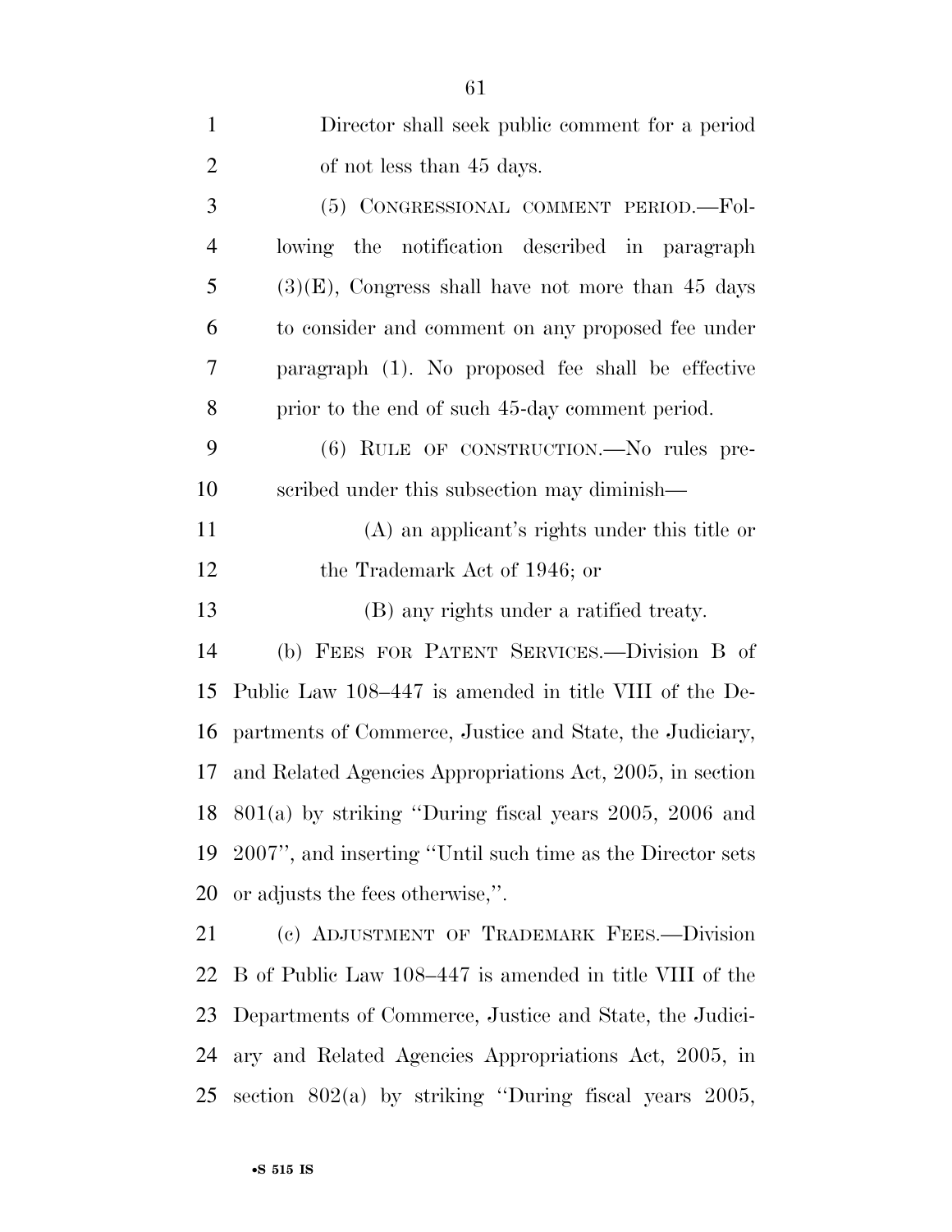Director shall seek public comment for a period of not less than 45 days.

(5) CONGRESSIONAL COMMENT PERIOD.—Following the notification described in paragraph (3)(E), Congress shall have not more than 45 days to consider and comment on any proposed fee under paragraph (1). No proposed fee shall be effective prior to the end of such 45-day comment period.

(6) RULE OF CONSTRUCTION.—No rules prescribed under this subsection may diminish—

(A) an applicant's rights under this title or the Trademark Act of 1946; or

(B) any rights under a ratified treaty.

(b) FEES FOR PATENT SERVICES.—Division B of Public Law 108–447 is amended in title VIII of the Departments of Commerce, Justice and State, the Judiciary, and Related Agencies Appropriations Act, 2005, in section 801(a) by striking "During fiscal years 2005, 2006 and 2007", and inserting "Until such time as the Director sets or adjusts the fees otherwise,".

(c) ADJUSTMENT OF TRADEMARK FEES.—Division B of Public Law 108–447 is amended in title VIII of the Departments of Commerce, Justice and State, the Judiciary and Related Agencies Appropriations Act, 2005, in section 802(a) by striking "During fiscal years 2005,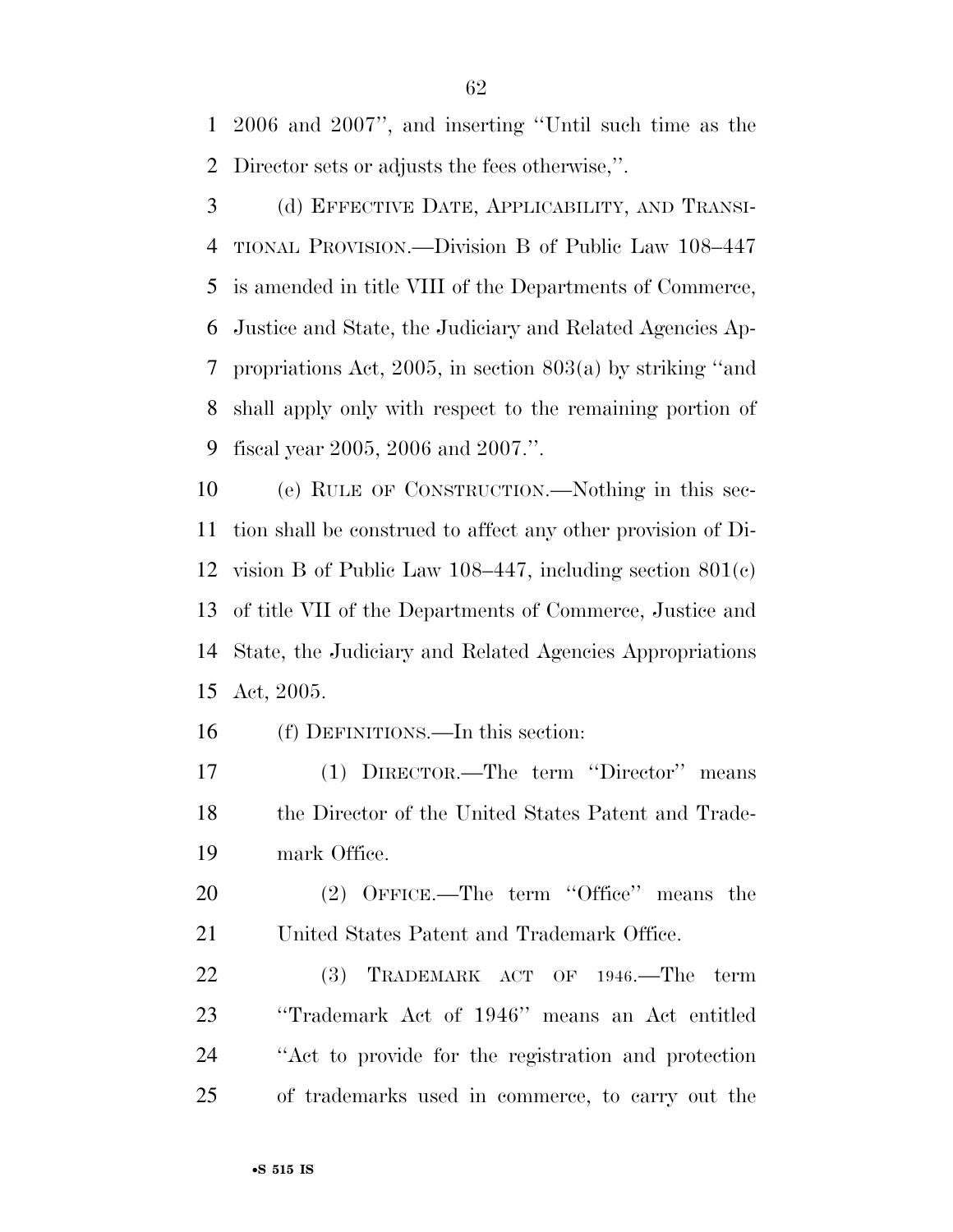2006 and 2007'', and inserting ''Until such time as the Director sets or adjusts the fees otherwise,''.

(d) EFFECTIVE DATE, APPLICABILITY, AND TRANSITIONAL PROVISION.—Division B of Public Law 108–447 is amended in title VIII of the Departments of Commerce, Justice and State, the Judiciary and Related Agencies Appropriations Act, 2005, in section 803(a) by striking ''and shall apply only with respect to the remaining portion of fiscal year 2005, 2006 and 2007.''.

(e) RULE OF CONSTRUCTION.—Nothing in this section shall be construed to affect any other provision of Division B of Public Law 108–447, including section 801(c) of title VII of the Departments of Commerce, Justice and State, the Judiciary and Related Agencies Appropriations Act, 2005.

(f) DEFINITIONS.—In this section:

(1) DIRECTOR.—The term ''Director'' means the Director of the United States Patent and Trademark Office.

(2) OFFICE.—The term ''Office'' means the United States Patent and Trademark Office.

(3) TRADEMARK ACT OF 1946.—The term ''Trademark Act of 1946'' means an Act entitled ''Act to provide for the registration and protection of trademarks used in commerce, to carry out the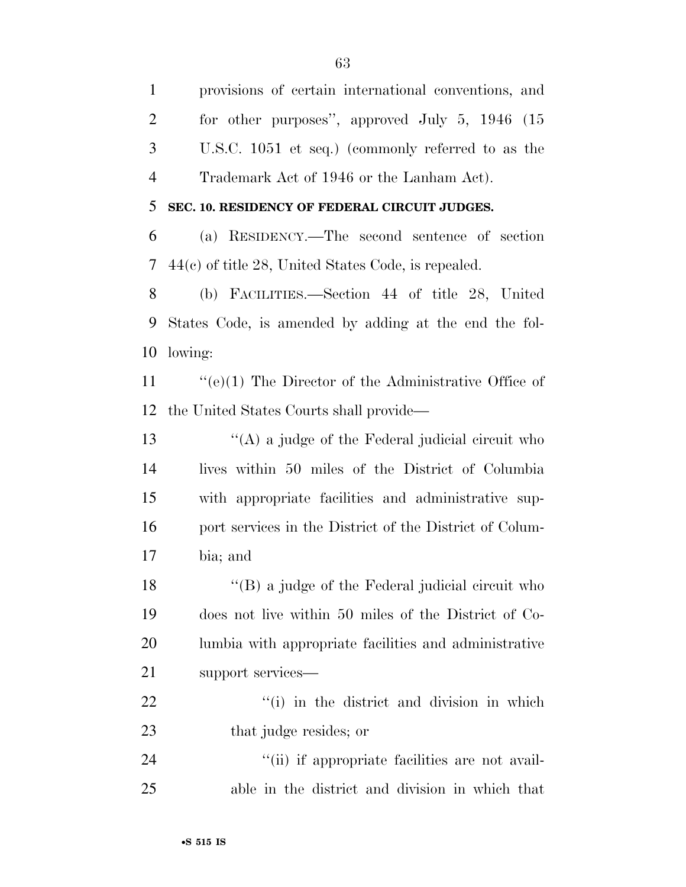provisions of certain international conventions, and for other purposes'', approved July 5, 1946 (15 U.S.C. 1051 et seq.) (commonly referred to as the Trademark Act of 1946 or the Lanham Act).

**SEC. 10. RESIDENCY OF FEDERAL CIRCUIT JUDGES.**

(a) RESIDENCY.—The second sentence of section 44(c) of title 28, United States Code, is repealed.

(b) FACILITIES.—Section 44 of title 28, United States Code, is amended by adding at the end the following:

''(e)(1) The Director of the Administrative Office of the United States Courts shall provide—

''(A) a judge of the Federal judicial circuit who lives within 50 miles of the District of Columbia with appropriate facilities and administrative support services in the District of the District of Columbia; and

''(B) a judge of the Federal judicial circuit who does not live within 50 miles of the District of Columbia with appropriate facilities and administrative support services—

''(i) in the district and division in which that judge resides; or

''(ii) if appropriate facilities are not available in the district and division in which that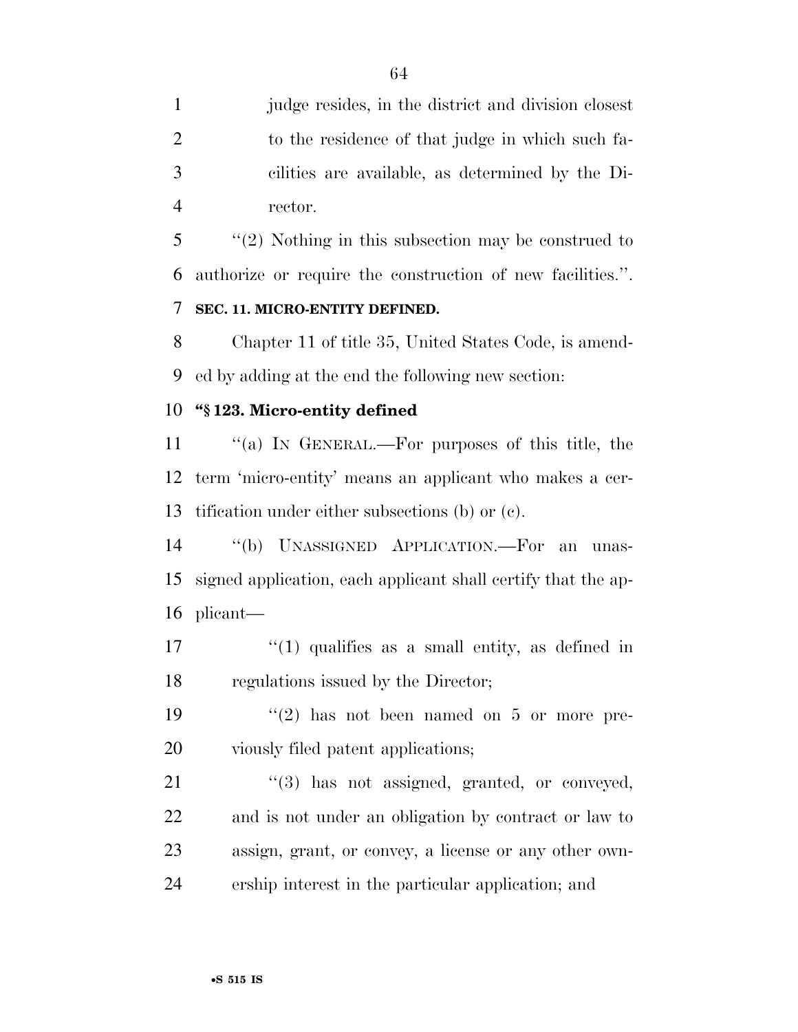judge resides, in the district and division closest to the residence of that judge in which such facilities are available, as determined by the Director.

''(2) Nothing in this subsection may be construed to authorize or require the construction of new facilities.''.

**SEC. 11. MICRO-ENTITY DEFINED.**

Chapter 11 of title 35, United States Code, is amended by adding at the end the following new section:

**''§ 123. Micro-entity defined**

''(a) IN GENERAL.—For purposes of this title, the term 'micro-entity' means an applicant who makes a certification under either subsections (b) or (c).

''(b) UNASSIGNED APPLICATION.—For an unassigned application, each applicant shall certify that the applicant—

''(1) qualifies as a small entity, as defined in regulations issued by the Director;

''(2) has not been named on 5 or more previously filed patent applications;

''(3) has not assigned, granted, or conveyed, and is not under an obligation by contract or law to assign, grant, or convey, a license or any other ownership interest in the particular application; and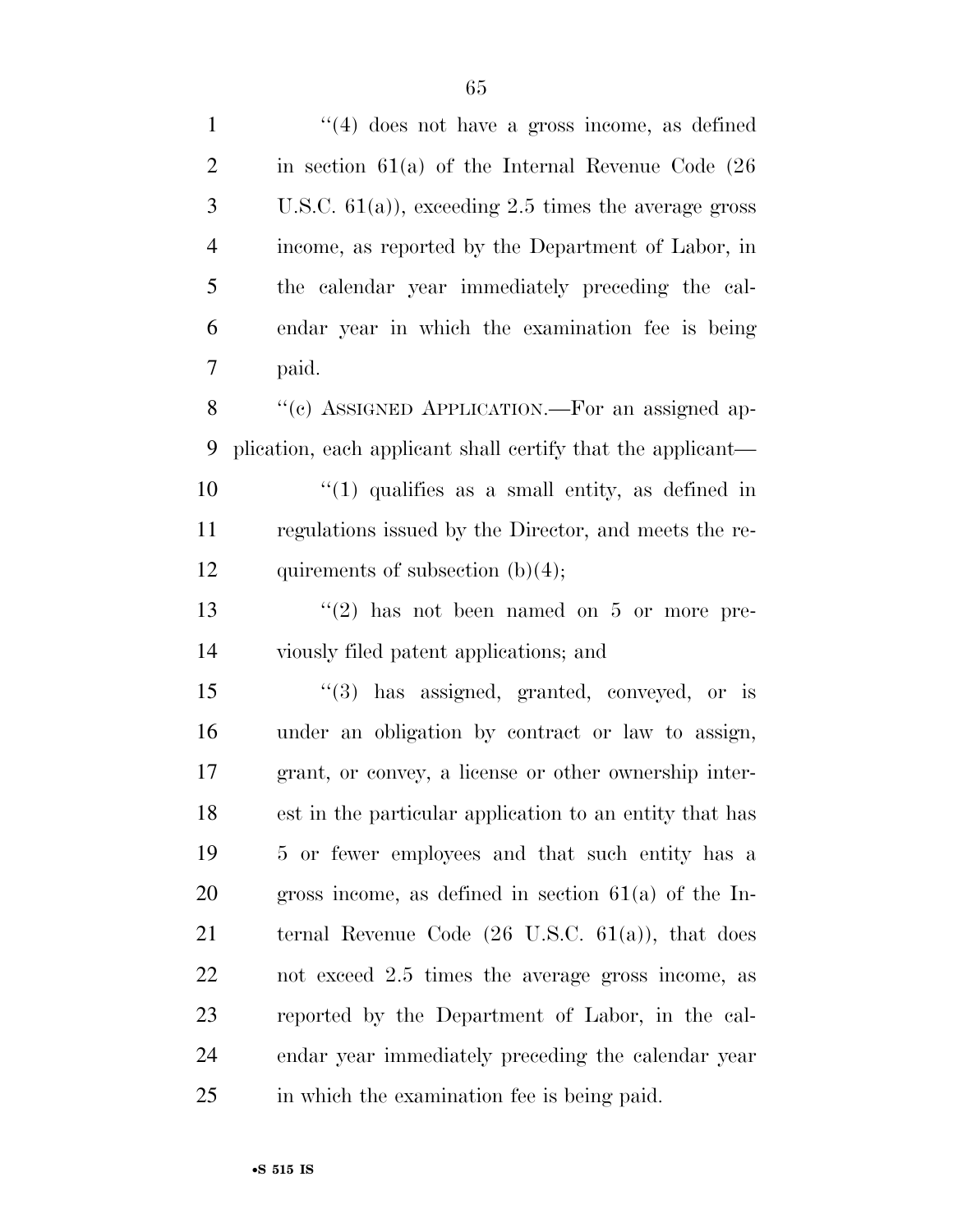"(4) does not have a gross income, as defined in section 61(a) of the Internal Revenue Code (26 U.S.C. 61(a)), exceeding 2.5 times the average gross income, as reported by the Department of Labor, in the calendar year immediately preceding the calendar year in which the examination fee is being paid.

"(c) ASSIGNED APPLICATION.—For an assigned application, each applicant shall certify that the applicant—

"(1) qualifies as a small entity, as defined in regulations issued by the Director, and meets the requirements of subsection (b)(4);

"(2) has not been named on 5 or more previously filed patent applications; and

"(3) has assigned, granted, conveyed, or is under an obligation by contract or law to assign, grant, or convey, a license or other ownership interest in the particular application to an entity that has 5 or fewer employees and that such entity has a gross income, as defined in section 61(a) of the Internal Revenue Code (26 U.S.C. 61(a)), that does not exceed 2.5 times the average gross income, as reported by the Department of Labor, in the calendar year immediately preceding the calendar year in which the examination fee is being paid.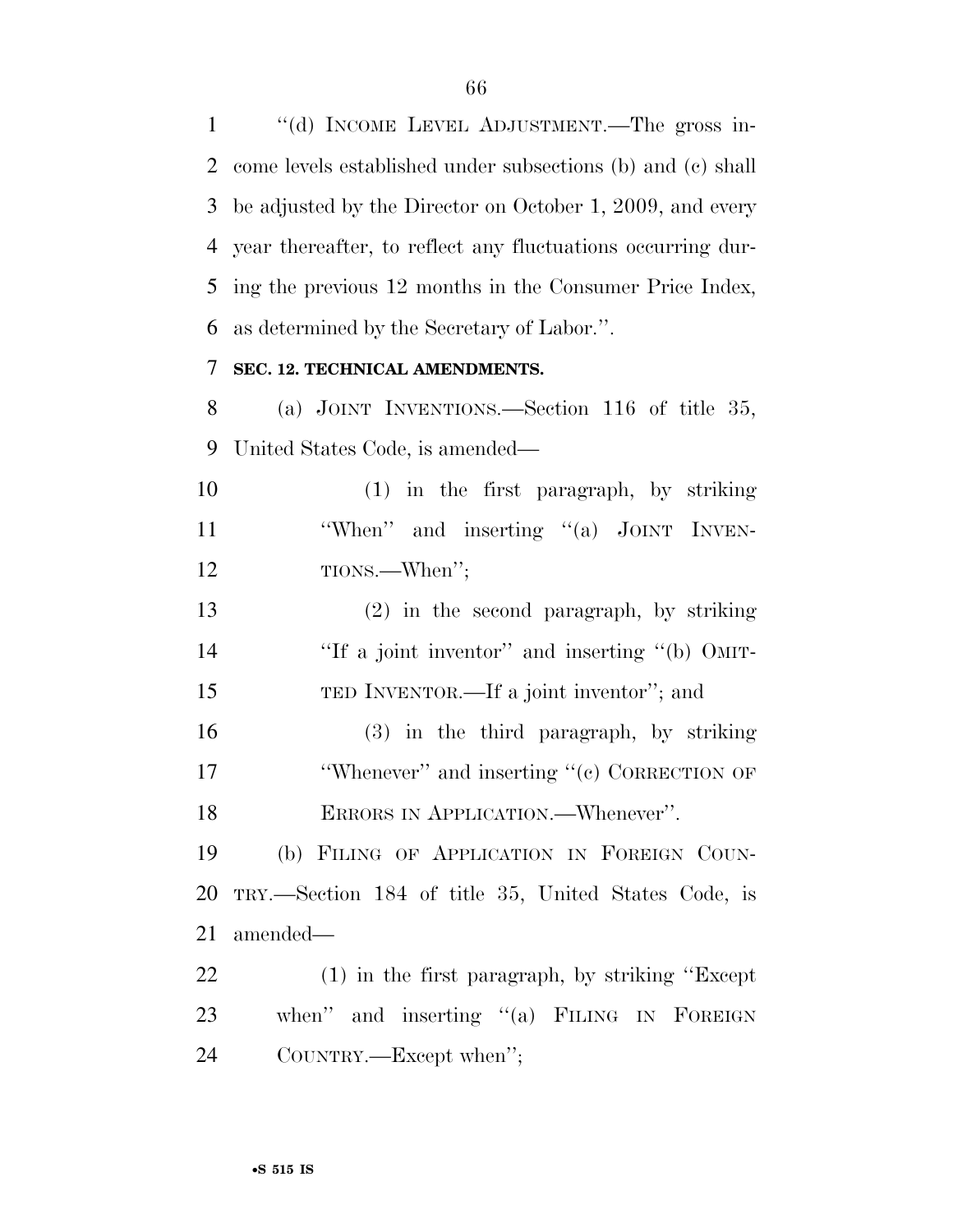''(d) INCOME LEVEL ADJUSTMENT.—The gross income levels established under subsections (b) and (c) shall be adjusted by the Director on October 1, 2009, and every year thereafter, to reflect any fluctuations occurring during the previous 12 months in the Consumer Price Index, as determined by the Secretary of Labor.''.

**SEC. 12. TECHNICAL AMENDMENTS.**

(a) JOINT INVENTIONS.—Section 116 of title 35, United States Code, is amended—

(1) in the first paragraph, by striking ''When'' and inserting ''(a) JOINT INVENTIONS.—When'';

(2) in the second paragraph, by striking ''If a joint inventor'' and inserting ''(b) OMITTED INVENTOR.—If a joint inventor''; and

(3) in the third paragraph, by striking ''Whenever'' and inserting ''(c) CORRECTION OF ERRORS IN APPLICATION.—Whenever''.

(b) FILING OF APPLICATION IN FOREIGN COUNTRY.—Section 184 of title 35, United States Code, is amended—

(1) in the first paragraph, by striking ''Except when'' and inserting ''(a) FILING IN FOREIGN COUNTRY.—Except when'';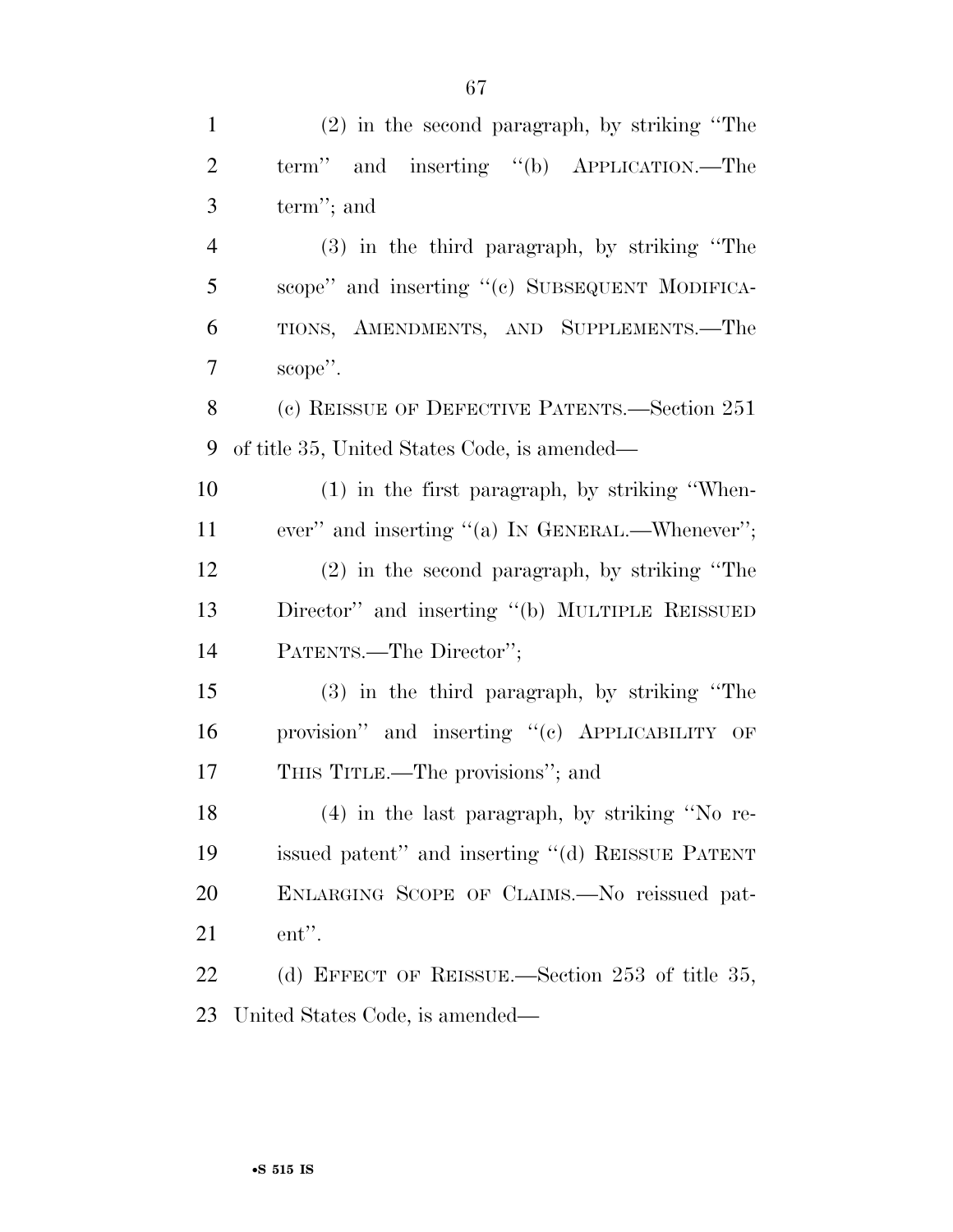(2) in the second paragraph, by striking "The term" and inserting "(b) APPLICATION.—The term"; and

(3) in the third paragraph, by striking "The scope" and inserting "(c) SUBSEQUENT MODIFICATIONS, AMENDMENTS, AND SUPPLEMENTS.—The scope".

(c) REISSUE OF DEFECTIVE PATENTS.—Section 251 of title 35, United States Code, is amended—

(1) in the first paragraph, by striking "Whenever" and inserting "(a) IN GENERAL.—Whenever";

(2) in the second paragraph, by striking "The Director" and inserting "(b) MULTIPLE REISSUED PATENTS.—The Director";

(3) in the third paragraph, by striking "The provision" and inserting "(c) APPLICABILITY OF THIS TITLE.—The provisions"; and

(4) in the last paragraph, by striking "No reissued patent" and inserting "(d) REISSUE PATENT ENLARGING SCOPE OF CLAIMS.—No reissued patent".

(d) EFFECT OF REISSUE.—Section 253 of title 35, United States Code, is amended—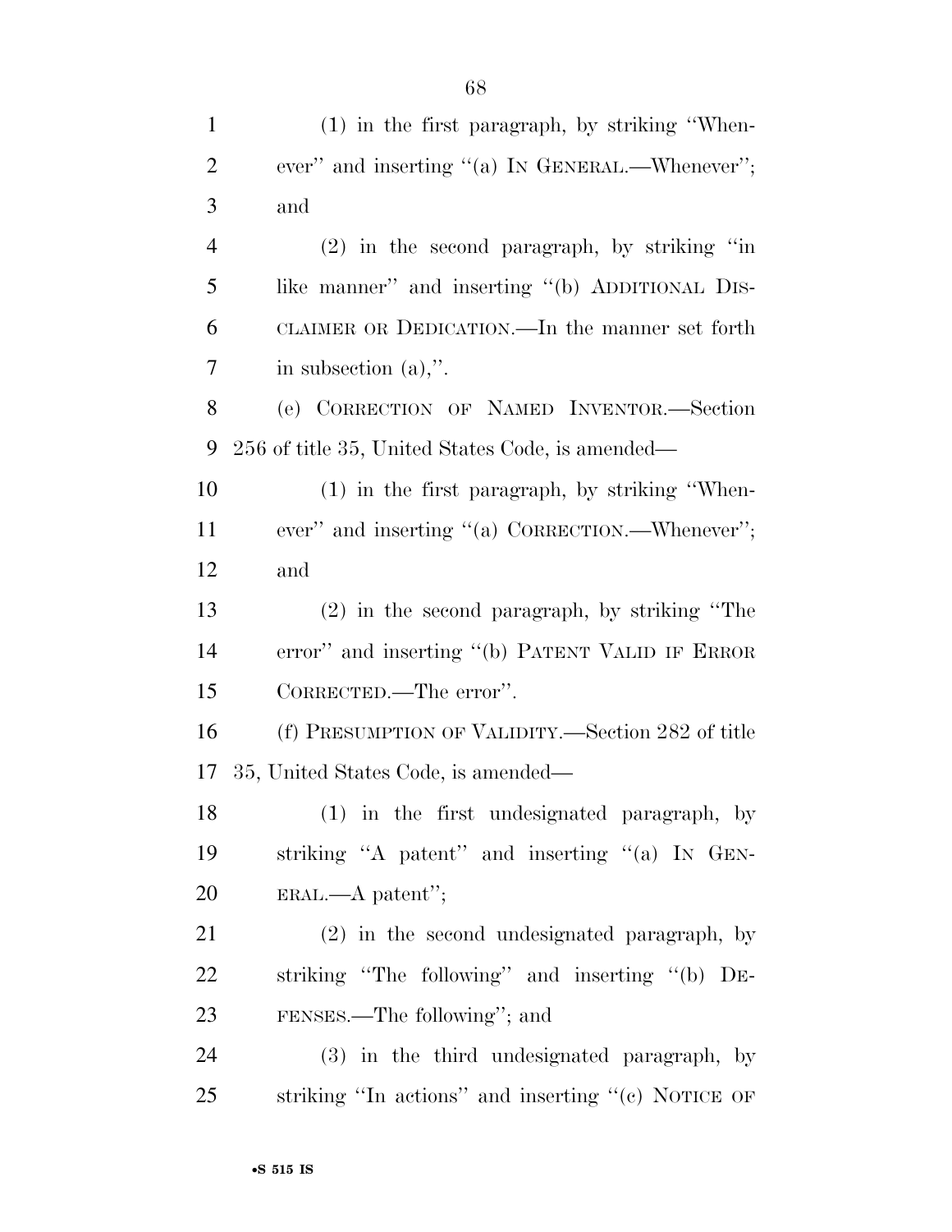(1) in the first paragraph, by striking "Whenever" and inserting "(a) IN GENERAL.—Whenever"; and

(2) in the second paragraph, by striking "in like manner" and inserting "(b) ADDITIONAL DISCLAIMER OR DEDICATION.—In the manner set forth in subsection (a),".

(e) CORRECTION OF NAMED INVENTOR.—Section 256 of title 35, United States Code, is amended—

(1) in the first paragraph, by striking "Whenever" and inserting "(a) CORRECTION.—Whenever"; and

(2) in the second paragraph, by striking "The error" and inserting "(b) PATENT VALID IF ERROR CORRECTED.—The error".

(f) PRESUMPTION OF VALIDITY.—Section 282 of title 35, United States Code, is amended—

(1) in the first undesignated paragraph, by striking "A patent" and inserting "(a) IN GENERAL.—A patent";

(2) in the second undesignated paragraph, by striking "The following" and inserting "(b) DEFENSES.—The following"; and

(3) in the third undesignated paragraph, by striking "In actions" and inserting "(c) NOTICE OF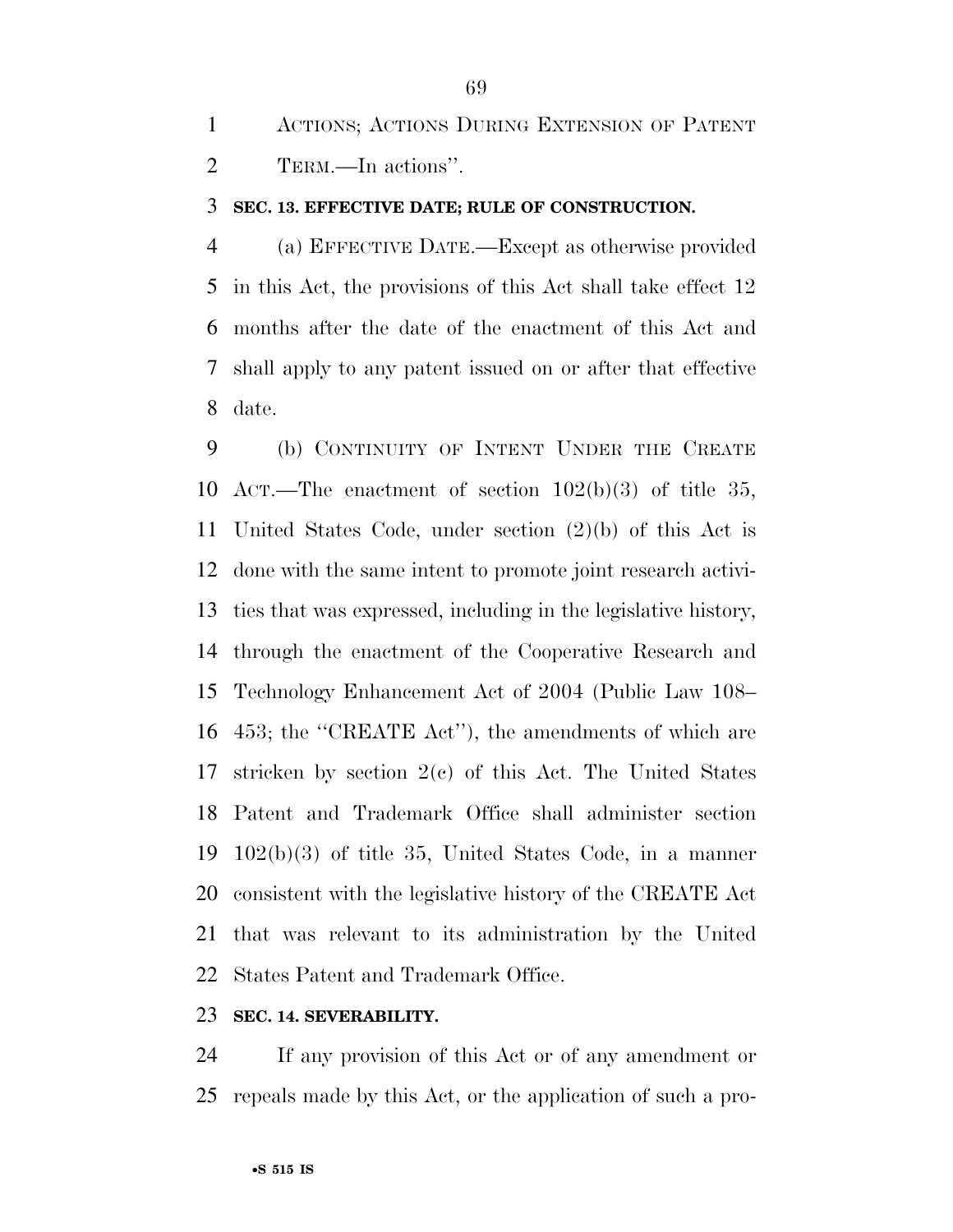ACTIONS; ACTIONS DURING EXTENSION OF PATENT TERM.—In actions''.

**SEC. 13. EFFECTIVE DATE; RULE OF CONSTRUCTION.**

(a) EFFECTIVE DATE.—Except as otherwise provided in this Act, the provisions of this Act shall take effect 12 months after the date of the enactment of this Act and shall apply to any patent issued on or after that effective date.

(b) CONTINUITY OF INTENT UNDER THE CREATE ACT.—The enactment of section 102(b)(3) of title 35, United States Code, under section (2)(b) of this Act is done with the same intent to promote joint research activities that was expressed, including in the legislative history, through the enactment of the Cooperative Research and Technology Enhancement Act of 2004 (Public Law 108–453; the ''CREATE Act''), the amendments of which are stricken by section 2(c) of this Act. The United States Patent and Trademark Office shall administer section 102(b)(3) of title 35, United States Code, in a manner consistent with the legislative history of the CREATE Act that was relevant to its administration by the United States Patent and Trademark Office.

**SEC. 14. SEVERABILITY.**

If any provision of this Act or of any amendment or repeals made by this Act, or the application of such a pro-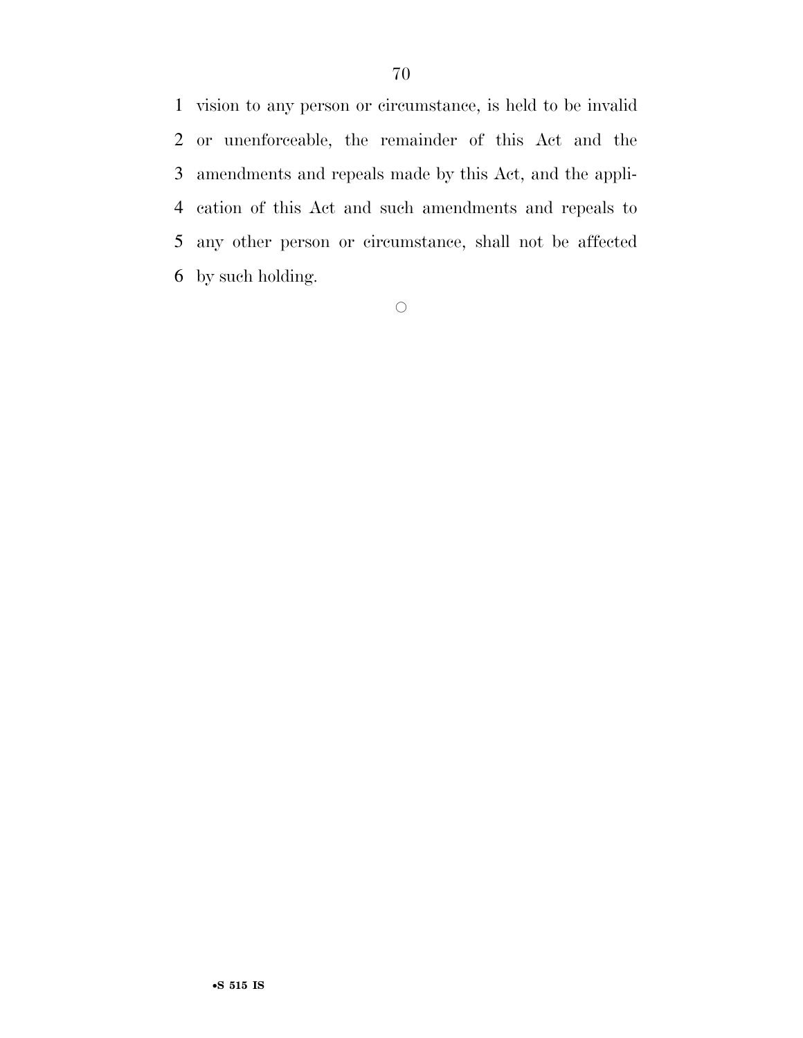vision to any person or circumstance, is held to be invalid or unenforceable, the remainder of this Act and the amendments and repeals made by this Act, and the application of this Act and such amendments and repeals to any other person or circumstance, shall not be affected by such holding.

○